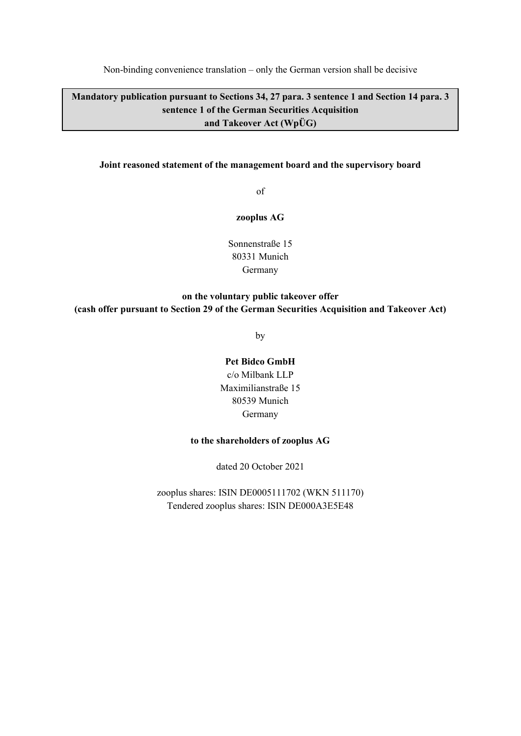Non-binding convenience translation – only the German version shall be decisive

**Mandatory publication pursuant to Sections 34, 27 para. 3 sentence 1 and Section 14 para. 3 sentence 1 of the German Securities Acquisition and Takeover Act (WpÜG)**

**Joint reasoned statement of the management board and the supervisory board**

of

**zooplus AG**

Sonnenstraße 15
80331 Munich
Germany

**on the voluntary public takeover offer**
**(cash offer pursuant to Section 29 of the German Securities Acquisition and Takeover Act)**

by

**Pet Bidco GmbH**
c/o Milbank LLP
Maximilianstraße 15
80539 Munich
Germany

**to the shareholders of zooplus AG**

dated 20 October 2021

zooplus shares: ISIN DE0005111702 (WKN 511170)
Tendered zooplus shares: ISIN DE000A3E5E48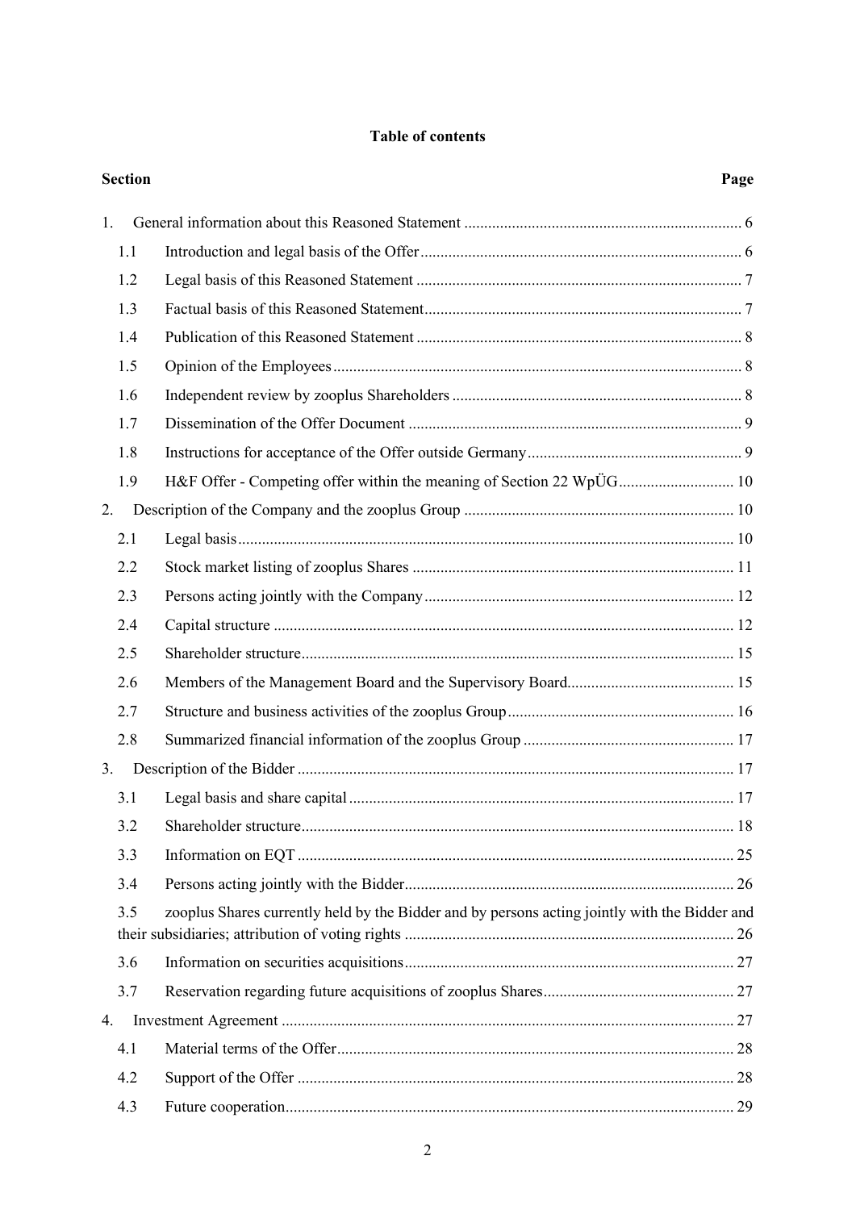**Table of contents**

| Section | | Page |
|---|---|---|
| 1. | General information about this Reasoned Statement | 6 |
| 1.1 | Introduction and legal basis of the Offer | 6 |
| 1.2 | Legal basis of this Reasoned Statement | 7 |
| 1.3 | Factual basis of this Reasoned Statement | 7 |
| 1.4 | Publication of this Reasoned Statement | 8 |
| 1.5 | Opinion of the Employees | 8 |
| 1.6 | Independent review by zooplus Shareholders | 8 |
| 1.7 | Dissemination of the Offer Document | 9 |
| 1.8 | Instructions for acceptance of the Offer outside Germany | 9 |
| 1.9 | H&F Offer - Competing offer within the meaning of Section 22 WpÜG | 10 |
| 2. | Description of the Company and the zooplus Group | 10 |
| 2.1 | Legal basis | 10 |
| 2.2 | Stock market listing of zooplus Shares | 11 |
| 2.3 | Persons acting jointly with the Company | 12 |
| 2.4 | Capital structure | 12 |
| 2.5 | Shareholder structure | 15 |
| 2.6 | Members of the Management Board and the Supervisory Board | 15 |
| 2.7 | Structure and business activities of the zooplus Group | 16 |
| 2.8 | Summarized financial information of the zooplus Group | 17 |
| 3. | Description of the Bidder | 17 |
| 3.1 | Legal basis and share capital | 17 |
| 3.2 | Shareholder structure | 18 |
| 3.3 | Information on EQT | 25 |
| 3.4 | Persons acting jointly with the Bidder | 26 |
| 3.5 | zooplus Shares currently held by the Bidder and by persons acting jointly with the Bidder and their subsidiaries; attribution of voting rights | 26 |
| 3.6 | Information on securities acquisitions | 27 |
| 3.7 | Reservation regarding future acquisitions of zooplus Shares | 27 |
| 4. | Investment Agreement | 27 |
| 4.1 | Material terms of the Offer | 28 |
| 4.2 | Support of the Offer | 28 |
| 4.3 | Future cooperation | 29 |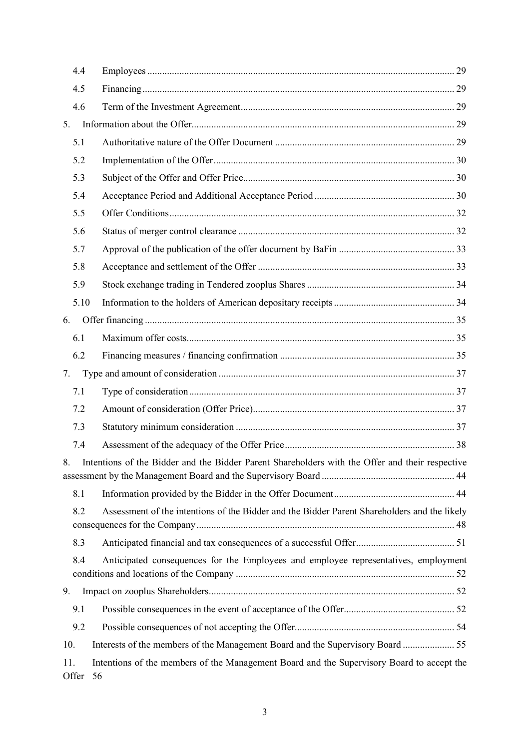4.4 Employees ........................................................................................................................... 29

4.5 Financing ............................................................................................................................. 29

4.6 Term of the Investment Agreement ...................................................................................... 29

5. Information about the Offer ........................................................................................................ 29

5.1 Authoritative nature of the Offer Document ........................................................................ 29

5.2 Implementation of the Offer ................................................................................................ 30

5.3 Subject of the Offer and Offer Price..................................................................................... 30

5.4 Acceptance Period and Additional Acceptance Period ........................................................ 30

5.5 Offer Conditions .................................................................................................................. 32

5.6 Status of merger control clearance ...................................................................................... 32

5.7 Approval of the publication of the offer document by BaFin .............................................. 33

5.8 Acceptance and settlement of the Offer ............................................................................... 33

5.9 Stock exchange trading in Tendered zooplus Shares ........................................................... 34

5.10 Information to the holders of American depositary receipts ................................................ 34

6. Offer financing ............................................................................................................................ 35

6.1 Maximum offer costs............................................................................................................ 35

6.2 Financing measures / financing confirmation ...................................................................... 35

7. Type and amount of consideration ............................................................................................... 37

7.1 Type of consideration ........................................................................................................... 37

7.2 Amount of consideration (Offer Price).................................................................................. 37

7.3 Statutory minimum consideration ........................................................................................ 37

7.4 Assessment of the adequacy of the Offer Price .................................................................... 38

8. Intentions of the Bidder and the Bidder Parent Shareholders with the Offer and their respective assessment by the Management Board and the Supervisory Board ...................................................... 44

8.1 Information provided by the Bidder in the Offer Document ................................................ 44

8.2 Assessment of the intentions of the Bidder and the Bidder Parent Shareholders and the likely consequences for the Company ........................................................................................................ 48

8.3 Anticipated financial and tax consequences of a successful Offer........................................ 51

8.4 Anticipated consequences for the Employees and employee representatives, employment conditions and locations of the Company ........................................................................................ 52

9. Impact on zooplus Shareholders ................................................................................................... 52

9.1 Possible consequences in the event of acceptance of the Offer ............................................ 52

9.2 Possible consequences of not accepting the Offer ................................................................ 54

10. Interests of the members of the Management Board and the Supervisory Board ..................... 55

11. Intentions of the members of the Management Board and the Supervisory Board to accept the Offer 56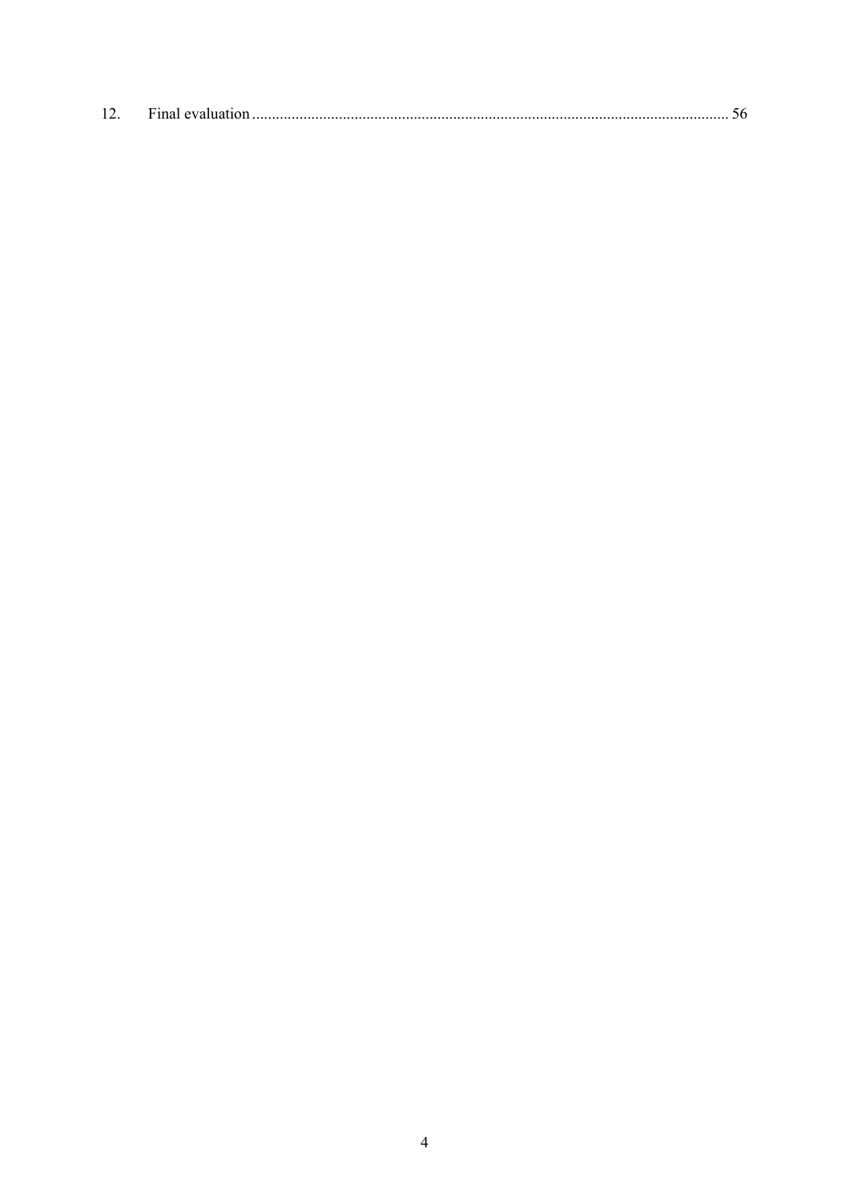12. Final evaluation ........................................................................................................................ 56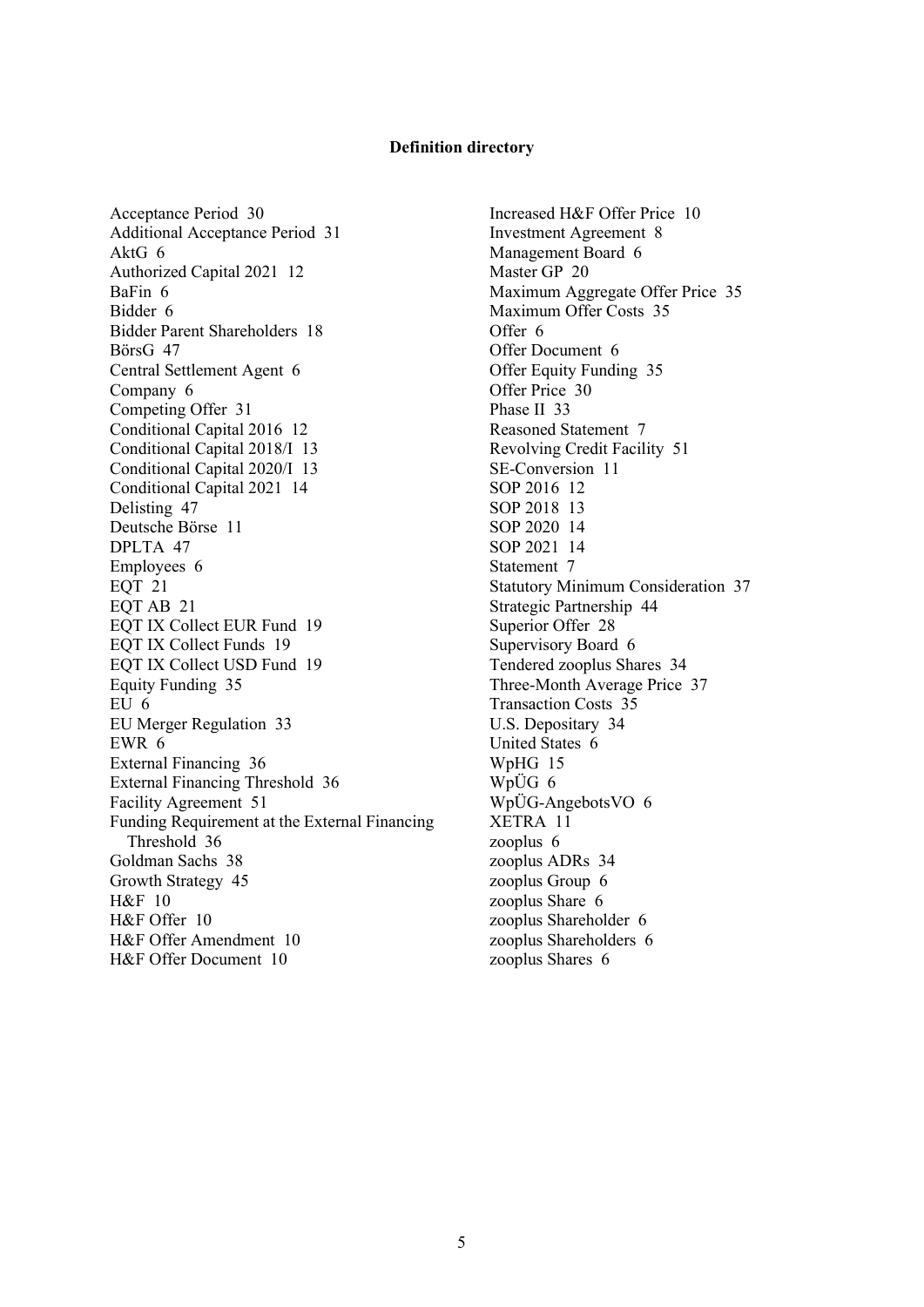**Definition directory**

Acceptance Period 30
Additional Acceptance Period 31
AktG 6
Authorized Capital 2021 12
BaFin 6
Bidder 6
Bidder Parent Shareholders 18
BörsG 47
Central Settlement Agent 6
Company 6
Competing Offer 31
Conditional Capital 2016 12
Conditional Capital 2018/I 13
Conditional Capital 2020/I 13
Conditional Capital 2021 14
Delisting 47
Deutsche Börse 11
DPLTA 47
Employees 6
EQT 21
EQT AB 21
EQT IX Collect EUR Fund 19
EQT IX Collect Funds 19
EQT IX Collect USD Fund 19
Equity Funding 35
EU 6
EU Merger Regulation 33
EWR 6
External Financing 36
External Financing Threshold 36
Facility Agreement 51
Funding Requirement at the External Financing Threshold 36
Goldman Sachs 38
Growth Strategy 45
H&F 10
H&F Offer 10
H&F Offer Amendment 10
H&F Offer Document 10
Increased H&F Offer Price 10
Investment Agreement 8
Management Board 6
Master GP 20
Maximum Aggregate Offer Price 35
Maximum Offer Costs 35
Offer 6
Offer Document 6
Offer Equity Funding 35
Offer Price 30
Phase II 33
Reasoned Statement 7
Revolving Credit Facility 51
SE-Conversion 11
SOP 2016 12
SOP 2018 13
SOP 2020 14
SOP 2021 14
Statement 7
Statutory Minimum Consideration 37
Strategic Partnership 44
Superior Offer 28
Supervisory Board 6
Tendered zooplus Shares 34
Three-Month Average Price 37
Transaction Costs 35
U.S. Depositary 34
United States 6
WpHG 15
WpÜG 6
WpÜG-AngebotsVO 6
XETRA 11
zooplus 6
zooplus ADRs 34
zooplus Group 6
zooplus Share 6
zooplus Shareholder 6
zooplus Shareholders 6
zooplus Shares 6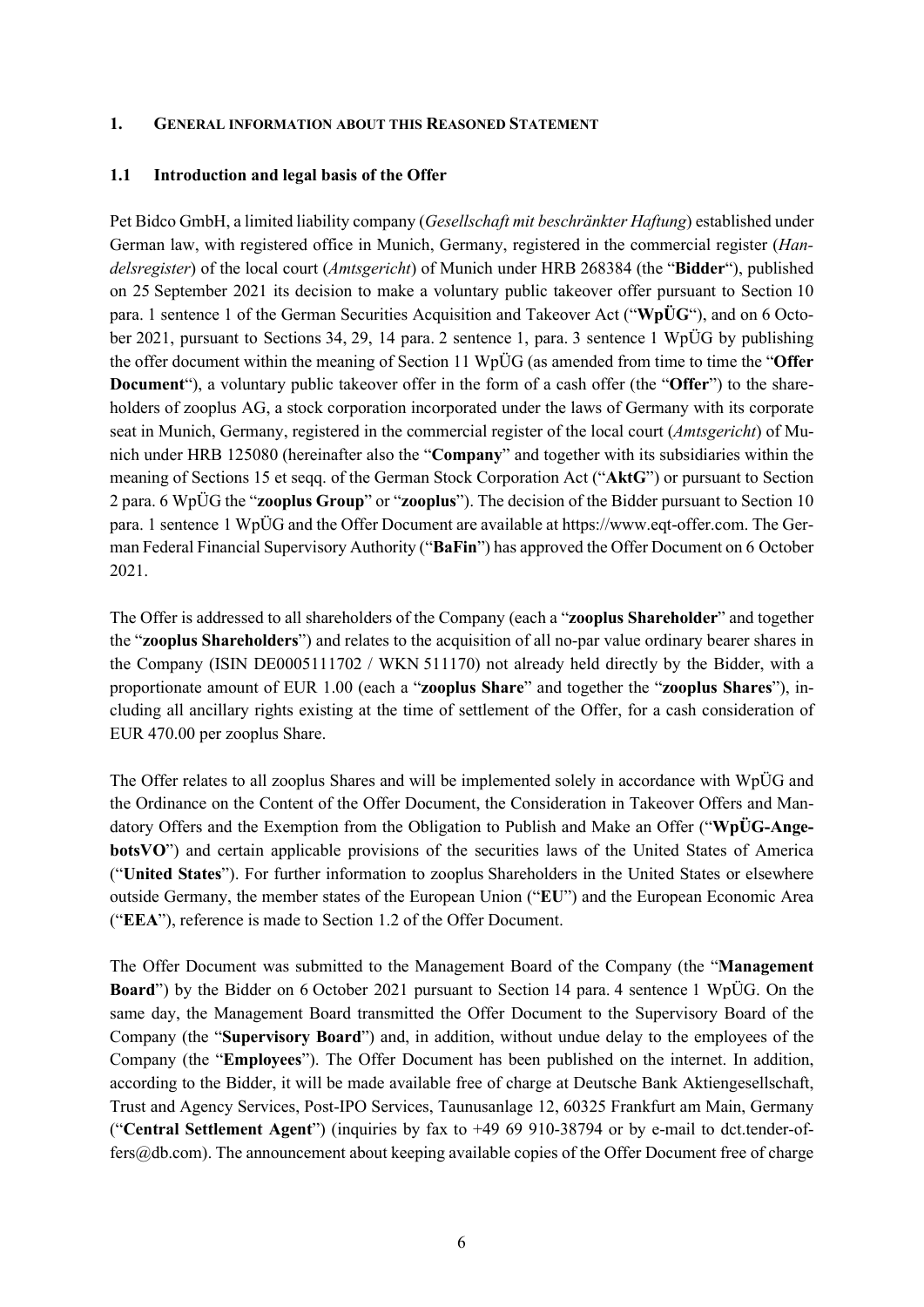## 1. GENERAL INFORMATION ABOUT THIS REASONED STATEMENT

### 1.1 Introduction and legal basis of the Offer

Pet Bidco GmbH, a limited liability company (*Gesellschaft mit beschränkter Haftung*) established under German law, with registered office in Munich, Germany, registered in the commercial register (*Handelsregister*) of the local court (*Amtsgericht*) of Munich under HRB 268384 (the "**Bidder**"), published on 25 September 2021 its decision to make a voluntary public takeover offer pursuant to Section 10 para. 1 sentence 1 of the German Securities Acquisition and Takeover Act ("**WpÜG**"), and on 6 October 2021, pursuant to Sections 34, 29, 14 para. 2 sentence 1, para. 3 sentence 1 WpÜG by publishing the offer document within the meaning of Section 11 WpÜG (as amended from time to time the "**Offer Document**"), a voluntary public takeover offer in the form of a cash offer (the "**Offer**") to the shareholders of zooplus AG, a stock corporation incorporated under the laws of Germany with its corporate seat in Munich, Germany, registered in the commercial register of the local court (*Amtsgericht*) of Munich under HRB 125080 (hereinafter also the "**Company**" and together with its subsidiaries within the meaning of Sections 15 et seqq. of the German Stock Corporation Act ("**AktG**") or pursuant to Section 2 para. 6 WpÜG the "**zooplus Group**" or "**zooplus**"). The decision of the Bidder pursuant to Section 10 para. 1 sentence 1 WpÜG and the Offer Document are available at https://www.eqt-offer.com. The German Federal Financial Supervisory Authority ("**BaFin**") has approved the Offer Document on 6 October 2021.

The Offer is addressed to all shareholders of the Company (each a "**zooplus Shareholder**" and together the "**zooplus Shareholders**") and relates to the acquisition of all no-par value ordinary bearer shares in the Company (ISIN DE0005111702 / WKN 511170) not already held directly by the Bidder, with a proportionate amount of EUR 1.00 (each a "**zooplus Share**" and together the "**zooplus Shares**"), including all ancillary rights existing at the time of settlement of the Offer, for a cash consideration of EUR 470.00 per zooplus Share.

The Offer relates to all zooplus Shares and will be implemented solely in accordance with WpÜG and the Ordinance on the Content of the Offer Document, the Consideration in Takeover Offers and Mandatory Offers and the Exemption from the Obligation to Publish and Make an Offer ("**WpÜG-AngebotsVO**") and certain applicable provisions of the securities laws of the United States of America ("**United States**"). For further information to zooplus Shareholders in the United States or elsewhere outside Germany, the member states of the European Union ("**EU**") and the European Economic Area ("**EEA**"), reference is made to Section 1.2 of the Offer Document.

The Offer Document was submitted to the Management Board of the Company (the "**Management Board**") by the Bidder on 6 October 2021 pursuant to Section 14 para. 4 sentence 1 WpÜG. On the same day, the Management Board transmitted the Offer Document to the Supervisory Board of the Company (the "**Supervisory Board**") and, in addition, without undue delay to the employees of the Company (the "**Employees**"). The Offer Document has been published on the internet. In addition, according to the Bidder, it will be made available free of charge at Deutsche Bank Aktiengesellschaft, Trust and Agency Services, Post-IPO Services, Taunusanlage 12, 60325 Frankfurt am Main, Germany ("**Central Settlement Agent**") (inquiries by fax to +49 69 910-38794 or by e-mail to dct.tender-offers@db.com). The announcement about keeping available copies of the Offer Document free of charge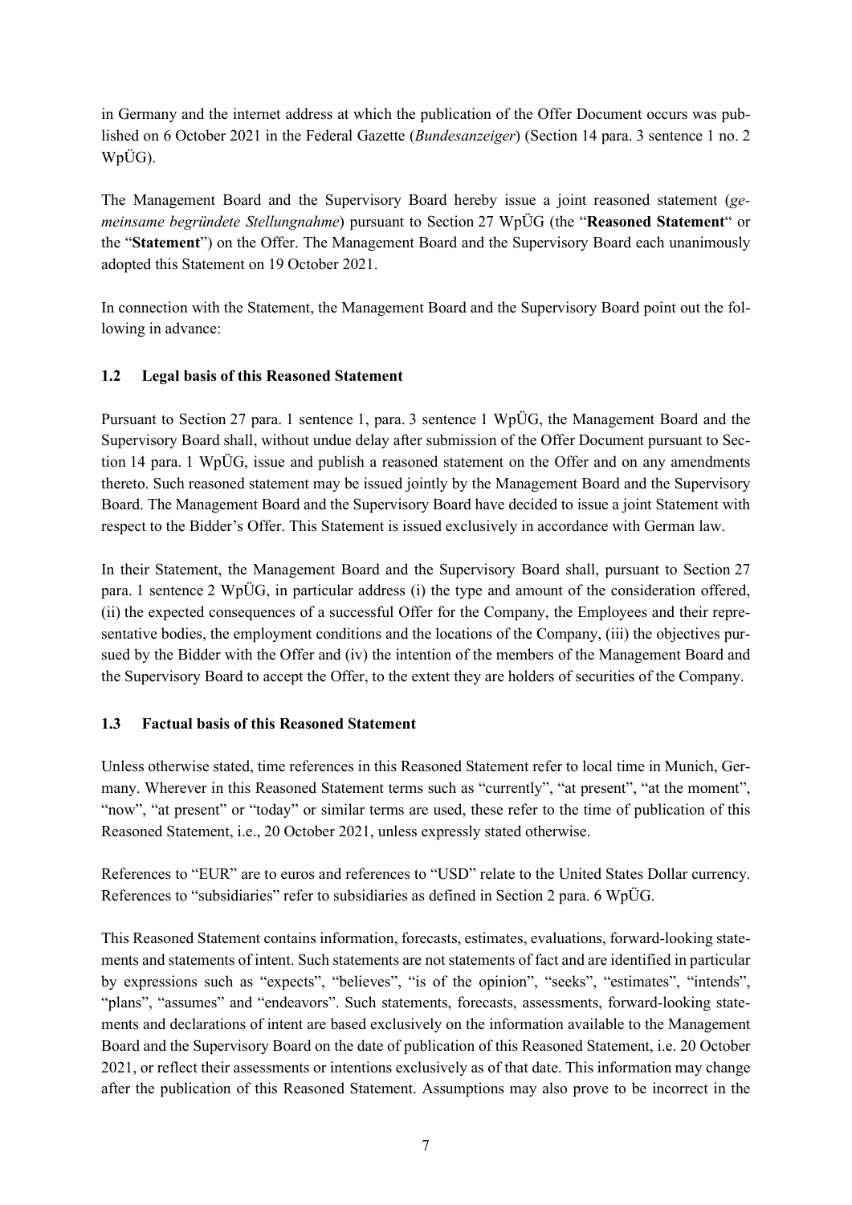in Germany and the internet address at which the publication of the Offer Document occurs was published on 6 October 2021 in the Federal Gazette (*Bundesanzeiger*) (Section 14 para. 3 sentence 1 no. 2 WpÜG).

The Management Board and the Supervisory Board hereby issue a joint reasoned statement (*gemeinsame begründete Stellungnahme*) pursuant to Section 27 WpÜG (the "**Reasoned Statement**" or the "**Statement**") on the Offer. The Management Board and the Supervisory Board each unanimously adopted this Statement on 19 October 2021.

In connection with the Statement, the Management Board and the Supervisory Board point out the following in advance:

### 1.2 Legal basis of this Reasoned Statement

Pursuant to Section 27 para. 1 sentence 1, para. 3 sentence 1 WpÜG, the Management Board and the Supervisory Board shall, without undue delay after submission of the Offer Document pursuant to Section 14 para. 1 WpÜG, issue and publish a reasoned statement on the Offer and on any amendments thereto. Such reasoned statement may be issued jointly by the Management Board and the Supervisory Board. The Management Board and the Supervisory Board have decided to issue a joint Statement with respect to the Bidder's Offer. This Statement is issued exclusively in accordance with German law.

In their Statement, the Management Board and the Supervisory Board shall, pursuant to Section 27 para. 1 sentence 2 WpÜG, in particular address (i) the type and amount of the consideration offered, (ii) the expected consequences of a successful Offer for the Company, the Employees and their representative bodies, the employment conditions and the locations of the Company, (iii) the objectives pursued by the Bidder with the Offer and (iv) the intention of the members of the Management Board and the Supervisory Board to accept the Offer, to the extent they are holders of securities of the Company.

### 1.3 Factual basis of this Reasoned Statement

Unless otherwise stated, time references in this Reasoned Statement refer to local time in Munich, Germany. Wherever in this Reasoned Statement terms such as "currently", "at present", "at the moment", "now", "at present" or "today" or similar terms are used, these refer to the time of publication of this Reasoned Statement, i.e., 20 October 2021, unless expressly stated otherwise.

References to "EUR" are to euros and references to "USD" relate to the United States Dollar currency. References to "subsidiaries" refer to subsidiaries as defined in Section 2 para. 6 WpÜG.

This Reasoned Statement contains information, forecasts, estimates, evaluations, forward-looking statements and statements of intent. Such statements are not statements of fact and are identified in particular by expressions such as "expects", "believes", "is of the opinion", "seeks", "estimates", "intends", "plans", "assumes" and "endeavors". Such statements, forecasts, assessments, forward-looking statements and declarations of intent are based exclusively on the information available to the Management Board and the Supervisory Board on the date of publication of this Reasoned Statement, i.e. 20 October 2021, or reflect their assessments or intentions exclusively as of that date. This information may change after the publication of this Reasoned Statement. Assumptions may also prove to be incorrect in the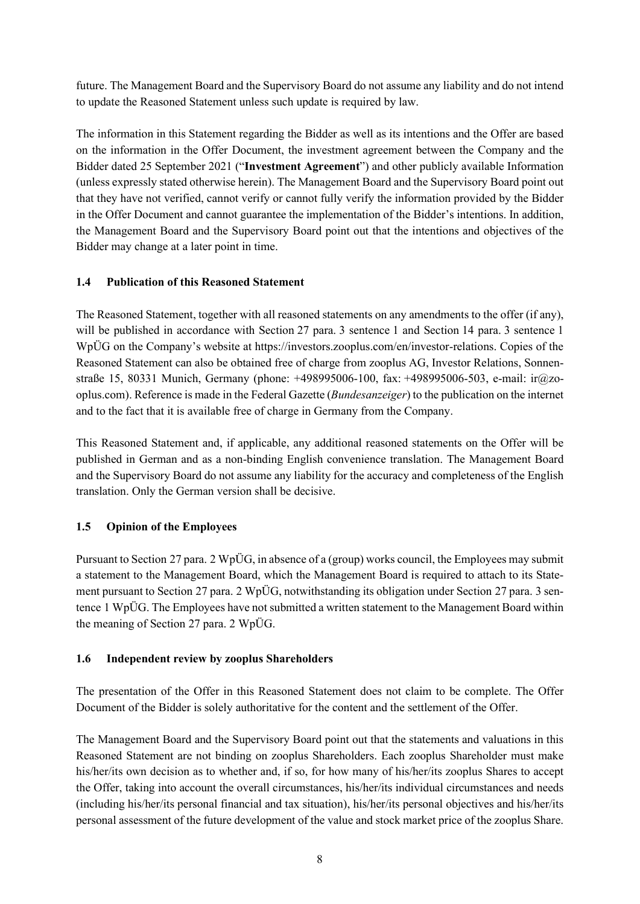future. The Management Board and the Supervisory Board do not assume any liability and do not intend to update the Reasoned Statement unless such update is required by law.

The information in this Statement regarding the Bidder as well as its intentions and the Offer are based on the information in the Offer Document, the investment agreement between the Company and the Bidder dated 25 September 2021 ("**Investment Agreement**") and other publicly available Information (unless expressly stated otherwise herein). The Management Board and the Supervisory Board point out that they have not verified, cannot verify or cannot fully verify the information provided by the Bidder in the Offer Document and cannot guarantee the implementation of the Bidder's intentions. In addition, the Management Board and the Supervisory Board point out that the intentions and objectives of the Bidder may change at a later point in time.

### 1.4 Publication of this Reasoned Statement

The Reasoned Statement, together with all reasoned statements on any amendments to the offer (if any), will be published in accordance with Section 27 para. 3 sentence 1 and Section 14 para. 3 sentence 1 WpÜG on the Company's website at https://investors.zooplus.com/en/investor-relations. Copies of the Reasoned Statement can also be obtained free of charge from zooplus AG, Investor Relations, Sonnenstraße 15, 80331 Munich, Germany (phone: +498995006-100, fax: +498995006-503, e-mail: ir@zooplus.com). Reference is made in the Federal Gazette (*Bundesanzeiger*) to the publication on the internet and to the fact that it is available free of charge in Germany from the Company.

This Reasoned Statement and, if applicable, any additional reasoned statements on the Offer will be published in German and as a non-binding English convenience translation. The Management Board and the Supervisory Board do not assume any liability for the accuracy and completeness of the English translation. Only the German version shall be decisive.

### 1.5 Opinion of the Employees

Pursuant to Section 27 para. 2 WpÜG, in absence of a (group) works council, the Employees may submit a statement to the Management Board, which the Management Board is required to attach to its Statement pursuant to Section 27 para. 2 WpÜG, notwithstanding its obligation under Section 27 para. 3 sentence 1 WpÜG. The Employees have not submitted a written statement to the Management Board within the meaning of Section 27 para. 2 WpÜG.

### 1.6 Independent review by zooplus Shareholders

The presentation of the Offer in this Reasoned Statement does not claim to be complete. The Offer Document of the Bidder is solely authoritative for the content and the settlement of the Offer.

The Management Board and the Supervisory Board point out that the statements and valuations in this Reasoned Statement are not binding on zooplus Shareholders. Each zooplus Shareholder must make his/her/its own decision as to whether and, if so, for how many of his/her/its zooplus Shares to accept the Offer, taking into account the overall circumstances, his/her/its individual circumstances and needs (including his/her/its personal financial and tax situation), his/her/its personal objectives and his/her/its personal assessment of the future development of the value and stock market price of the zooplus Share.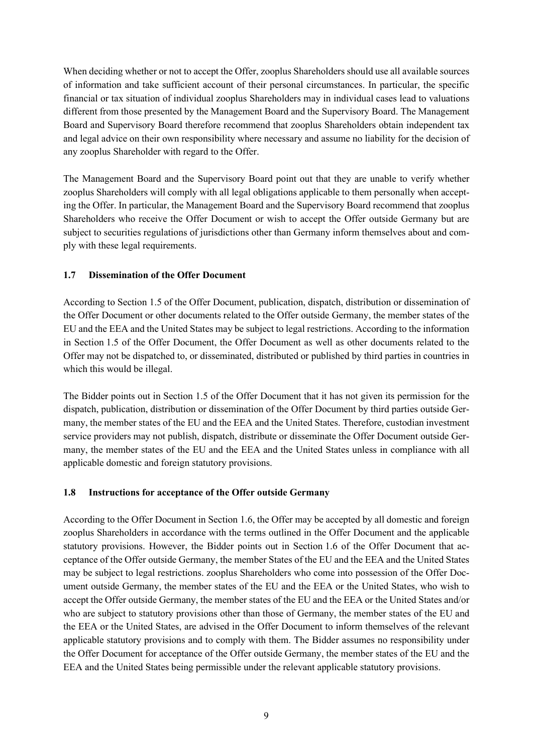When deciding whether or not to accept the Offer, zooplus Shareholders should use all available sources of information and take sufficient account of their personal circumstances. In particular, the specific financial or tax situation of individual zooplus Shareholders may in individual cases lead to valuations different from those presented by the Management Board and the Supervisory Board. The Management Board and Supervisory Board therefore recommend that zooplus Shareholders obtain independent tax and legal advice on their own responsibility where necessary and assume no liability for the decision of any zooplus Shareholder with regard to the Offer.

The Management Board and the Supervisory Board point out that they are unable to verify whether zooplus Shareholders will comply with all legal obligations applicable to them personally when accepting the Offer. In particular, the Management Board and the Supervisory Board recommend that zooplus Shareholders who receive the Offer Document or wish to accept the Offer outside Germany but are subject to securities regulations of jurisdictions other than Germany inform themselves about and comply with these legal requirements.

### 1.7 Dissemination of the Offer Document

According to Section 1.5 of the Offer Document, publication, dispatch, distribution or dissemination of the Offer Document or other documents related to the Offer outside Germany, the member states of the EU and the EEA and the United States may be subject to legal restrictions. According to the information in Section 1.5 of the Offer Document, the Offer Document as well as other documents related to the Offer may not be dispatched to, or disseminated, distributed or published by third parties in countries in which this would be illegal.

The Bidder points out in Section 1.5 of the Offer Document that it has not given its permission for the dispatch, publication, distribution or dissemination of the Offer Document by third parties outside Germany, the member states of the EU and the EEA and the United States. Therefore, custodian investment service providers may not publish, dispatch, distribute or disseminate the Offer Document outside Germany, the member states of the EU and the EEA and the United States unless in compliance with all applicable domestic and foreign statutory provisions.

### 1.8 Instructions for acceptance of the Offer outside Germany

According to the Offer Document in Section 1.6, the Offer may be accepted by all domestic and foreign zooplus Shareholders in accordance with the terms outlined in the Offer Document and the applicable statutory provisions. However, the Bidder points out in Section 1.6 of the Offer Document that acceptance of the Offer outside Germany, the member States of the EU and the EEA and the United States may be subject to legal restrictions. zooplus Shareholders who come into possession of the Offer Document outside Germany, the member states of the EU and the EEA or the United States, who wish to accept the Offer outside Germany, the member states of the EU and the EEA or the United States and/or who are subject to statutory provisions other than those of Germany, the member states of the EU and the EEA or the United States, are advised in the Offer Document to inform themselves of the relevant applicable statutory provisions and to comply with them. The Bidder assumes no responsibility under the Offer Document for acceptance of the Offer outside Germany, the member states of the EU and the EEA and the United States being permissible under the relevant applicable statutory provisions.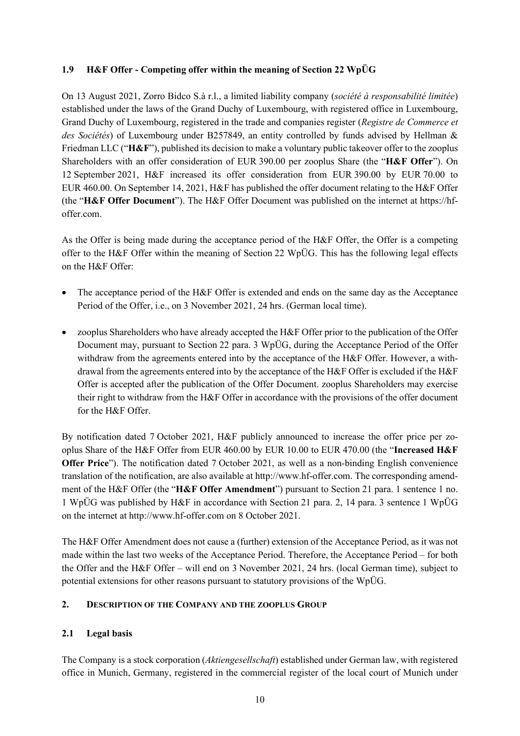### 1.9 H&F Offer - Competing offer within the meaning of Section 22 WpÜG

On 13 August 2021, Zorro Bidco S.à r.l., a limited liability company (*société à responsabilité limitée*) established under the laws of the Grand Duchy of Luxembourg, with registered office in Luxembourg, Grand Duchy of Luxembourg, registered in the trade and companies register (*Registre de Commerce et des Sociétés*) of Luxembourg under B257849, an entity controlled by funds advised by Hellman & Friedman LLC ("**H&F**"), published its decision to make a voluntary public takeover offer to the zooplus Shareholders with an offer consideration of EUR 390.00 per zooplus Share (the "**H&F Offer**"). On 12 September 2021, H&F increased its offer consideration from EUR 390.00 by EUR 70.00 to EUR 460.00. On September 14, 2021, H&F has published the offer document relating to the H&F Offer (the "**H&F Offer Document**"). The H&F Offer Document was published on the internet at https://hf-offer.com.

As the Offer is being made during the acceptance period of the H&F Offer, the Offer is a competing offer to the H&F Offer within the meaning of Section 22 WpÜG. This has the following legal effects on the H&F Offer:

- The acceptance period of the H&F Offer is extended and ends on the same day as the Acceptance Period of the Offer, i.e., on 3 November 2021, 24 hrs. (German local time).
- zooplus Shareholders who have already accepted the H&F Offer prior to the publication of the Offer Document may, pursuant to Section 22 para. 3 WpÜG, during the Acceptance Period of the Offer withdraw from the agreements entered into by the acceptance of the H&F Offer. However, a withdrawal from the agreements entered into by the acceptance of the H&F Offer is excluded if the H&F Offer is accepted after the publication of the Offer Document. zooplus Shareholders may exercise their right to withdraw from the H&F Offer in accordance with the provisions of the offer document for the H&F Offer.

By notification dated 7 October 2021, H&F publicly announced to increase the offer price per zooplus Share of the H&F Offer from EUR 460.00 by EUR 10.00 to EUR 470.00 (the "**Increased H&F Offer Price**"). The notification dated 7 October 2021, as well as a non-binding English convenience translation of the notification, are also available at http://www.hf-offer.com. The corresponding amendment of the H&F Offer (the "**H&F Offer Amendment**") pursuant to Section 21 para. 1 sentence 1 no. 1 WpÜG was published by H&F in accordance with Section 21 para. 2, 14 para. 3 sentence 1 WpÜG on the internet at http://www.hf-offer.com on 8 October 2021.

The H&F Offer Amendment does not cause a (further) extension of the Acceptance Period, as it was not made within the last two weeks of the Acceptance Period. Therefore, the Acceptance Period – for both the Offer and the H&F Offer – will end on 3 November 2021, 24 hrs. (local German time), subject to potential extensions for other reasons pursuant to statutory provisions of the WpÜG.

## 2. DESCRIPTION OF THE COMPANY AND THE ZOOPLUS GROUP

### 2.1 Legal basis

The Company is a stock corporation (*Aktiengesellschaft*) established under German law, with registered office in Munich, Germany, registered in the commercial register of the local court of Munich under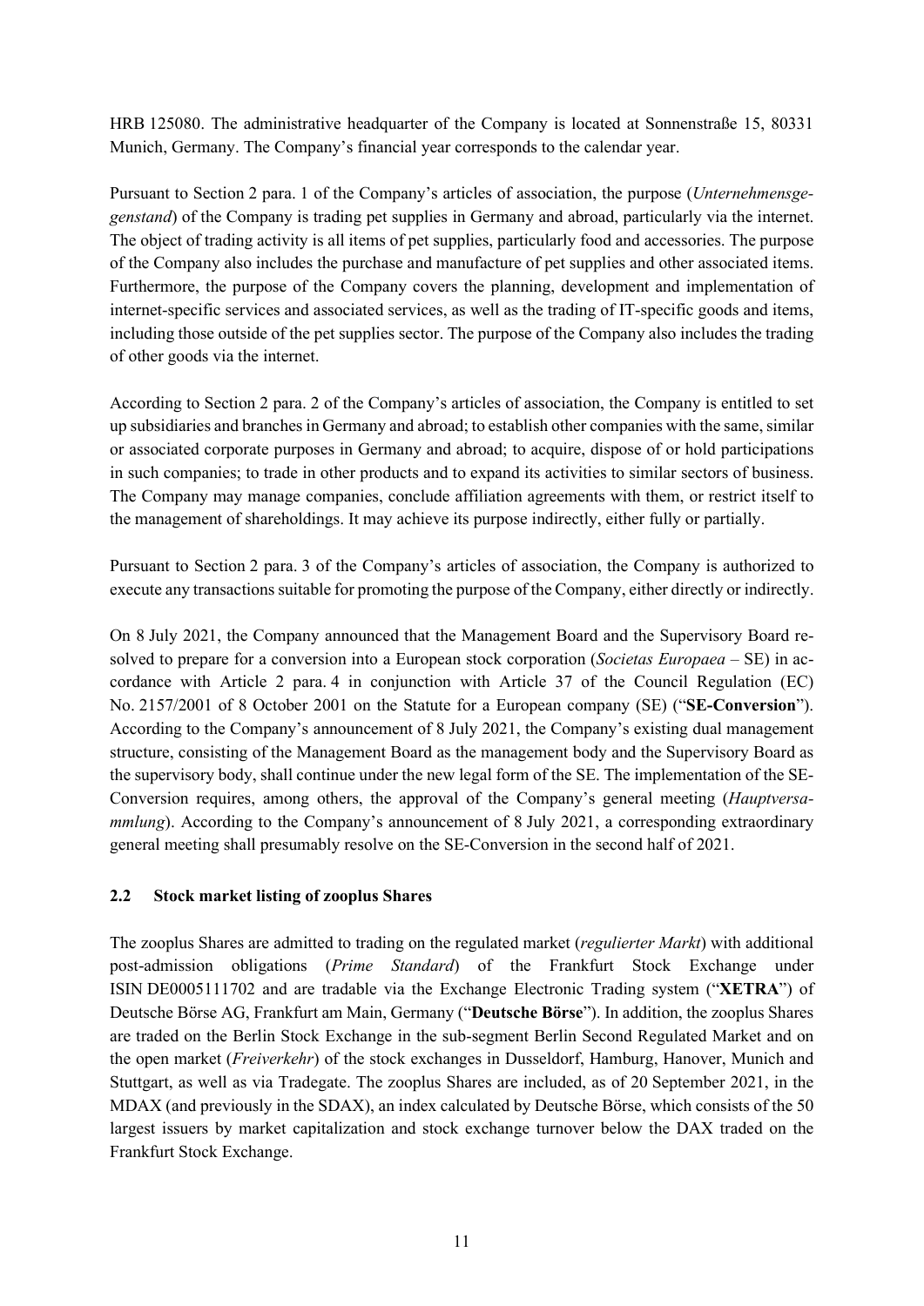HRB 125080. The administrative headquarter of the Company is located at Sonnenstraße 15, 80331 Munich, Germany. The Company's financial year corresponds to the calendar year.

Pursuant to Section 2 para. 1 of the Company's articles of association, the purpose (*Unternehmensgegenstand*) of the Company is trading pet supplies in Germany and abroad, particularly via the internet. The object of trading activity is all items of pet supplies, particularly food and accessories. The purpose of the Company also includes the purchase and manufacture of pet supplies and other associated items. Furthermore, the purpose of the Company covers the planning, development and implementation of internet-specific services and associated services, as well as the trading of IT-specific goods and items, including those outside of the pet supplies sector. The purpose of the Company also includes the trading of other goods via the internet.

According to Section 2 para. 2 of the Company's articles of association, the Company is entitled to set up subsidiaries and branches in Germany and abroad; to establish other companies with the same, similar or associated corporate purposes in Germany and abroad; to acquire, dispose of or hold participations in such companies; to trade in other products and to expand its activities to similar sectors of business. The Company may manage companies, conclude affiliation agreements with them, or restrict itself to the management of shareholdings. It may achieve its purpose indirectly, either fully or partially.

Pursuant to Section 2 para. 3 of the Company's articles of association, the Company is authorized to execute any transactions suitable for promoting the purpose of the Company, either directly or indirectly.

On 8 July 2021, the Company announced that the Management Board and the Supervisory Board resolved to prepare for a conversion into a European stock corporation (*Societas Europaea* – SE) in accordance with Article 2 para. 4 in conjunction with Article 37 of the Council Regulation (EC) No. 2157/2001 of 8 October 2001 on the Statute for a European company (SE) ("**SE-Conversion**"). According to the Company's announcement of 8 July 2021, the Company's existing dual management structure, consisting of the Management Board as the management body and the Supervisory Board as the supervisory body, shall continue under the new legal form of the SE. The implementation of the SE-Conversion requires, among others, the approval of the Company's general meeting (*Hauptversammlung*). According to the Company's announcement of 8 July 2021, a corresponding extraordinary general meeting shall presumably resolve on the SE-Conversion in the second half of 2021.

### 2.2 Stock market listing of zooplus Shares

The zooplus Shares are admitted to trading on the regulated market (*regulierter Markt*) with additional post-admission obligations (*Prime Standard*) of the Frankfurt Stock Exchange under ISIN DE0005111702 and are tradable via the Exchange Electronic Trading system ("**XETRA**") of Deutsche Börse AG, Frankfurt am Main, Germany ("**Deutsche Börse**"). In addition, the zooplus Shares are traded on the Berlin Stock Exchange in the sub-segment Berlin Second Regulated Market and on the open market (*Freiverkehr*) of the stock exchanges in Dusseldorf, Hamburg, Hanover, Munich and Stuttgart, as well as via Tradegate. The zooplus Shares are included, as of 20 September 2021, in the MDAX (and previously in the SDAX), an index calculated by Deutsche Börse, which consists of the 50 largest issuers by market capitalization and stock exchange turnover below the DAX traded on the Frankfurt Stock Exchange.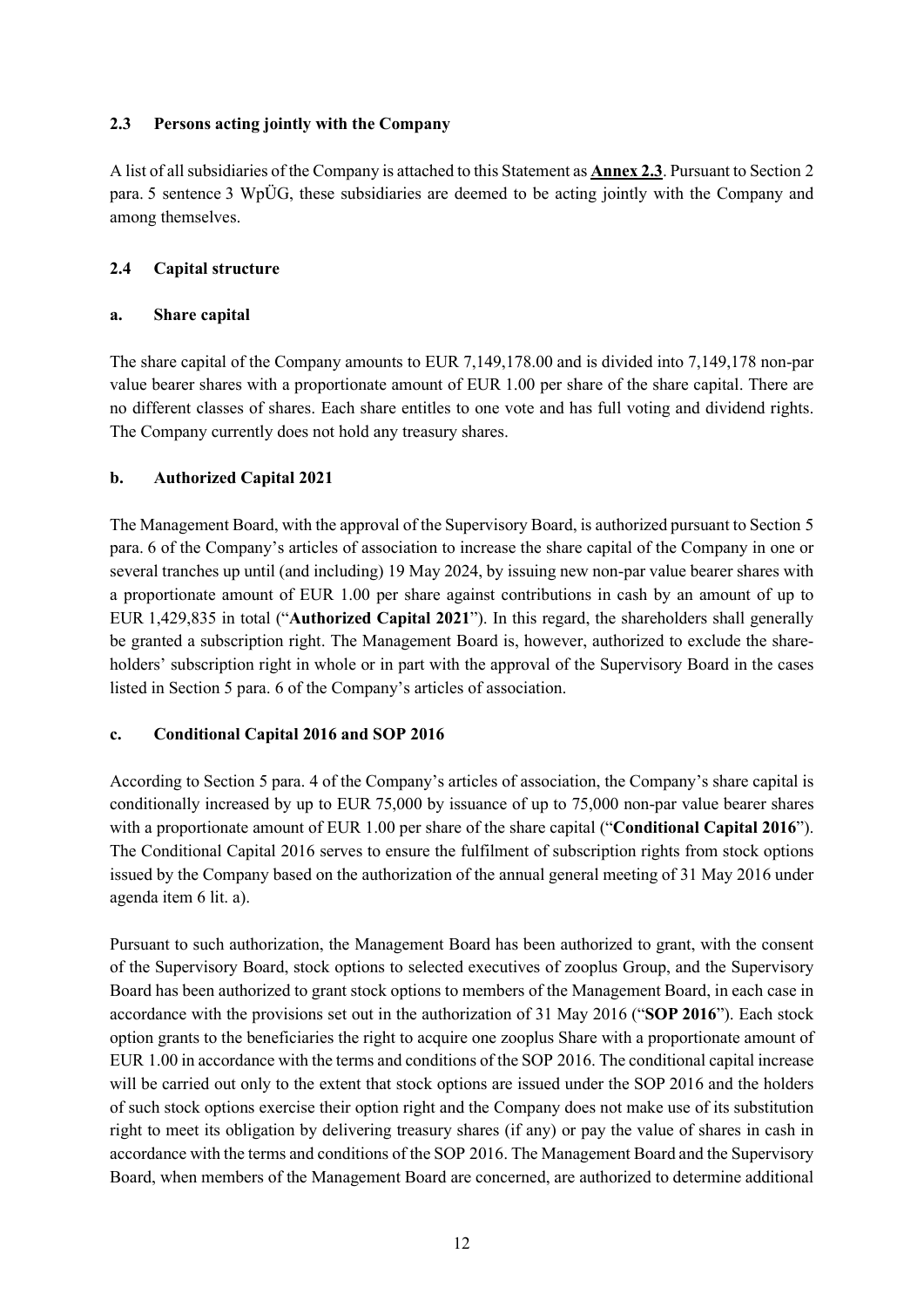### 2.3 Persons acting jointly with the Company

A list of all subsidiaries of the Company is attached to this Statement as **Annex 2.3**. Pursuant to Section 2 para. 5 sentence 3 WpÜG, these subsidiaries are deemed to be acting jointly with the Company and among themselves.

### 2.4 Capital structure

#### a. Share capital

The share capital of the Company amounts to EUR 7,149,178.00 and is divided into 7,149,178 non-par value bearer shares with a proportionate amount of EUR 1.00 per share of the share capital. There are no different classes of shares. Each share entitles to one vote and has full voting and dividend rights. The Company currently does not hold any treasury shares.

#### b. Authorized Capital 2021

The Management Board, with the approval of the Supervisory Board, is authorized pursuant to Section 5 para. 6 of the Company's articles of association to increase the share capital of the Company in one or several tranches up until (and including) 19 May 2024, by issuing new non-par value bearer shares with a proportionate amount of EUR 1.00 per share against contributions in cash by an amount of up to EUR 1,429,835 in total ("**Authorized Capital 2021**"). In this regard, the shareholders shall generally be granted a subscription right. The Management Board is, however, authorized to exclude the shareholders' subscription right in whole or in part with the approval of the Supervisory Board in the cases listed in Section 5 para. 6 of the Company's articles of association.

#### c. Conditional Capital 2016 and SOP 2016

According to Section 5 para. 4 of the Company's articles of association, the Company's share capital is conditionally increased by up to EUR 75,000 by issuance of up to 75,000 non-par value bearer shares with a proportionate amount of EUR 1.00 per share of the share capital ("**Conditional Capital 2016**"). The Conditional Capital 2016 serves to ensure the fulfilment of subscription rights from stock options issued by the Company based on the authorization of the annual general meeting of 31 May 2016 under agenda item 6 lit. a).

Pursuant to such authorization, the Management Board has been authorized to grant, with the consent of the Supervisory Board, stock options to selected executives of zooplus Group, and the Supervisory Board has been authorized to grant stock options to members of the Management Board, in each case in accordance with the provisions set out in the authorization of 31 May 2016 ("**SOP 2016**"). Each stock option grants to the beneficiaries the right to acquire one zooplus Share with a proportionate amount of EUR 1.00 in accordance with the terms and conditions of the SOP 2016. The conditional capital increase will be carried out only to the extent that stock options are issued under the SOP 2016 and the holders of such stock options exercise their option right and the Company does not make use of its substitution right to meet its obligation by delivering treasury shares (if any) or pay the value of shares in cash in accordance with the terms and conditions of the SOP 2016. The Management Board and the Supervisory Board, when members of the Management Board are concerned, are authorized to determine additional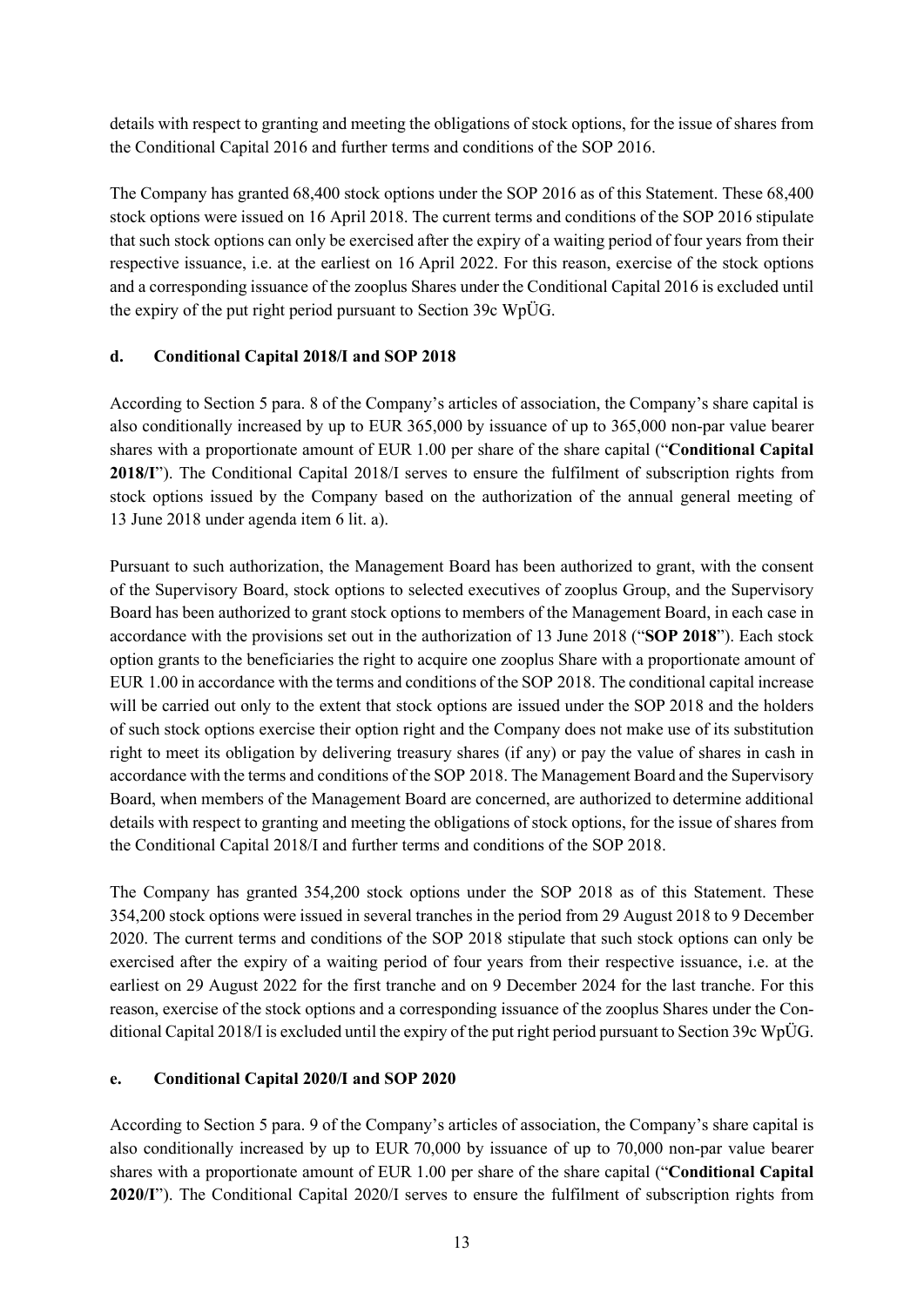details with respect to granting and meeting the obligations of stock options, for the issue of shares from the Conditional Capital 2016 and further terms and conditions of the SOP 2016.

The Company has granted 68,400 stock options under the SOP 2016 as of this Statement. These 68,400 stock options were issued on 16 April 2018. The current terms and conditions of the SOP 2016 stipulate that such stock options can only be exercised after the expiry of a waiting period of four years from their respective issuance, i.e. at the earliest on 16 April 2022. For this reason, exercise of the stock options and a corresponding issuance of the zooplus Shares under the Conditional Capital 2016 is excluded until the expiry of the put right period pursuant to Section 39c WpÜG.

### d. Conditional Capital 2018/I and SOP 2018

According to Section 5 para. 8 of the Company's articles of association, the Company's share capital is also conditionally increased by up to EUR 365,000 by issuance of up to 365,000 non-par value bearer shares with a proportionate amount of EUR 1.00 per share of the share capital ("**Conditional Capital 2018/I**"). The Conditional Capital 2018/I serves to ensure the fulfilment of subscription rights from stock options issued by the Company based on the authorization of the annual general meeting of 13 June 2018 under agenda item 6 lit. a).

Pursuant to such authorization, the Management Board has been authorized to grant, with the consent of the Supervisory Board, stock options to selected executives of zooplus Group, and the Supervisory Board has been authorized to grant stock options to members of the Management Board, in each case in accordance with the provisions set out in the authorization of 13 June 2018 ("**SOP 2018**"). Each stock option grants to the beneficiaries the right to acquire one zooplus Share with a proportionate amount of EUR 1.00 in accordance with the terms and conditions of the SOP 2018. The conditional capital increase will be carried out only to the extent that stock options are issued under the SOP 2018 and the holders of such stock options exercise their option right and the Company does not make use of its substitution right to meet its obligation by delivering treasury shares (if any) or pay the value of shares in cash in accordance with the terms and conditions of the SOP 2018. The Management Board and the Supervisory Board, when members of the Management Board are concerned, are authorized to determine additional details with respect to granting and meeting the obligations of stock options, for the issue of shares from the Conditional Capital 2018/I and further terms and conditions of the SOP 2018.

The Company has granted 354,200 stock options under the SOP 2018 as of this Statement. These 354,200 stock options were issued in several tranches in the period from 29 August 2018 to 9 December 2020. The current terms and conditions of the SOP 2018 stipulate that such stock options can only be exercised after the expiry of a waiting period of four years from their respective issuance, i.e. at the earliest on 29 August 2022 for the first tranche and on 9 December 2024 for the last tranche. For this reason, exercise of the stock options and a corresponding issuance of the zooplus Shares under the Conditional Capital 2018/I is excluded until the expiry of the put right period pursuant to Section 39c WpÜG.

### e. Conditional Capital 2020/I and SOP 2020

According to Section 5 para. 9 of the Company's articles of association, the Company's share capital is also conditionally increased by up to EUR 70,000 by issuance of up to 70,000 non-par value bearer shares with a proportionate amount of EUR 1.00 per share of the share capital ("**Conditional Capital 2020/I**"). The Conditional Capital 2020/I serves to ensure the fulfilment of subscription rights from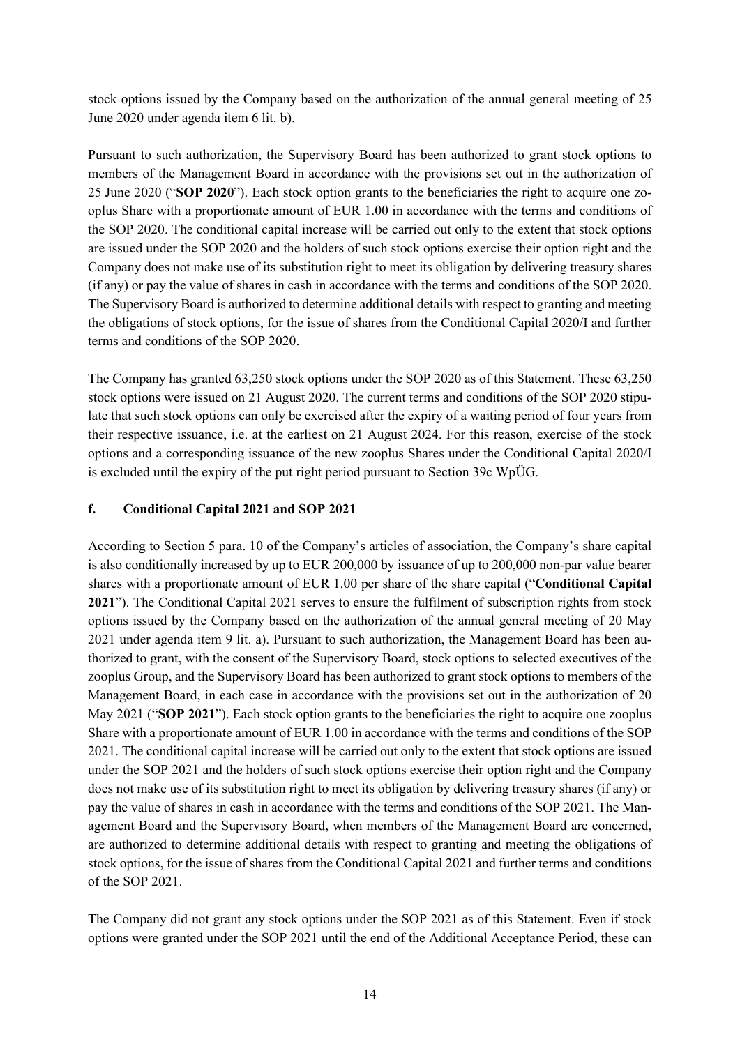stock options issued by the Company based on the authorization of the annual general meeting of 25 June 2020 under agenda item 6 lit. b).

Pursuant to such authorization, the Supervisory Board has been authorized to grant stock options to members of the Management Board in accordance with the provisions set out in the authorization of 25 June 2020 ("**SOP 2020**"). Each stock option grants to the beneficiaries the right to acquire one zooplus Share with a proportionate amount of EUR 1.00 in accordance with the terms and conditions of the SOP 2020. The conditional capital increase will be carried out only to the extent that stock options are issued under the SOP 2020 and the holders of such stock options exercise their option right and the Company does not make use of its substitution right to meet its obligation by delivering treasury shares (if any) or pay the value of shares in cash in accordance with the terms and conditions of the SOP 2020. The Supervisory Board is authorized to determine additional details with respect to granting and meeting the obligations of stock options, for the issue of shares from the Conditional Capital 2020/I and further terms and conditions of the SOP 2020.

The Company has granted 63,250 stock options under the SOP 2020 as of this Statement. These 63,250 stock options were issued on 21 August 2020. The current terms and conditions of the SOP 2020 stipulate that such stock options can only be exercised after the expiry of a waiting period of four years from their respective issuance, i.e. at the earliest on 21 August 2024. For this reason, exercise of the stock options and a corresponding issuance of the new zooplus Shares under the Conditional Capital 2020/I is excluded until the expiry of the put right period pursuant to Section 39c WpÜG.

#### f. Conditional Capital 2021 and SOP 2021

According to Section 5 para. 10 of the Company's articles of association, the Company's share capital is also conditionally increased by up to EUR 200,000 by issuance of up to 200,000 non-par value bearer shares with a proportionate amount of EUR 1.00 per share of the share capital ("**Conditional Capital 2021**"). The Conditional Capital 2021 serves to ensure the fulfilment of subscription rights from stock options issued by the Company based on the authorization of the annual general meeting of 20 May 2021 under agenda item 9 lit. a). Pursuant to such authorization, the Management Board has been authorized to grant, with the consent of the Supervisory Board, stock options to selected executives of the zooplus Group, and the Supervisory Board has been authorized to grant stock options to members of the Management Board, in each case in accordance with the provisions set out in the authorization of 20 May 2021 ("**SOP 2021**"). Each stock option grants to the beneficiaries the right to acquire one zooplus Share with a proportionate amount of EUR 1.00 in accordance with the terms and conditions of the SOP 2021. The conditional capital increase will be carried out only to the extent that stock options are issued under the SOP 2021 and the holders of such stock options exercise their option right and the Company does not make use of its substitution right to meet its obligation by delivering treasury shares (if any) or pay the value of shares in cash in accordance with the terms and conditions of the SOP 2021. The Management Board and the Supervisory Board, when members of the Management Board are concerned, are authorized to determine additional details with respect to granting and meeting the obligations of stock options, for the issue of shares from the Conditional Capital 2021 and further terms and conditions of the SOP 2021.

The Company did not grant any stock options under the SOP 2021 as of this Statement. Even if stock options were granted under the SOP 2021 until the end of the Additional Acceptance Period, these can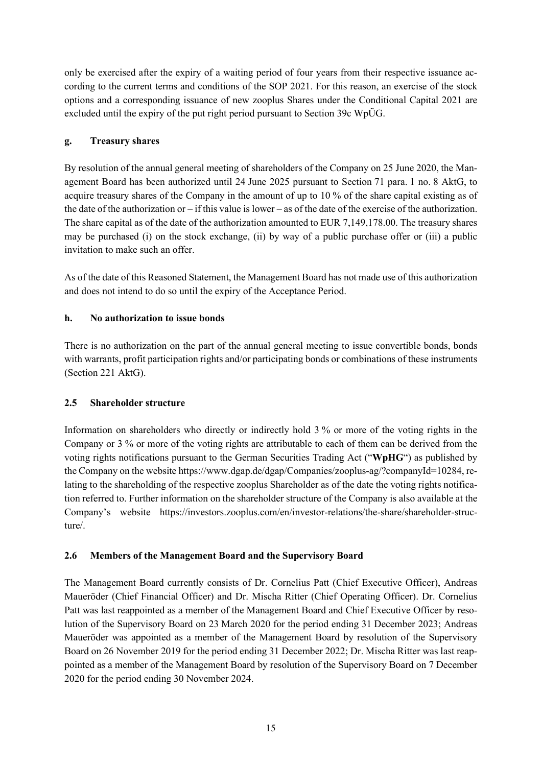only be exercised after the expiry of a waiting period of four years from their respective issuance according to the current terms and conditions of the SOP 2021. For this reason, an exercise of the stock options and a corresponding issuance of new zooplus Shares under the Conditional Capital 2021 are excluded until the expiry of the put right period pursuant to Section 39c WpÜG.

### g. Treasury shares

By resolution of the annual general meeting of shareholders of the Company on 25 June 2020, the Management Board has been authorized until 24 June 2025 pursuant to Section 71 para. 1 no. 8 AktG, to acquire treasury shares of the Company in the amount of up to 10 % of the share capital existing as of the date of the authorization or – if this value is lower – as of the date of the exercise of the authorization. The share capital as of the date of the authorization amounted to EUR 7,149,178.00. The treasury shares may be purchased (i) on the stock exchange, (ii) by way of a public purchase offer or (iii) a public invitation to make such an offer.

As of the date of this Reasoned Statement, the Management Board has not made use of this authorization and does not intend to do so until the expiry of the Acceptance Period.

### h. No authorization to issue bonds

There is no authorization on the part of the annual general meeting to issue convertible bonds, bonds with warrants, profit participation rights and/or participating bonds or combinations of these instruments (Section 221 AktG).

## 2.5 Shareholder structure

Information on shareholders who directly or indirectly hold 3 % or more of the voting rights in the Company or 3 % or more of the voting rights are attributable to each of them can be derived from the voting rights notifications pursuant to the German Securities Trading Act ("**WpHG**") as published by the Company on the website https://www.dgap.de/dgap/Companies/zooplus-ag/?companyId=10284, relating to the shareholding of the respective zooplus Shareholder as of the date the voting rights notification referred to. Further information on the shareholder structure of the Company is also available at the Company's website https://investors.zooplus.com/en/investor-relations/the-share/shareholder-structure/.

## 2.6 Members of the Management Board and the Supervisory Board

The Management Board currently consists of Dr. Cornelius Patt (Chief Executive Officer), Andreas Maueröder (Chief Financial Officer) and Dr. Mischa Ritter (Chief Operating Officer). Dr. Cornelius Patt was last reappointed as a member of the Management Board and Chief Executive Officer by resolution of the Supervisory Board on 23 March 2020 for the period ending 31 December 2023; Andreas Maueröder was appointed as a member of the Management Board by resolution of the Supervisory Board on 26 November 2019 for the period ending 31 December 2022; Dr. Mischa Ritter was last reappointed as a member of the Management Board by resolution of the Supervisory Board on 7 December 2020 for the period ending 30 November 2024.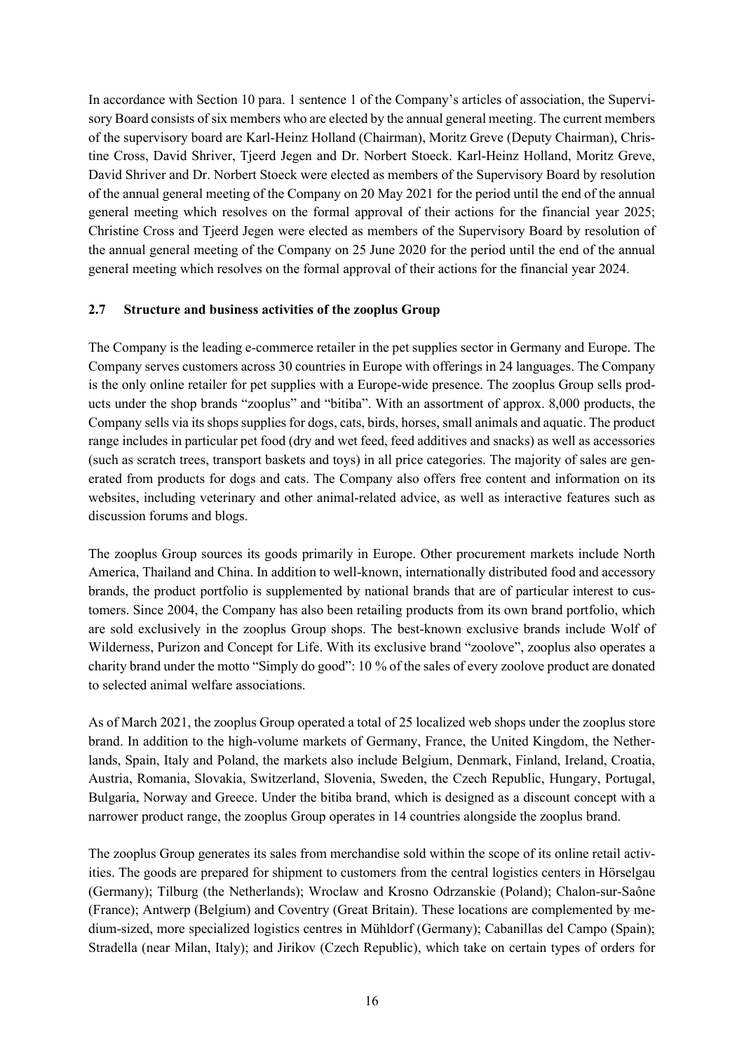In accordance with Section 10 para. 1 sentence 1 of the Company's articles of association, the Supervisory Board consists of six members who are elected by the annual general meeting. The current members of the supervisory board are Karl-Heinz Holland (Chairman), Moritz Greve (Deputy Chairman), Christine Cross, David Shriver, Tjeerd Jegen and Dr. Norbert Stoeck. Karl-Heinz Holland, Moritz Greve, David Shriver and Dr. Norbert Stoeck were elected as members of the Supervisory Board by resolution of the annual general meeting of the Company on 20 May 2021 for the period until the end of the annual general meeting which resolves on the formal approval of their actions for the financial year 2025; Christine Cross and Tjeerd Jegen were elected as members of the Supervisory Board by resolution of the annual general meeting of the Company on 25 June 2020 for the period until the end of the annual general meeting which resolves on the formal approval of their actions for the financial year 2024.

## 2.7 Structure and business activities of the zooplus Group

The Company is the leading e-commerce retailer in the pet supplies sector in Germany and Europe. The Company serves customers across 30 countries in Europe with offerings in 24 languages. The Company is the only online retailer for pet supplies with a Europe-wide presence. The zooplus Group sells products under the shop brands "zooplus" and "bitiba". With an assortment of approx. 8,000 products, the Company sells via its shops supplies for dogs, cats, birds, horses, small animals and aquatic. The product range includes in particular pet food (dry and wet feed, feed additives and snacks) as well as accessories (such as scratch trees, transport baskets and toys) in all price categories. The majority of sales are generated from products for dogs and cats. The Company also offers free content and information on its websites, including veterinary and other animal-related advice, as well as interactive features such as discussion forums and blogs.

The zooplus Group sources its goods primarily in Europe. Other procurement markets include North America, Thailand and China. In addition to well-known, internationally distributed food and accessory brands, the product portfolio is supplemented by national brands that are of particular interest to customers. Since 2004, the Company has also been retailing products from its own brand portfolio, which are sold exclusively in the zooplus Group shops. The best-known exclusive brands include Wolf of Wilderness, Purizon and Concept for Life. With its exclusive brand "zoolove", zooplus also operates a charity brand under the motto "Simply do good": 10 % of the sales of every zoolove product are donated to selected animal welfare associations.

As of March 2021, the zooplus Group operated a total of 25 localized web shops under the zooplus store brand. In addition to the high-volume markets of Germany, France, the United Kingdom, the Netherlands, Spain, Italy and Poland, the markets also include Belgium, Denmark, Finland, Ireland, Croatia, Austria, Romania, Slovakia, Switzerland, Slovenia, Sweden, the Czech Republic, Hungary, Portugal, Bulgaria, Norway and Greece. Under the bitiba brand, which is designed as a discount concept with a narrower product range, the zooplus Group operates in 14 countries alongside the zooplus brand.

The zooplus Group generates its sales from merchandise sold within the scope of its online retail activities. The goods are prepared for shipment to customers from the central logistics centers in Hörselgau (Germany); Tilburg (the Netherlands); Wroclaw and Krosno Odrzanskie (Poland); Chalon-sur-Saône (France); Antwerp (Belgium) and Coventry (Great Britain). These locations are complemented by medium-sized, more specialized logistics centres in Mühldorf (Germany); Cabanillas del Campo (Spain); Stradella (near Milan, Italy); and Jirikov (Czech Republic), which take on certain types of orders for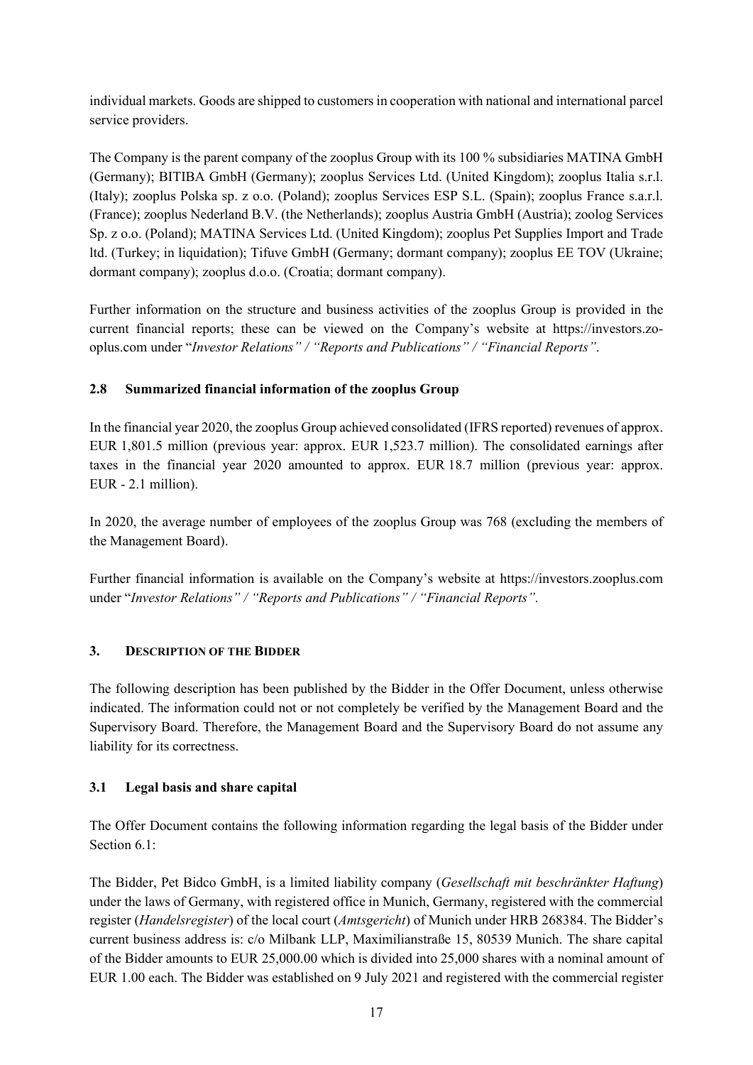individual markets. Goods are shipped to customers in cooperation with national and international parcel service providers.

The Company is the parent company of the zooplus Group with its 100 % subsidiaries MATINA GmbH (Germany); BITIBA GmbH (Germany); zooplus Services Ltd. (United Kingdom); zooplus Italia s.r.l. (Italy); zooplus Polska sp. z o.o. (Poland); zooplus Services ESP S.L. (Spain); zooplus France s.a.r.l. (France); zooplus Nederland B.V. (the Netherlands); zooplus Austria GmbH (Austria); zoolog Services Sp. z o.o. (Poland); MATINA Services Ltd. (United Kingdom); zooplus Pet Supplies Import and Trade ltd. (Turkey; in liquidation); Tifuve GmbH (Germany; dormant company); zooplus EE TOV (Ukraine; dormant company); zooplus d.o.o. (Croatia; dormant company).

Further information on the structure and business activities of the zooplus Group is provided in the current financial reports; these can be viewed on the Company's website at https://investors.zooplus.com under "*Investor Relations" / "Reports and Publications" / "Financial Reports"*.

### 2.8 Summarized financial information of the zooplus Group

In the financial year 2020, the zooplus Group achieved consolidated (IFRS reported) revenues of approx. EUR 1,801.5 million (previous year: approx. EUR 1,523.7 million). The consolidated earnings after taxes in the financial year 2020 amounted to approx. EUR 18.7 million (previous year: approx. EUR - 2.1 million).

In 2020, the average number of employees of the zooplus Group was 768 (excluding the members of the Management Board).

Further financial information is available on the Company's website at https://investors.zooplus.com under "*Investor Relations" / "Reports and Publications" / "Financial Reports"*.

## 3. DESCRIPTION OF THE BIDDER

The following description has been published by the Bidder in the Offer Document, unless otherwise indicated. The information could not or not completely be verified by the Management Board and the Supervisory Board. Therefore, the Management Board and the Supervisory Board do not assume any liability for its correctness.

### 3.1 Legal basis and share capital

The Offer Document contains the following information regarding the legal basis of the Bidder under Section 6.1:

The Bidder, Pet Bidco GmbH, is a limited liability company (*Gesellschaft mit beschränkter Haftung*) under the laws of Germany, with registered office in Munich, Germany, registered with the commercial register (*Handelsregister*) of the local court (*Amtsgericht*) of Munich under HRB 268384. The Bidder's current business address is: c/o Milbank LLP, Maximilianstraße 15, 80539 Munich. The share capital of the Bidder amounts to EUR 25,000.00 which is divided into 25,000 shares with a nominal amount of EUR 1.00 each. The Bidder was established on 9 July 2021 and registered with the commercial register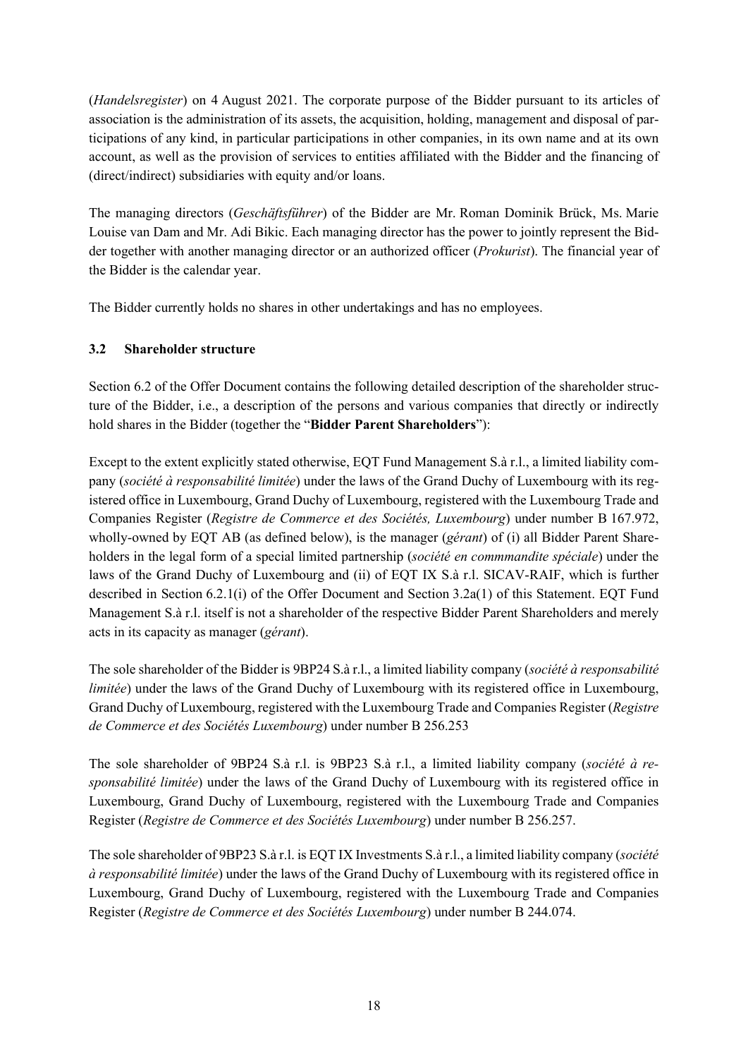(*Handelsregister*) on 4 August 2021. The corporate purpose of the Bidder pursuant to its articles of association is the administration of its assets, the acquisition, holding, management and disposal of participations of any kind, in particular participations in other companies, in its own name and at its own account, as well as the provision of services to entities affiliated with the Bidder and the financing of (direct/indirect) subsidiaries with equity and/or loans.

The managing directors (*Geschäftsführer*) of the Bidder are Mr. Roman Dominik Brück, Ms. Marie Louise van Dam and Mr. Adi Bikic. Each managing director has the power to jointly represent the Bidder together with another managing director or an authorized officer (*Prokurist*). The financial year of the Bidder is the calendar year.

The Bidder currently holds no shares in other undertakings and has no employees.

### 3.2 Shareholder structure

Section 6.2 of the Offer Document contains the following detailed description of the shareholder structure of the Bidder, i.e., a description of the persons and various companies that directly or indirectly hold shares in the Bidder (together the "**Bidder Parent Shareholders**"):

Except to the extent explicitly stated otherwise, EQT Fund Management S.à r.l., a limited liability company (*société à responsabilité limitée*) under the laws of the Grand Duchy of Luxembourg with its registered office in Luxembourg, Grand Duchy of Luxembourg, registered with the Luxembourg Trade and Companies Register (*Registre de Commerce et des Sociétés, Luxembourg*) under number B 167.972, wholly-owned by EQT AB (as defined below), is the manager (*gérant*) of (i) all Bidder Parent Shareholders in the legal form of a special limited partnership (*société en commmandite spéciale*) under the laws of the Grand Duchy of Luxembourg and (ii) of EQT IX S.à r.l. SICAV-RAIF, which is further described in Section 6.2.1(i) of the Offer Document and Section 3.2a(1) of this Statement. EQT Fund Management S.à r.l. itself is not a shareholder of the respective Bidder Parent Shareholders and merely acts in its capacity as manager (*gérant*).

The sole shareholder of the Bidder is 9BP24 S.à r.l., a limited liability company (*société à responsabilité limitée*) under the laws of the Grand Duchy of Luxembourg with its registered office in Luxembourg, Grand Duchy of Luxembourg, registered with the Luxembourg Trade and Companies Register (*Registre de Commerce et des Sociétés Luxembourg*) under number B 256.253

The sole shareholder of 9BP24 S.à r.l. is 9BP23 S.à r.l., a limited liability company (*société à responsabilité limitée*) under the laws of the Grand Duchy of Luxembourg with its registered office in Luxembourg, Grand Duchy of Luxembourg, registered with the Luxembourg Trade and Companies Register (*Registre de Commerce et des Sociétés Luxembourg*) under number B 256.257.

The sole shareholder of 9BP23 S.à r.l. is EQT IX Investments S.à r.l., a limited liability company (*société à responsabilité limitée*) under the laws of the Grand Duchy of Luxembourg with its registered office in Luxembourg, Grand Duchy of Luxembourg, registered with the Luxembourg Trade and Companies Register (*Registre de Commerce et des Sociétés Luxembourg*) under number B 244.074.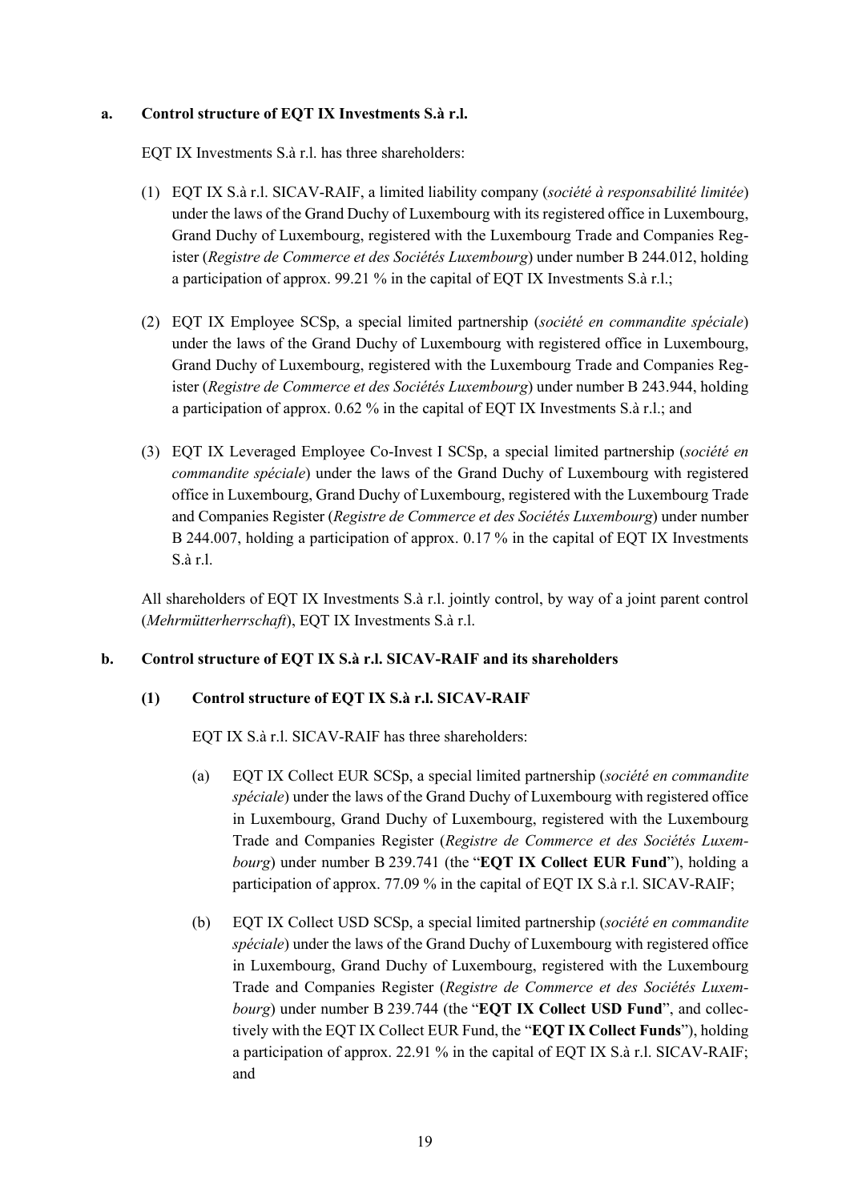**a. Control structure of EQT IX Investments S.à r.l.**

EQT IX Investments S.à r.l. has three shareholders:

(1) EQT IX S.à r.l. SICAV-RAIF, a limited liability company (*société à responsabilité limitée*) under the laws of the Grand Duchy of Luxembourg with its registered office in Luxembourg, Grand Duchy of Luxembourg, registered with the Luxembourg Trade and Companies Register (*Registre de Commerce et des Sociétés Luxembourg*) under number B 244.012, holding a participation of approx. 99.21 % in the capital of EQT IX Investments S.à r.l.;

(2) EQT IX Employee SCSp, a special limited partnership (*société en commandite spéciale*) under the laws of the Grand Duchy of Luxembourg with registered office in Luxembourg, Grand Duchy of Luxembourg, registered with the Luxembourg Trade and Companies Register (*Registre de Commerce et des Sociétés Luxembourg*) under number B 243.944, holding a participation of approx. 0.62 % in the capital of EQT IX Investments S.à r.l.; and

(3) EQT IX Leveraged Employee Co-Invest I SCSp, a special limited partnership (*société en commandite spéciale*) under the laws of the Grand Duchy of Luxembourg with registered office in Luxembourg, Grand Duchy of Luxembourg, registered with the Luxembourg Trade and Companies Register (*Registre de Commerce et des Sociétés Luxembourg*) under number B 244.007, holding a participation of approx. 0.17 % in the capital of EQT IX Investments S.à r.l.

All shareholders of EQT IX Investments S.à r.l. jointly control, by way of a joint parent control (*Mehrmütterherrschaft*), EQT IX Investments S.à r.l.

**b. Control structure of EQT IX S.à r.l. SICAV-RAIF and its shareholders**

**(1) Control structure of EQT IX S.à r.l. SICAV-RAIF**

EQT IX S.à r.l. SICAV-RAIF has three shareholders:

(a) EQT IX Collect EUR SCSp, a special limited partnership (*société en commandite spéciale*) under the laws of the Grand Duchy of Luxembourg with registered office in Luxembourg, Grand Duchy of Luxembourg, registered with the Luxembourg Trade and Companies Register (*Registre de Commerce et des Sociétés Luxembourg*) under number B 239.741 (the "**EQT IX Collect EUR Fund**"), holding a participation of approx. 77.09 % in the capital of EQT IX S.à r.l. SICAV-RAIF;

(b) EQT IX Collect USD SCSp, a special limited partnership (*société en commandite spéciale*) under the laws of the Grand Duchy of Luxembourg with registered office in Luxembourg, Grand Duchy of Luxembourg, registered with the Luxembourg Trade and Companies Register (*Registre de Commerce et des Sociétés Luxembourg*) under number B 239.744 (the "**EQT IX Collect USD Fund**", and collectively with the EQT IX Collect EUR Fund, the "**EQT IX Collect Funds**"), holding a participation of approx. 22.91 % in the capital of EQT IX S.à r.l. SICAV-RAIF; and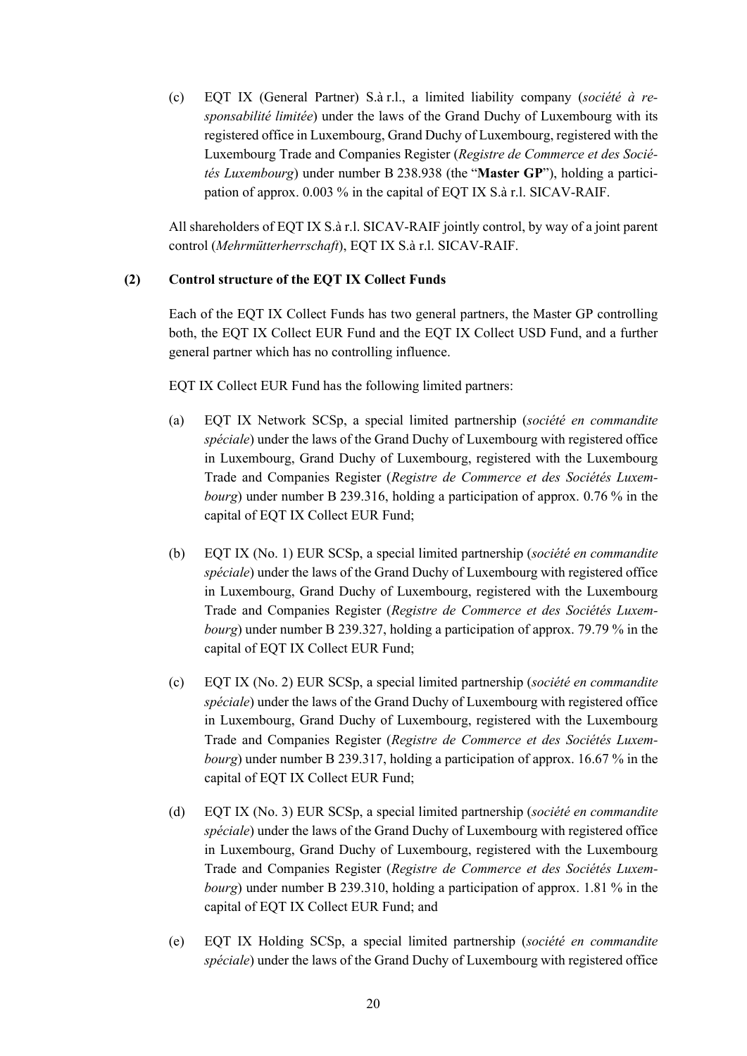(c) EQT IX (General Partner) S.à r.l., a limited liability company (*société à responsabilité limitée*) under the laws of the Grand Duchy of Luxembourg with its registered office in Luxembourg, Grand Duchy of Luxembourg, registered with the Luxembourg Trade and Companies Register (*Registre de Commerce et des Sociétés Luxembourg*) under number B 238.938 (the "**Master GP**"), holding a participation of approx. 0.003 % in the capital of EQT IX S.à r.l. SICAV-RAIF.

All shareholders of EQT IX S.à r.l. SICAV-RAIF jointly control, by way of a joint parent control (*Mehrmütterherrschaft*), EQT IX S.à r.l. SICAV-RAIF.

**(2) Control structure of the EQT IX Collect Funds**

Each of the EQT IX Collect Funds has two general partners, the Master GP controlling both, the EQT IX Collect EUR Fund and the EQT IX Collect USD Fund, and a further general partner which has no controlling influence.

EQT IX Collect EUR Fund has the following limited partners:

(a) EQT IX Network SCSp, a special limited partnership (*société en commandite spéciale*) under the laws of the Grand Duchy of Luxembourg with registered office in Luxembourg, Grand Duchy of Luxembourg, registered with the Luxembourg Trade and Companies Register (*Registre de Commerce et des Sociétés Luxembourg*) under number B 239.316, holding a participation of approx. 0.76 % in the capital of EQT IX Collect EUR Fund;

(b) EQT IX (No. 1) EUR SCSp, a special limited partnership (*société en commandite spéciale*) under the laws of the Grand Duchy of Luxembourg with registered office in Luxembourg, Grand Duchy of Luxembourg, registered with the Luxembourg Trade and Companies Register (*Registre de Commerce et des Sociétés Luxembourg*) under number B 239.327, holding a participation of approx. 79.79 % in the capital of EQT IX Collect EUR Fund;

(c) EQT IX (No. 2) EUR SCSp, a special limited partnership (*société en commandite spéciale*) under the laws of the Grand Duchy of Luxembourg with registered office in Luxembourg, Grand Duchy of Luxembourg, registered with the Luxembourg Trade and Companies Register (*Registre de Commerce et des Sociétés Luxembourg*) under number B 239.317, holding a participation of approx. 16.67 % in the capital of EQT IX Collect EUR Fund;

(d) EQT IX (No. 3) EUR SCSp, a special limited partnership (*société en commandite spéciale*) under the laws of the Grand Duchy of Luxembourg with registered office in Luxembourg, Grand Duchy of Luxembourg, registered with the Luxembourg Trade and Companies Register (*Registre de Commerce et des Sociétés Luxembourg*) under number B 239.310, holding a participation of approx. 1.81 % in the capital of EQT IX Collect EUR Fund; and

(e) EQT IX Holding SCSp, a special limited partnership (*société en commandite spéciale*) under the laws of the Grand Duchy of Luxembourg with registered office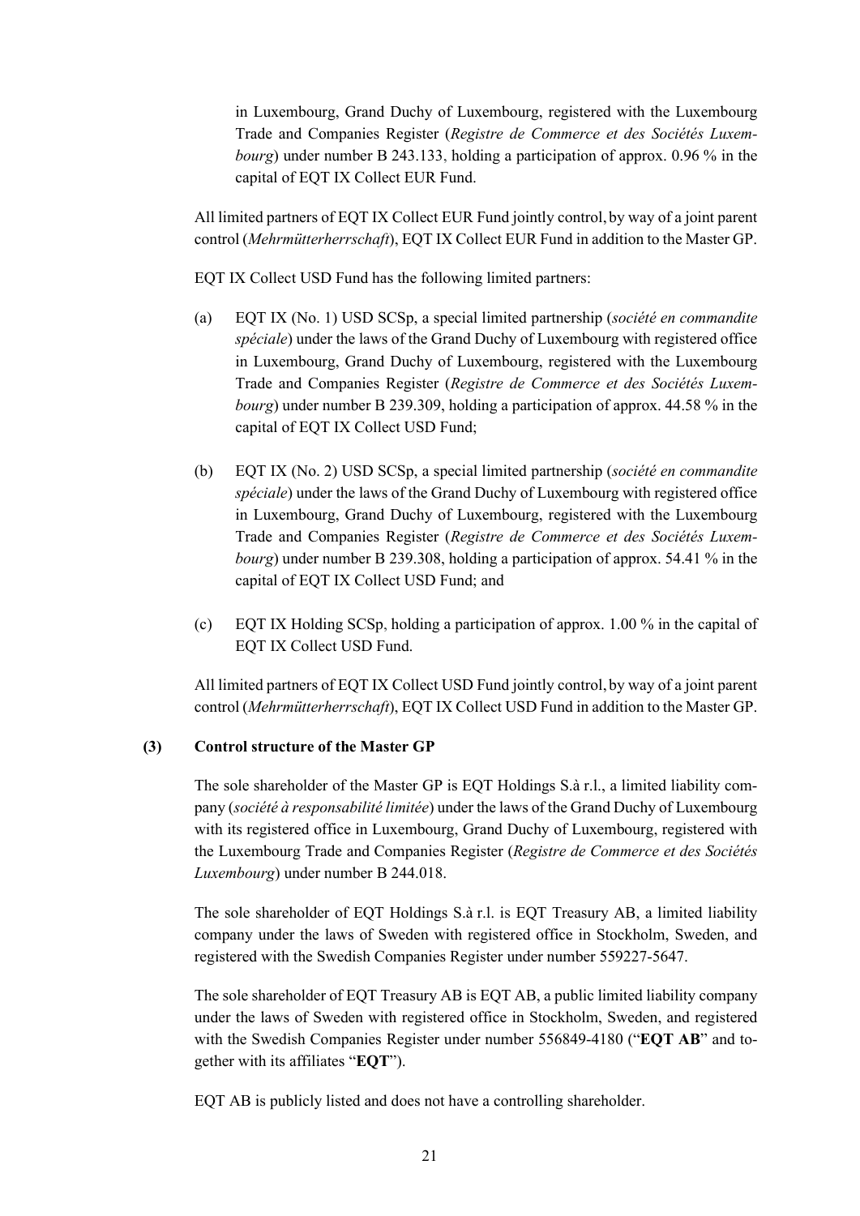in Luxembourg, Grand Duchy of Luxembourg, registered with the Luxembourg Trade and Companies Register (*Registre de Commerce et des Sociétés Luxembourg*) under number B 243.133, holding a participation of approx. 0.96 % in the capital of EQT IX Collect EUR Fund.

All limited partners of EQT IX Collect EUR Fund jointly control, by way of a joint parent control (*Mehrmütterherrschaft*), EQT IX Collect EUR Fund in addition to the Master GP.

EQT IX Collect USD Fund has the following limited partners:

(a) EQT IX (No. 1) USD SCSp, a special limited partnership (*société en commandite spéciale*) under the laws of the Grand Duchy of Luxembourg with registered office in Luxembourg, Grand Duchy of Luxembourg, registered with the Luxembourg Trade and Companies Register (*Registre de Commerce et des Sociétés Luxembourg*) under number B 239.309, holding a participation of approx. 44.58 % in the capital of EQT IX Collect USD Fund;

(b) EQT IX (No. 2) USD SCSp, a special limited partnership (*société en commandite spéciale*) under the laws of the Grand Duchy of Luxembourg with registered office in Luxembourg, Grand Duchy of Luxembourg, registered with the Luxembourg Trade and Companies Register (*Registre de Commerce et des Sociétés Luxembourg*) under number B 239.308, holding a participation of approx. 54.41 % in the capital of EQT IX Collect USD Fund; and

(c) EQT IX Holding SCSp, holding a participation of approx. 1.00 % in the capital of EQT IX Collect USD Fund.

All limited partners of EQT IX Collect USD Fund jointly control, by way of a joint parent control (*Mehrmütterherrschaft*), EQT IX Collect USD Fund in addition to the Master GP.

**(3) Control structure of the Master GP**

The sole shareholder of the Master GP is EQT Holdings S.à r.l., a limited liability company (*société à responsabilité limitée*) under the laws of the Grand Duchy of Luxembourg with its registered office in Luxembourg, Grand Duchy of Luxembourg, registered with the Luxembourg Trade and Companies Register (*Registre de Commerce et des Sociétés Luxembourg*) under number B 244.018.

The sole shareholder of EQT Holdings S.à r.l. is EQT Treasury AB, a limited liability company under the laws of Sweden with registered office in Stockholm, Sweden, and registered with the Swedish Companies Register under number 559227-5647.

The sole shareholder of EQT Treasury AB is EQT AB, a public limited liability company under the laws of Sweden with registered office in Stockholm, Sweden, and registered with the Swedish Companies Register under number 556849-4180 ("**EQT AB**" and together with its affiliates "**EQT**").

EQT AB is publicly listed and does not have a controlling shareholder.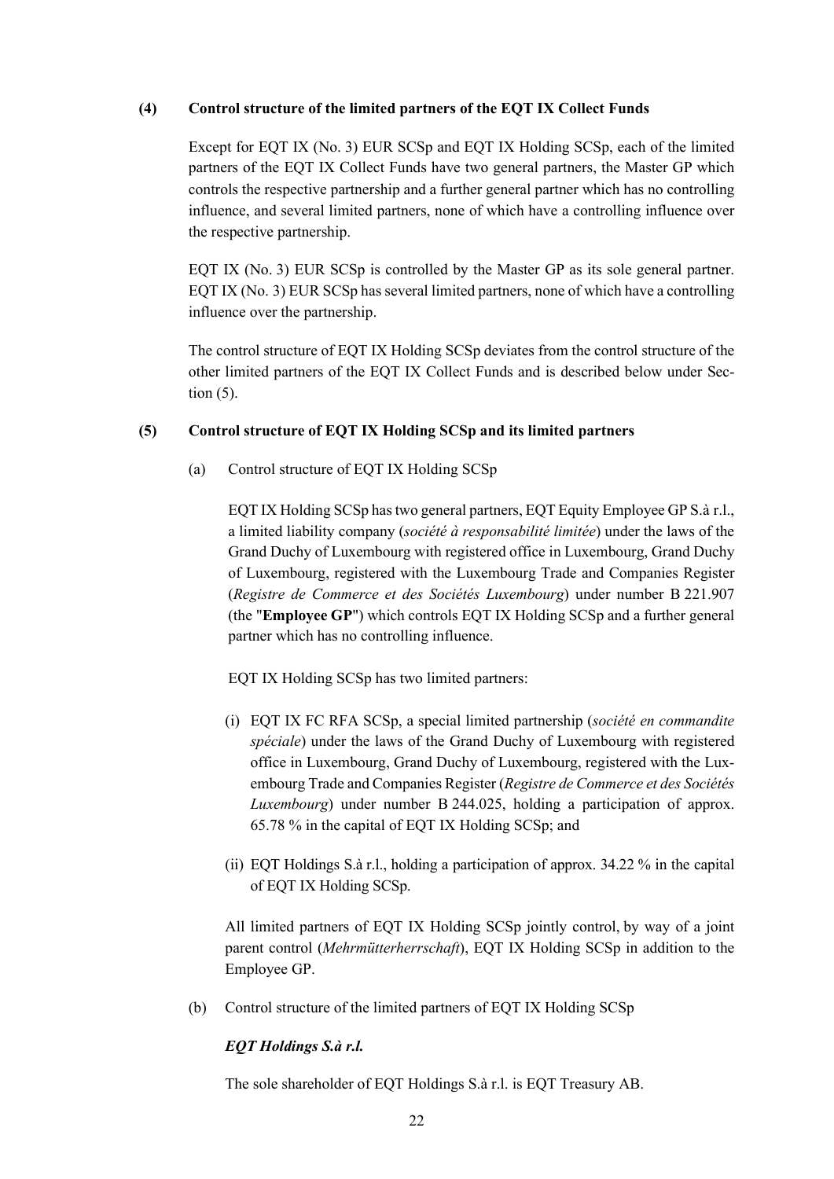**(4) Control structure of the limited partners of the EQT IX Collect Funds**

Except for EQT IX (No. 3) EUR SCSp and EQT IX Holding SCSp, each of the limited partners of the EQT IX Collect Funds have two general partners, the Master GP which controls the respective partnership and a further general partner which has no controlling influence, and several limited partners, none of which have a controlling influence over the respective partnership.

EQT IX (No. 3) EUR SCSp is controlled by the Master GP as its sole general partner. EQT IX (No. 3) EUR SCSp has several limited partners, none of which have a controlling influence over the partnership.

The control structure of EQT IX Holding SCSp deviates from the control structure of the other limited partners of the EQT IX Collect Funds and is described below under Section (5).

**(5) Control structure of EQT IX Holding SCSp and its limited partners**

(a) Control structure of EQT IX Holding SCSp

EQT IX Holding SCSp has two general partners, EQT Equity Employee GP S.à r.l., a limited liability company (*société à responsabilité limitée*) under the laws of the Grand Duchy of Luxembourg with registered office in Luxembourg, Grand Duchy of Luxembourg, registered with the Luxembourg Trade and Companies Register (*Registre de Commerce et des Sociétés Luxembourg*) under number B 221.907 (the "**Employee GP**") which controls EQT IX Holding SCSp and a further general partner which has no controlling influence.

EQT IX Holding SCSp has two limited partners:

(i) EQT IX FC RFA SCSp, a special limited partnership (*société en commandite spéciale*) under the laws of the Grand Duchy of Luxembourg with registered office in Luxembourg, Grand Duchy of Luxembourg, registered with the Luxembourg Trade and Companies Register (*Registre de Commerce et des Sociétés Luxembourg*) under number B 244.025, holding a participation of approx. 65.78 % in the capital of EQT IX Holding SCSp; and

(ii) EQT Holdings S.à r.l., holding a participation of approx. 34.22 % in the capital of EQT IX Holding SCSp.

All limited partners of EQT IX Holding SCSp jointly control, by way of a joint parent control (*Mehrmütterherrschaft*), EQT IX Holding SCSp in addition to the Employee GP.

(b) Control structure of the limited partners of EQT IX Holding SCSp

***EQT Holdings S.à r.l.***

The sole shareholder of EQT Holdings S.à r.l. is EQT Treasury AB.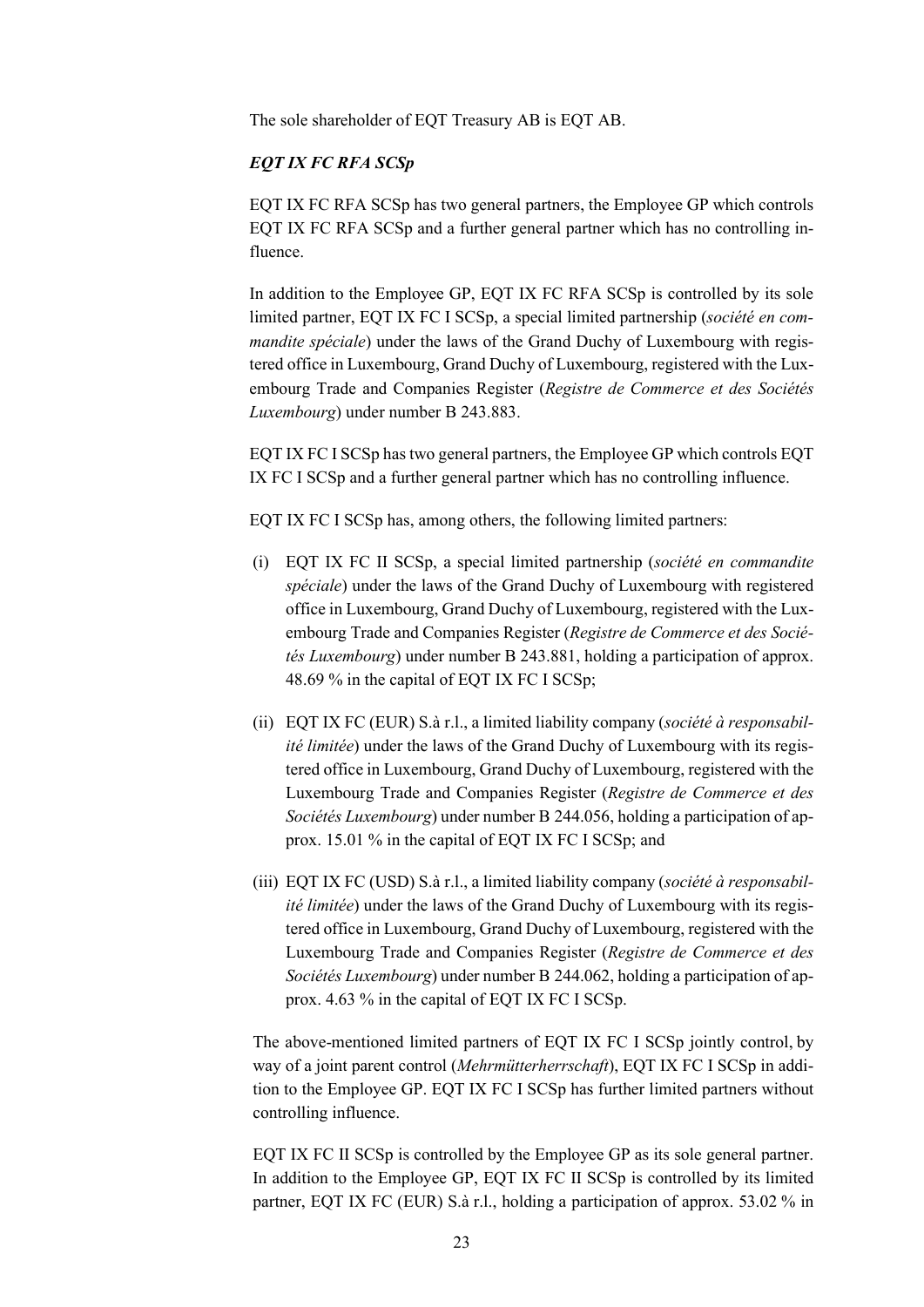The sole shareholder of EQT Treasury AB is EQT AB.

***EQT IX FC RFA SCSp***

EQT IX FC RFA SCSp has two general partners, the Employee GP which controls EQT IX FC RFA SCSp and a further general partner which has no controlling influence.

In addition to the Employee GP, EQT IX FC RFA SCSp is controlled by its sole limited partner, EQT IX FC I SCSp, a special limited partnership (*société en commandite spéciale*) under the laws of the Grand Duchy of Luxembourg with registered office in Luxembourg, Grand Duchy of Luxembourg, registered with the Luxembourg Trade and Companies Register (*Registre de Commerce et des Sociétés Luxembourg*) under number B 243.883.

EQT IX FC I SCSp has two general partners, the Employee GP which controls EQT IX FC I SCSp and a further general partner which has no controlling influence.

EQT IX FC I SCSp has, among others, the following limited partners:

(i) EQT IX FC II SCSp, a special limited partnership (*société en commandite spéciale*) under the laws of the Grand Duchy of Luxembourg with registered office in Luxembourg, Grand Duchy of Luxembourg, registered with the Luxembourg Trade and Companies Register (*Registre de Commerce et des Sociétés Luxembourg*) under number B 243.881, holding a participation of approx. 48.69 % in the capital of EQT IX FC I SCSp;

(ii) EQT IX FC (EUR) S.à r.l., a limited liability company (*société à responsabilité limitée*) under the laws of the Grand Duchy of Luxembourg with its registered office in Luxembourg, Grand Duchy of Luxembourg, registered with the Luxembourg Trade and Companies Register (*Registre de Commerce et des Sociétés Luxembourg*) under number B 244.056, holding a participation of approx. 15.01 % in the capital of EQT IX FC I SCSp; and

(iii) EQT IX FC (USD) S.à r.l., a limited liability company (*société à responsabilité limitée*) under the laws of the Grand Duchy of Luxembourg with its registered office in Luxembourg, Grand Duchy of Luxembourg, registered with the Luxembourg Trade and Companies Register (*Registre de Commerce et des Sociétés Luxembourg*) under number B 244.062, holding a participation of approx. 4.63 % in the capital of EQT IX FC I SCSp.

The above-mentioned limited partners of EQT IX FC I SCSp jointly control, by way of a joint parent control (*Mehrmütterherrschaft*), EQT IX FC I SCSp in addition to the Employee GP. EQT IX FC I SCSp has further limited partners without controlling influence.

EQT IX FC II SCSp is controlled by the Employee GP as its sole general partner. In addition to the Employee GP, EQT IX FC II SCSp is controlled by its limited partner, EQT IX FC (EUR) S.à r.l., holding a participation of approx. 53.02 % in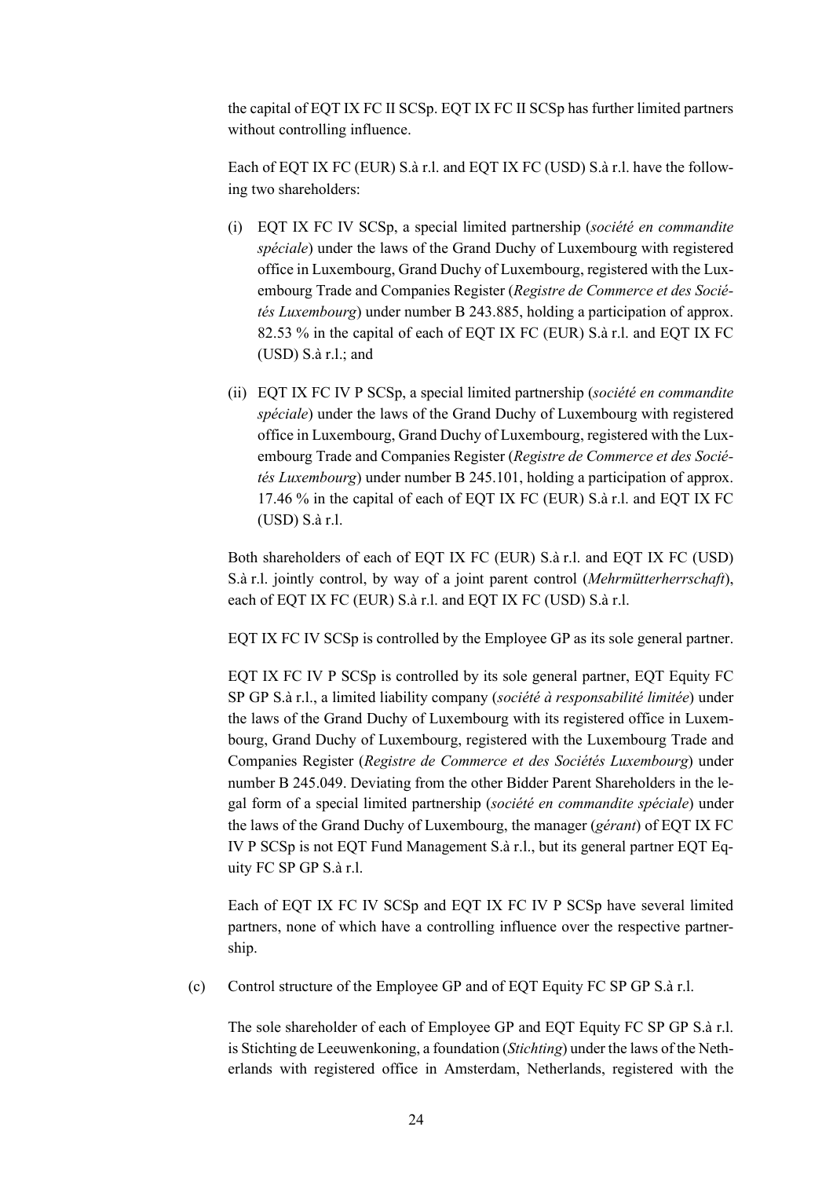the capital of EQT IX FC II SCSp. EQT IX FC II SCSp has further limited partners without controlling influence.

Each of EQT IX FC (EUR) S.à r.l. and EQT IX FC (USD) S.à r.l. have the following two shareholders:

(i) EQT IX FC IV SCSp, a special limited partnership (*société en commandite spéciale*) under the laws of the Grand Duchy of Luxembourg with registered office in Luxembourg, Grand Duchy of Luxembourg, registered with the Luxembourg Trade and Companies Register (*Registre de Commerce et des Sociétés Luxembourg*) under number B 243.885, holding a participation of approx. 82.53 % in the capital of each of EQT IX FC (EUR) S.à r.l. and EQT IX FC (USD) S.à r.l.; and

(ii) EQT IX FC IV P SCSp, a special limited partnership (*société en commandite spéciale*) under the laws of the Grand Duchy of Luxembourg with registered office in Luxembourg, Grand Duchy of Luxembourg, registered with the Luxembourg Trade and Companies Register (*Registre de Commerce et des Sociétés Luxembourg*) under number B 245.101, holding a participation of approx. 17.46 % in the capital of each of EQT IX FC (EUR) S.à r.l. and EQT IX FC (USD) S.à r.l.

Both shareholders of each of EQT IX FC (EUR) S.à r.l. and EQT IX FC (USD) S.à r.l. jointly control, by way of a joint parent control (*Mehrmütterherrschaft*), each of EQT IX FC (EUR) S.à r.l. and EQT IX FC (USD) S.à r.l.

EQT IX FC IV SCSp is controlled by the Employee GP as its sole general partner.

EQT IX FC IV P SCSp is controlled by its sole general partner, EQT Equity FC SP GP S.à r.l., a limited liability company (*société à responsabilité limitée*) under the laws of the Grand Duchy of Luxembourg with its registered office in Luxembourg, Grand Duchy of Luxembourg, registered with the Luxembourg Trade and Companies Register (*Registre de Commerce et des Sociétés Luxembourg*) under number B 245.049. Deviating from the other Bidder Parent Shareholders in the legal form of a special limited partnership (*société en commandite spéciale*) under the laws of the Grand Duchy of Luxembourg, the manager (*gérant*) of EQT IX FC IV P SCSp is not EQT Fund Management S.à r.l., but its general partner EQT Equity FC SP GP S.à r.l.

Each of EQT IX FC IV SCSp and EQT IX FC IV P SCSp have several limited partners, none of which have a controlling influence over the respective partnership.

(c) Control structure of the Employee GP and of EQT Equity FC SP GP S.à r.l.

The sole shareholder of each of Employee GP and EQT Equity FC SP GP S.à r.l. is Stichting de Leeuwenkoning, a foundation (*Stichting*) under the laws of the Netherlands with registered office in Amsterdam, Netherlands, registered with the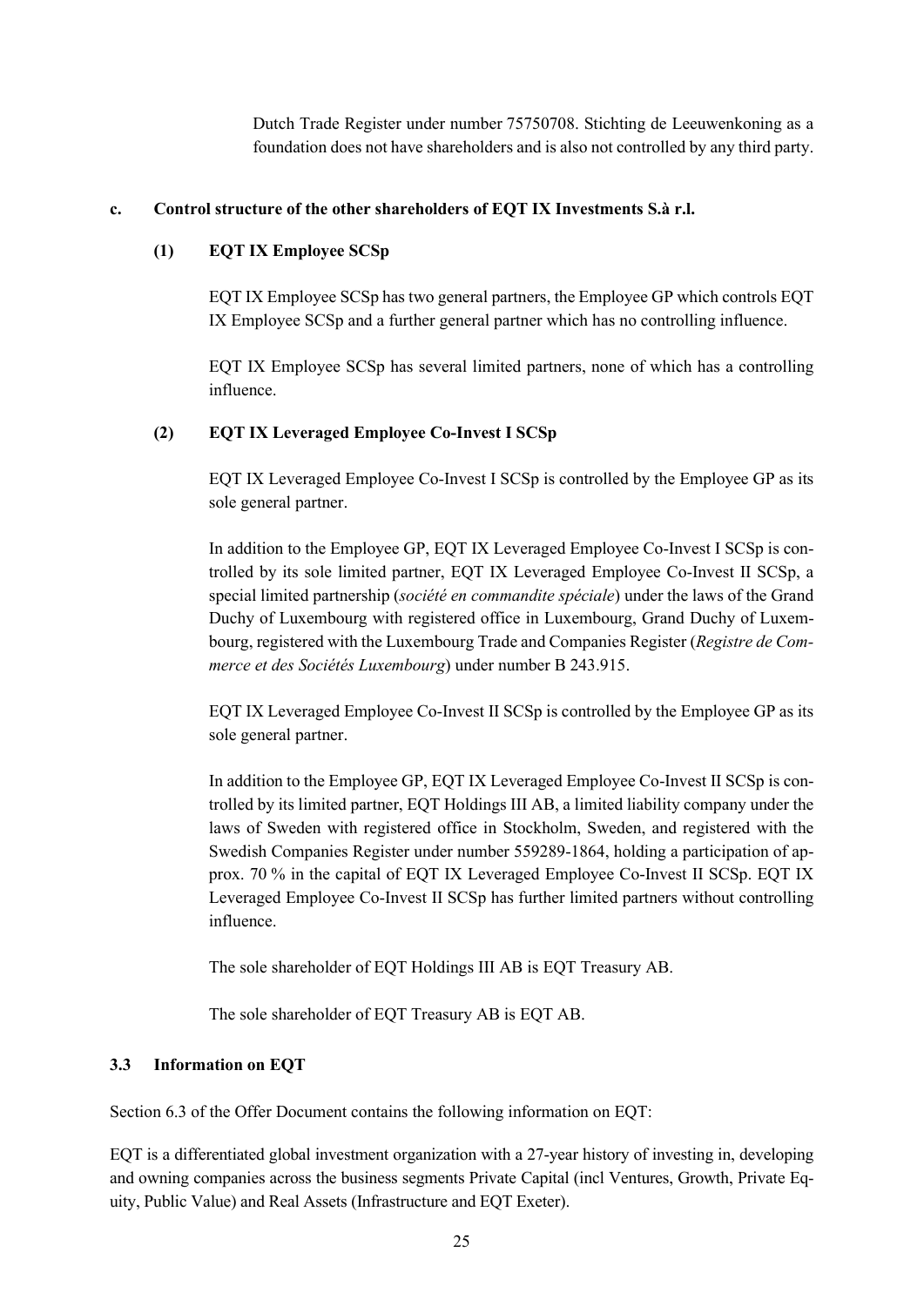Dutch Trade Register under number 75750708. Stichting de Leeuwenkoning as a foundation does not have shareholders and is also not controlled by any third party.

**c. Control structure of the other shareholders of EQT IX Investments S.à r.l.**

**(1) EQT IX Employee SCSp**

EQT IX Employee SCSp has two general partners, the Employee GP which controls EQT IX Employee SCSp and a further general partner which has no controlling influence.

EQT IX Employee SCSp has several limited partners, none of which has a controlling influence.

**(2) EQT IX Leveraged Employee Co-Invest I SCSp**

EQT IX Leveraged Employee Co-Invest I SCSp is controlled by the Employee GP as its sole general partner.

In addition to the Employee GP, EQT IX Leveraged Employee Co-Invest I SCSp is controlled by its sole limited partner, EQT IX Leveraged Employee Co-Invest II SCSp, a special limited partnership (*société en commandite spéciale*) under the laws of the Grand Duchy of Luxembourg with registered office in Luxembourg, Grand Duchy of Luxembourg, registered with the Luxembourg Trade and Companies Register (*Registre de Commerce et des Sociétés Luxembourg*) under number B 243.915.

EQT IX Leveraged Employee Co-Invest II SCSp is controlled by the Employee GP as its sole general partner.

In addition to the Employee GP, EQT IX Leveraged Employee Co-Invest II SCSp is controlled by its limited partner, EQT Holdings III AB, a limited liability company under the laws of Sweden with registered office in Stockholm, Sweden, and registered with the Swedish Companies Register under number 559289-1864, holding a participation of approx. 70 % in the capital of EQT IX Leveraged Employee Co-Invest II SCSp. EQT IX Leveraged Employee Co-Invest II SCSp has further limited partners without controlling influence.

The sole shareholder of EQT Holdings III AB is EQT Treasury AB.

The sole shareholder of EQT Treasury AB is EQT AB.

### 3.3 Information on EQT

Section 6.3 of the Offer Document contains the following information on EQT:

EQT is a differentiated global investment organization with a 27-year history of investing in, developing and owning companies across the business segments Private Capital (incl Ventures, Growth, Private Equity, Public Value) and Real Assets (Infrastructure and EQT Exeter).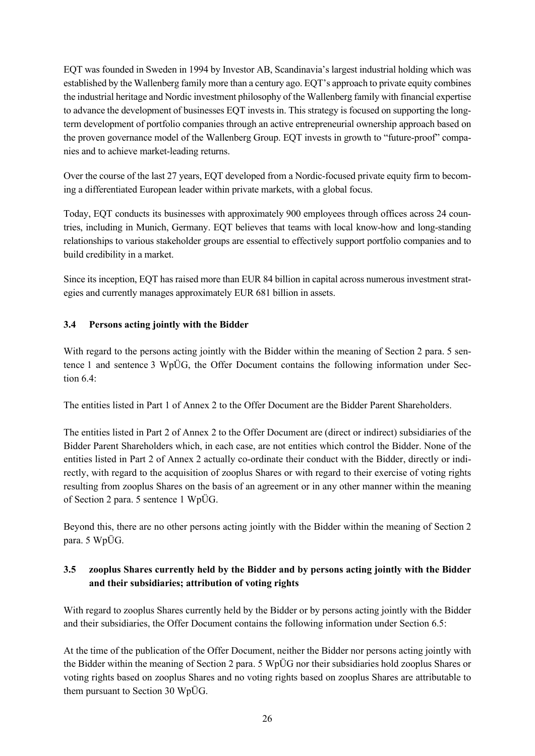EQT was founded in Sweden in 1994 by Investor AB, Scandinavia's largest industrial holding which was established by the Wallenberg family more than a century ago. EQT's approach to private equity combines the industrial heritage and Nordic investment philosophy of the Wallenberg family with financial expertise to advance the development of businesses EQT invests in. This strategy is focused on supporting the long-term development of portfolio companies through an active entrepreneurial ownership approach based on the proven governance model of the Wallenberg Group. EQT invests in growth to "future-proof" companies and to achieve market-leading returns.

Over the course of the last 27 years, EQT developed from a Nordic-focused private equity firm to becoming a differentiated European leader within private markets, with a global focus.

Today, EQT conducts its businesses with approximately 900 employees through offices across 24 countries, including in Munich, Germany. EQT believes that teams with local know-how and long-standing relationships to various stakeholder groups are essential to effectively support portfolio companies and to build credibility in a market.

Since its inception, EQT has raised more than EUR 84 billion in capital across numerous investment strategies and currently manages approximately EUR 681 billion in assets.

### 3.4 Persons acting jointly with the Bidder

With regard to the persons acting jointly with the Bidder within the meaning of Section 2 para. 5 sentence 1 and sentence 3 WpÜG, the Offer Document contains the following information under Section 6.4:

The entities listed in Part 1 of Annex 2 to the Offer Document are the Bidder Parent Shareholders.

The entities listed in Part 2 of Annex 2 to the Offer Document are (direct or indirect) subsidiaries of the Bidder Parent Shareholders which, in each case, are not entities which control the Bidder. None of the entities listed in Part 2 of Annex 2 actually co-ordinate their conduct with the Bidder, directly or indirectly, with regard to the acquisition of zooplus Shares or with regard to their exercise of voting rights resulting from zooplus Shares on the basis of an agreement or in any other manner within the meaning of Section 2 para. 5 sentence 1 WpÜG.

Beyond this, there are no other persons acting jointly with the Bidder within the meaning of Section 2 para. 5 WpÜG.

### 3.5 zooplus Shares currently held by the Bidder and by persons acting jointly with the Bidder and their subsidiaries; attribution of voting rights

With regard to zooplus Shares currently held by the Bidder or by persons acting jointly with the Bidder and their subsidiaries, the Offer Document contains the following information under Section 6.5:

At the time of the publication of the Offer Document, neither the Bidder nor persons acting jointly with the Bidder within the meaning of Section 2 para. 5 WpÜG nor their subsidiaries hold zooplus Shares or voting rights based on zooplus Shares and no voting rights based on zooplus Shares are attributable to them pursuant to Section 30 WpÜG.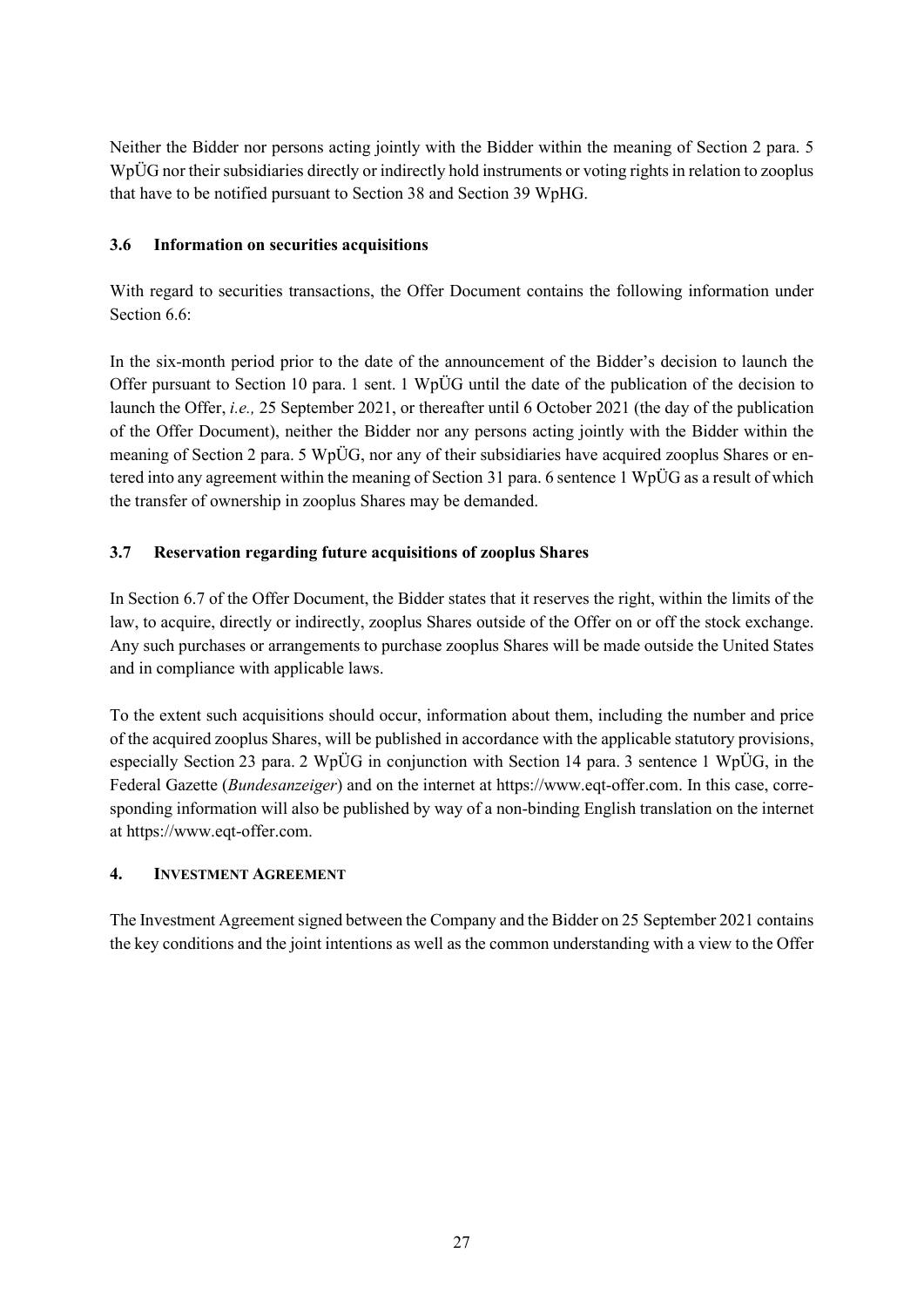Neither the Bidder nor persons acting jointly with the Bidder within the meaning of Section 2 para. 5 WpÜG nor their subsidiaries directly or indirectly hold instruments or voting rights in relation to zooplus that have to be notified pursuant to Section 38 and Section 39 WpHG.

### 3.6 Information on securities acquisitions

With regard to securities transactions, the Offer Document contains the following information under Section 6.6:

In the six-month period prior to the date of the announcement of the Bidder's decision to launch the Offer pursuant to Section 10 para. 1 sent. 1 WpÜG until the date of the publication of the decision to launch the Offer, *i.e.,* 25 September 2021, or thereafter until 6 October 2021 (the day of the publication of the Offer Document), neither the Bidder nor any persons acting jointly with the Bidder within the meaning of Section 2 para. 5 WpÜG, nor any of their subsidiaries have acquired zooplus Shares or entered into any agreement within the meaning of Section 31 para. 6 sentence 1 WpÜG as a result of which the transfer of ownership in zooplus Shares may be demanded.

### 3.7 Reservation regarding future acquisitions of zooplus Shares

In Section 6.7 of the Offer Document, the Bidder states that it reserves the right, within the limits of the law, to acquire, directly or indirectly, zooplus Shares outside of the Offer on or off the stock exchange. Any such purchases or arrangements to purchase zooplus Shares will be made outside the United States and in compliance with applicable laws.

To the extent such acquisitions should occur, information about them, including the number and price of the acquired zooplus Shares, will be published in accordance with the applicable statutory provisions, especially Section 23 para. 2 WpÜG in conjunction with Section 14 para. 3 sentence 1 WpÜG, in the Federal Gazette (*Bundesanzeiger*) and on the internet at https://www.eqt-offer.com. In this case, corresponding information will also be published by way of a non-binding English translation on the internet at https://www.eqt-offer.com.

## 4. INVESTMENT AGREEMENT

The Investment Agreement signed between the Company and the Bidder on 25 September 2021 contains the key conditions and the joint intentions as well as the common understanding with a view to the Offer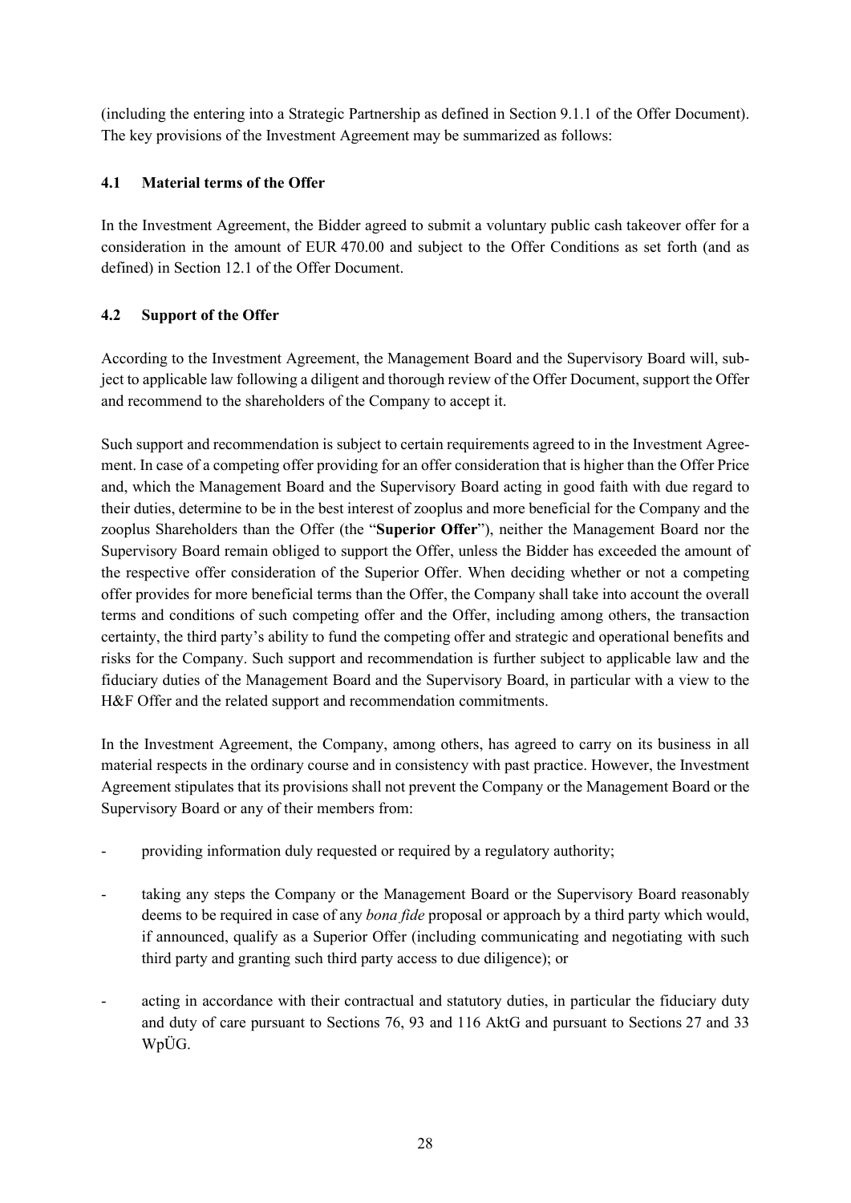(including the entering into a Strategic Partnership as defined in Section 9.1.1 of the Offer Document). The key provisions of the Investment Agreement may be summarized as follows:

### 4.1 Material terms of the Offer

In the Investment Agreement, the Bidder agreed to submit a voluntary public cash takeover offer for a consideration in the amount of EUR 470.00 and subject to the Offer Conditions as set forth (and as defined) in Section 12.1 of the Offer Document.

### 4.2 Support of the Offer

According to the Investment Agreement, the Management Board and the Supervisory Board will, subject to applicable law following a diligent and thorough review of the Offer Document, support the Offer and recommend to the shareholders of the Company to accept it.

Such support and recommendation is subject to certain requirements agreed to in the Investment Agreement. In case of a competing offer providing for an offer consideration that is higher than the Offer Price and, which the Management Board and the Supervisory Board acting in good faith with due regard to their duties, determine to be in the best interest of zooplus and more beneficial for the Company and the zooplus Shareholders than the Offer (the "**Superior Offer**"), neither the Management Board nor the Supervisory Board remain obliged to support the Offer, unless the Bidder has exceeded the amount of the respective offer consideration of the Superior Offer. When deciding whether or not a competing offer provides for more beneficial terms than the Offer, the Company shall take into account the overall terms and conditions of such competing offer and the Offer, including among others, the transaction certainty, the third party's ability to fund the competing offer and strategic and operational benefits and risks for the Company. Such support and recommendation is further subject to applicable law and the fiduciary duties of the Management Board and the Supervisory Board, in particular with a view to the H&F Offer and the related support and recommendation commitments.

In the Investment Agreement, the Company, among others, has agreed to carry on its business in all material respects in the ordinary course and in consistency with past practice. However, the Investment Agreement stipulates that its provisions shall not prevent the Company or the Management Board or the Supervisory Board or any of their members from:

- providing information duly requested or required by a regulatory authority;
- taking any steps the Company or the Management Board or the Supervisory Board reasonably deems to be required in case of any *bona fide* proposal or approach by a third party which would, if announced, qualify as a Superior Offer (including communicating and negotiating with such third party and granting such third party access to due diligence); or
- acting in accordance with their contractual and statutory duties, in particular the fiduciary duty and duty of care pursuant to Sections 76, 93 and 116 AktG and pursuant to Sections 27 and 33 WpÜG.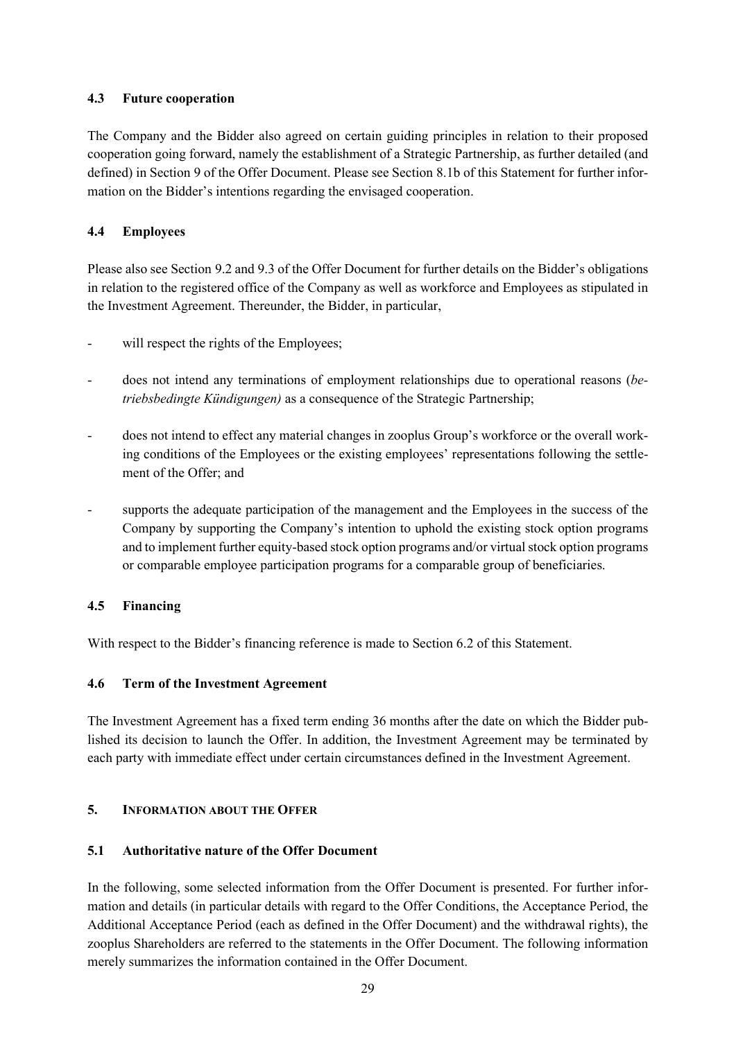### 4.3 Future cooperation

The Company and the Bidder also agreed on certain guiding principles in relation to their proposed cooperation going forward, namely the establishment of a Strategic Partnership, as further detailed (and defined) in Section 9 of the Offer Document. Please see Section 8.1b of this Statement for further information on the Bidder's intentions regarding the envisaged cooperation.

### 4.4 Employees

Please also see Section 9.2 and 9.3 of the Offer Document for further details on the Bidder's obligations in relation to the registered office of the Company as well as workforce and Employees as stipulated in the Investment Agreement. Thereunder, the Bidder, in particular,

- will respect the rights of the Employees;
- does not intend any terminations of employment relationships due to operational reasons (*betriebsbedingte Kündigungen)* as a consequence of the Strategic Partnership;
- does not intend to effect any material changes in zooplus Group's workforce or the overall working conditions of the Employees or the existing employees' representations following the settlement of the Offer; and
- supports the adequate participation of the management and the Employees in the success of the Company by supporting the Company's intention to uphold the existing stock option programs and to implement further equity-based stock option programs and/or virtual stock option programs or comparable employee participation programs for a comparable group of beneficiaries.

### 4.5 Financing

With respect to the Bidder's financing reference is made to Section 6.2 of this Statement.

### 4.6 Term of the Investment Agreement

The Investment Agreement has a fixed term ending 36 months after the date on which the Bidder published its decision to launch the Offer. In addition, the Investment Agreement may be terminated by each party with immediate effect under certain circumstances defined in the Investment Agreement.

## 5. INFORMATION ABOUT THE OFFER

### 5.1 Authoritative nature of the Offer Document

In the following, some selected information from the Offer Document is presented. For further information and details (in particular details with regard to the Offer Conditions, the Acceptance Period, the Additional Acceptance Period (each as defined in the Offer Document) and the withdrawal rights), the zooplus Shareholders are referred to the statements in the Offer Document. The following information merely summarizes the information contained in the Offer Document.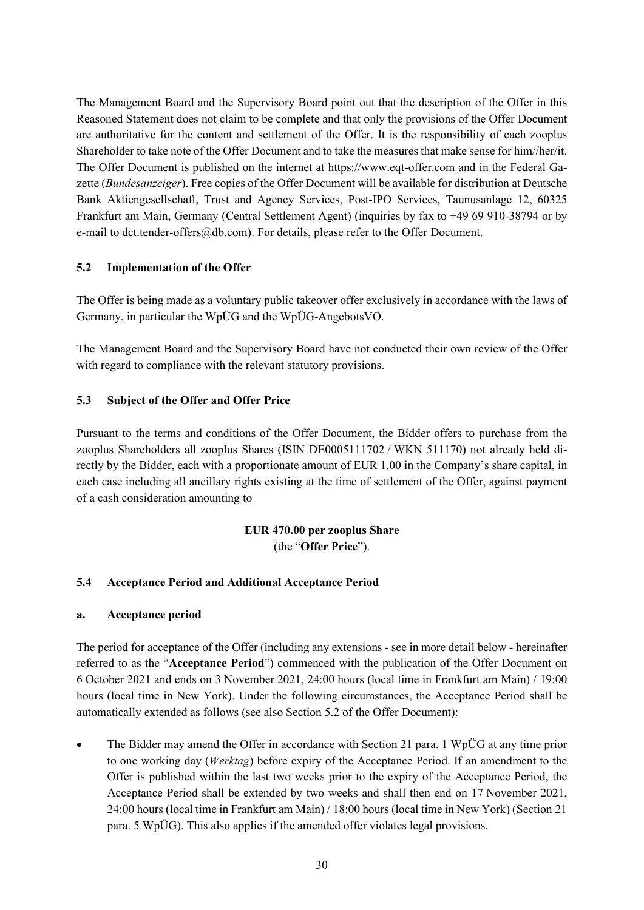The Management Board and the Supervisory Board point out that the description of the Offer in this Reasoned Statement does not claim to be complete and that only the provisions of the Offer Document are authoritative for the content and settlement of the Offer. It is the responsibility of each zooplus Shareholder to take note of the Offer Document and to take the measures that make sense for him//her/it. The Offer Document is published on the internet at https://www.eqt-offer.com and in the Federal Gazette (*Bundesanzeiger*). Free copies of the Offer Document will be available for distribution at Deutsche Bank Aktiengesellschaft, Trust and Agency Services, Post-IPO Services, Taunusanlage 12, 60325 Frankfurt am Main, Germany (Central Settlement Agent) (inquiries by fax to +49 69 910-38794 or by e-mail to dct.tender-offers@db.com). For details, please refer to the Offer Document.

## 5.2 Implementation of the Offer

The Offer is being made as a voluntary public takeover offer exclusively in accordance with the laws of Germany, in particular the WpÜG and the WpÜG-AngebotsVO.

The Management Board and the Supervisory Board have not conducted their own review of the Offer with regard to compliance with the relevant statutory provisions.

## 5.3 Subject of the Offer and Offer Price

Pursuant to the terms and conditions of the Offer Document, the Bidder offers to purchase from the zooplus Shareholders all zooplus Shares (ISIN DE0005111702 / WKN 511170) not already held directly by the Bidder, each with a proportionate amount of EUR 1.00 in the Company's share capital, in each case including all ancillary rights existing at the time of settlement of the Offer, against payment of a cash consideration amounting to

**EUR 470.00 per zooplus Share**
(the "**Offer Price**").

## 5.4 Acceptance Period and Additional Acceptance Period

### a. Acceptance period

The period for acceptance of the Offer (including any extensions - see in more detail below - hereinafter referred to as the "**Acceptance Period**") commenced with the publication of the Offer Document on 6 October 2021 and ends on 3 November 2021, 24:00 hours (local time in Frankfurt am Main) / 19:00 hours (local time in New York). Under the following circumstances, the Acceptance Period shall be automatically extended as follows (see also Section 5.2 of the Offer Document):

- The Bidder may amend the Offer in accordance with Section 21 para. 1 WpÜG at any time prior to one working day (*Werktag*) before expiry of the Acceptance Period. If an amendment to the Offer is published within the last two weeks prior to the expiry of the Acceptance Period, the Acceptance Period shall be extended by two weeks and shall then end on 17 November 2021, 24:00 hours (local time in Frankfurt am Main) / 18:00 hours (local time in New York) (Section 21 para. 5 WpÜG). This also applies if the amended offer violates legal provisions.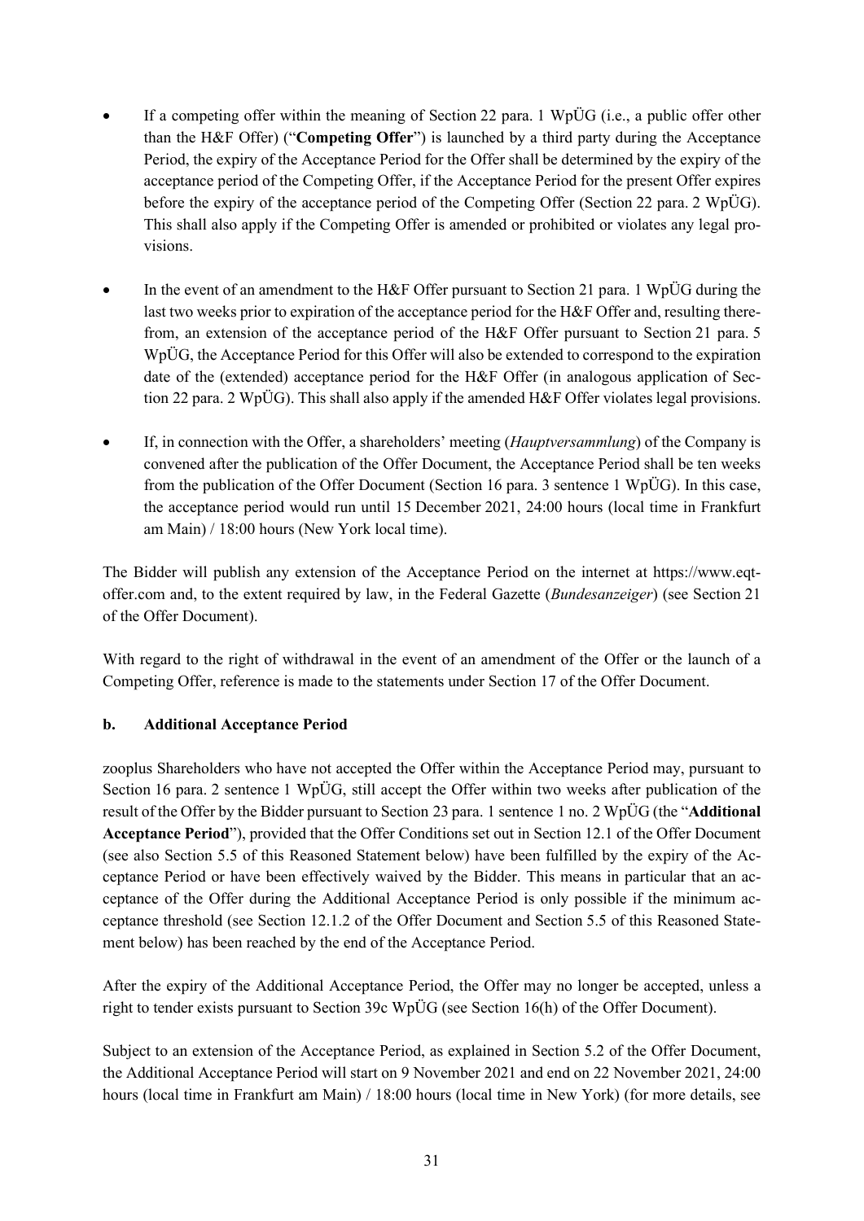- If a competing offer within the meaning of Section 22 para. 1 WpÜG (i.e., a public offer other than the H&F Offer) ("**Competing Offer**") is launched by a third party during the Acceptance Period, the expiry of the Acceptance Period for the Offer shall be determined by the expiry of the acceptance period of the Competing Offer, if the Acceptance Period for the present Offer expires before the expiry of the acceptance period of the Competing Offer (Section 22 para. 2 WpÜG). This shall also apply if the Competing Offer is amended or prohibited or violates any legal provisions.

- In the event of an amendment to the H&F Offer pursuant to Section 21 para. 1 WpÜG during the last two weeks prior to expiration of the acceptance period for the H&F Offer and, resulting therefrom, an extension of the acceptance period of the H&F Offer pursuant to Section 21 para. 5 WpÜG, the Acceptance Period for this Offer will also be extended to correspond to the expiration date of the (extended) acceptance period for the H&F Offer (in analogous application of Section 22 para. 2 WpÜG). This shall also apply if the amended H&F Offer violates legal provisions.

- If, in connection with the Offer, a shareholders' meeting (*Hauptversammlung*) of the Company is convened after the publication of the Offer Document, the Acceptance Period shall be ten weeks from the publication of the Offer Document (Section 16 para. 3 sentence 1 WpÜG). In this case, the acceptance period would run until 15 December 2021, 24:00 hours (local time in Frankfurt am Main) / 18:00 hours (New York local time).

The Bidder will publish any extension of the Acceptance Period on the internet at https://www.eqt-offer.com and, to the extent required by law, in the Federal Gazette (*Bundesanzeiger*) (see Section 21 of the Offer Document).

With regard to the right of withdrawal in the event of an amendment of the Offer or the launch of a Competing Offer, reference is made to the statements under Section 17 of the Offer Document.

**b. Additional Acceptance Period**

zooplus Shareholders who have not accepted the Offer within the Acceptance Period may, pursuant to Section 16 para. 2 sentence 1 WpÜG, still accept the Offer within two weeks after publication of the result of the Offer by the Bidder pursuant to Section 23 para. 1 sentence 1 no. 2 WpÜG (the "**Additional Acceptance Period**"), provided that the Offer Conditions set out in Section 12.1 of the Offer Document (see also Section 5.5 of this Reasoned Statement below) have been fulfilled by the expiry of the Acceptance Period or have been effectively waived by the Bidder. This means in particular that an acceptance of the Offer during the Additional Acceptance Period is only possible if the minimum acceptance threshold (see Section 12.1.2 of the Offer Document and Section 5.5 of this Reasoned Statement below) has been reached by the end of the Acceptance Period.

After the expiry of the Additional Acceptance Period, the Offer may no longer be accepted, unless a right to tender exists pursuant to Section 39c WpÜG (see Section 16(h) of the Offer Document).

Subject to an extension of the Acceptance Period, as explained in Section 5.2 of the Offer Document, the Additional Acceptance Period will start on 9 November 2021 and end on 22 November 2021, 24:00 hours (local time in Frankfurt am Main) / 18:00 hours (local time in New York) (for more details, see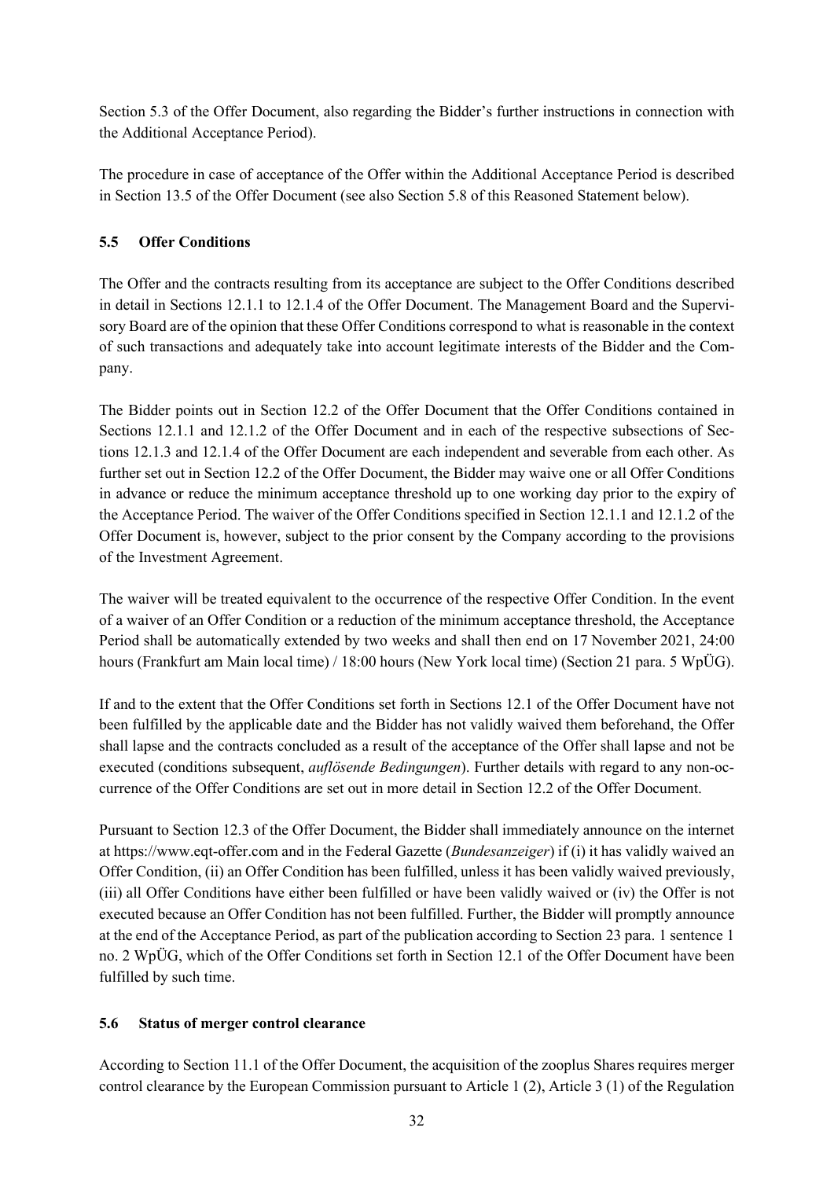Section 5.3 of the Offer Document, also regarding the Bidder's further instructions in connection with the Additional Acceptance Period).

The procedure in case of acceptance of the Offer within the Additional Acceptance Period is described in Section 13.5 of the Offer Document (see also Section 5.8 of this Reasoned Statement below).

### 5.5 Offer Conditions

The Offer and the contracts resulting from its acceptance are subject to the Offer Conditions described in detail in Sections 12.1.1 to 12.1.4 of the Offer Document. The Management Board and the Supervisory Board are of the opinion that these Offer Conditions correspond to what is reasonable in the context of such transactions and adequately take into account legitimate interests of the Bidder and the Company.

The Bidder points out in Section 12.2 of the Offer Document that the Offer Conditions contained in Sections 12.1.1 and 12.1.2 of the Offer Document and in each of the respective subsections of Sections 12.1.3 and 12.1.4 of the Offer Document are each independent and severable from each other. As further set out in Section 12.2 of the Offer Document, the Bidder may waive one or all Offer Conditions in advance or reduce the minimum acceptance threshold up to one working day prior to the expiry of the Acceptance Period. The waiver of the Offer Conditions specified in Section 12.1.1 and 12.1.2 of the Offer Document is, however, subject to the prior consent by the Company according to the provisions of the Investment Agreement.

The waiver will be treated equivalent to the occurrence of the respective Offer Condition. In the event of a waiver of an Offer Condition or a reduction of the minimum acceptance threshold, the Acceptance Period shall be automatically extended by two weeks and shall then end on 17 November 2021, 24:00 hours (Frankfurt am Main local time) / 18:00 hours (New York local time) (Section 21 para. 5 WpÜG).

If and to the extent that the Offer Conditions set forth in Sections 12.1 of the Offer Document have not been fulfilled by the applicable date and the Bidder has not validly waived them beforehand, the Offer shall lapse and the contracts concluded as a result of the acceptance of the Offer shall lapse and not be executed (conditions subsequent, *auflösende Bedingungen*). Further details with regard to any non-occurrence of the Offer Conditions are set out in more detail in Section 12.2 of the Offer Document.

Pursuant to Section 12.3 of the Offer Document, the Bidder shall immediately announce on the internet at https://www.eqt-offer.com and in the Federal Gazette (*Bundesanzeiger*) if (i) it has validly waived an Offer Condition, (ii) an Offer Condition has been fulfilled, unless it has been validly waived previously, (iii) all Offer Conditions have either been fulfilled or have been validly waived or (iv) the Offer is not executed because an Offer Condition has not been fulfilled. Further, the Bidder will promptly announce at the end of the Acceptance Period, as part of the publication according to Section 23 para. 1 sentence 1 no. 2 WpÜG, which of the Offer Conditions set forth in Section 12.1 of the Offer Document have been fulfilled by such time.

### 5.6 Status of merger control clearance

According to Section 11.1 of the Offer Document, the acquisition of the zooplus Shares requires merger control clearance by the European Commission pursuant to Article 1 (2), Article 3 (1) of the Regulation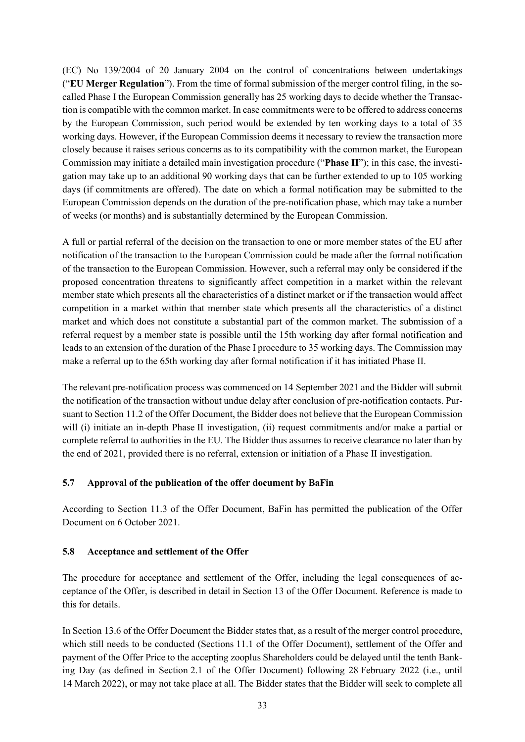(EC) No 139/2004 of 20 January 2004 on the control of concentrations between undertakings ("**EU Merger Regulation**"). From the time of formal submission of the merger control filing, in the so-called Phase I the European Commission generally has 25 working days to decide whether the Transaction is compatible with the common market. In case commitments were to be offered to address concerns by the European Commission, such period would be extended by ten working days to a total of 35 working days. However, if the European Commission deems it necessary to review the transaction more closely because it raises serious concerns as to its compatibility with the common market, the European Commission may initiate a detailed main investigation procedure ("**Phase II**"); in this case, the investigation may take up to an additional 90 working days that can be further extended to up to 105 working days (if commitments are offered). The date on which a formal notification may be submitted to the European Commission depends on the duration of the pre-notification phase, which may take a number of weeks (or months) and is substantially determined by the European Commission.

A full or partial referral of the decision on the transaction to one or more member states of the EU after notification of the transaction to the European Commission could be made after the formal notification of the transaction to the European Commission. However, such a referral may only be considered if the proposed concentration threatens to significantly affect competition in a market within the relevant member state which presents all the characteristics of a distinct market or if the transaction would affect competition in a market within that member state which presents all the characteristics of a distinct market and which does not constitute a substantial part of the common market. The submission of a referral request by a member state is possible until the 15th working day after formal notification and leads to an extension of the duration of the Phase I procedure to 35 working days. The Commission may make a referral up to the 65th working day after formal notification if it has initiated Phase II.

The relevant pre-notification process was commenced on 14 September 2021 and the Bidder will submit the notification of the transaction without undue delay after conclusion of pre-notification contacts. Pursuant to Section 11.2 of the Offer Document, the Bidder does not believe that the European Commission will (i) initiate an in-depth Phase II investigation, (ii) request commitments and/or make a partial or complete referral to authorities in the EU. The Bidder thus assumes to receive clearance no later than by the end of 2021, provided there is no referral, extension or initiation of a Phase II investigation.

### 5.7 Approval of the publication of the offer document by BaFin

According to Section 11.3 of the Offer Document, BaFin has permitted the publication of the Offer Document on 6 October 2021.

### 5.8 Acceptance and settlement of the Offer

The procedure for acceptance and settlement of the Offer, including the legal consequences of acceptance of the Offer, is described in detail in Section 13 of the Offer Document. Reference is made to this for details.

In Section 13.6 of the Offer Document the Bidder states that, as a result of the merger control procedure, which still needs to be conducted (Sections 11.1 of the Offer Document), settlement of the Offer and payment of the Offer Price to the accepting zooplus Shareholders could be delayed until the tenth Banking Day (as defined in Section 2.1 of the Offer Document) following 28 February 2022 (i.e., until 14 March 2022), or may not take place at all. The Bidder states that the Bidder will seek to complete all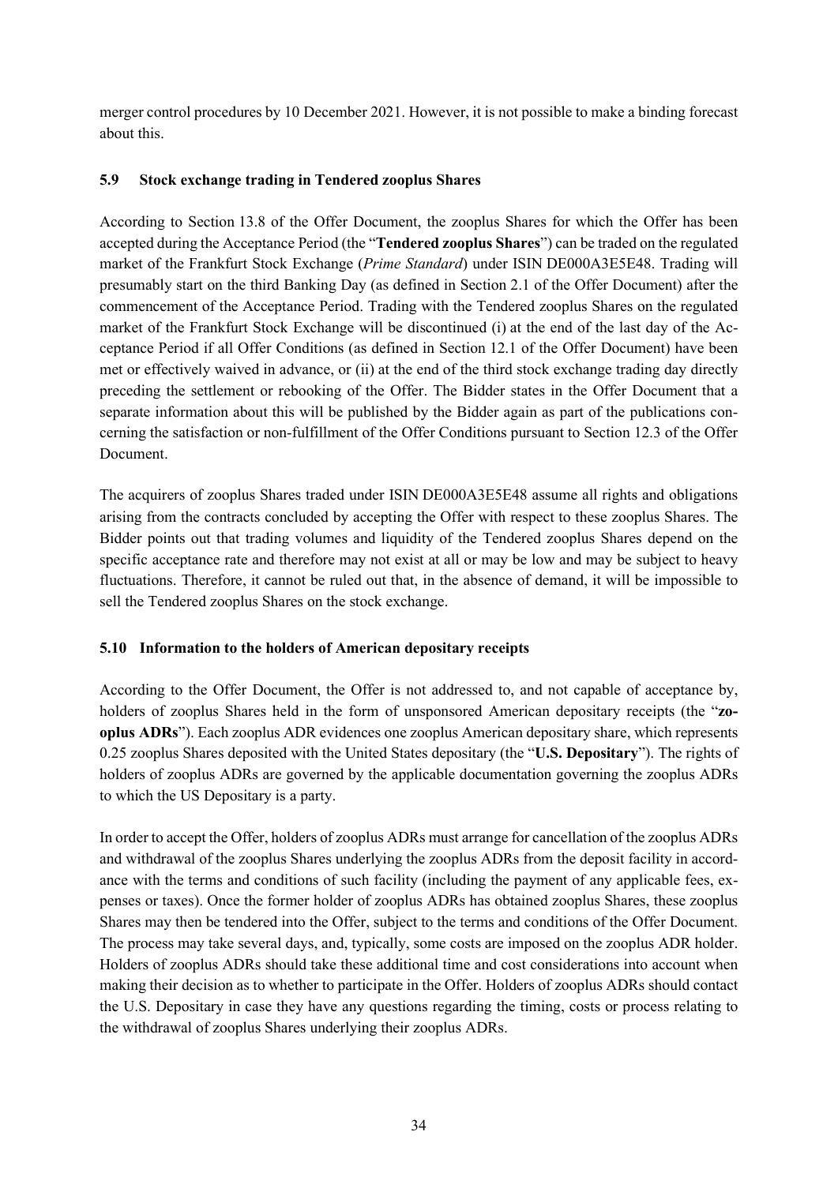merger control procedures by 10 December 2021. However, it is not possible to make a binding forecast about this.

### 5.9 Stock exchange trading in Tendered zooplus Shares

According to Section 13.8 of the Offer Document, the zooplus Shares for which the Offer has been accepted during the Acceptance Period (the "**Tendered zooplus Shares**") can be traded on the regulated market of the Frankfurt Stock Exchange (*Prime Standard*) under ISIN DE000A3E5E48. Trading will presumably start on the third Banking Day (as defined in Section 2.1 of the Offer Document) after the commencement of the Acceptance Period. Trading with the Tendered zooplus Shares on the regulated market of the Frankfurt Stock Exchange will be discontinued (i) at the end of the last day of the Acceptance Period if all Offer Conditions (as defined in Section 12.1 of the Offer Document) have been met or effectively waived in advance, or (ii) at the end of the third stock exchange trading day directly preceding the settlement or rebooking of the Offer. The Bidder states in the Offer Document that a separate information about this will be published by the Bidder again as part of the publications concerning the satisfaction or non-fulfillment of the Offer Conditions pursuant to Section 12.3 of the Offer Document.

The acquirers of zooplus Shares traded under ISIN DE000A3E5E48 assume all rights and obligations arising from the contracts concluded by accepting the Offer with respect to these zooplus Shares. The Bidder points out that trading volumes and liquidity of the Tendered zooplus Shares depend on the specific acceptance rate and therefore may not exist at all or may be low and may be subject to heavy fluctuations. Therefore, it cannot be ruled out that, in the absence of demand, it will be impossible to sell the Tendered zooplus Shares on the stock exchange.

### 5.10 Information to the holders of American depositary receipts

According to the Offer Document, the Offer is not addressed to, and not capable of acceptance by, holders of zooplus Shares held in the form of unsponsored American depositary receipts (the "**zooplus ADRs**"). Each zooplus ADR evidences one zooplus American depositary share, which represents 0.25 zooplus Shares deposited with the United States depositary (the "**U.S. Depositary**"). The rights of holders of zooplus ADRs are governed by the applicable documentation governing the zooplus ADRs to which the US Depositary is a party.

In order to accept the Offer, holders of zooplus ADRs must arrange for cancellation of the zooplus ADRs and withdrawal of the zooplus Shares underlying the zooplus ADRs from the deposit facility in accordance with the terms and conditions of such facility (including the payment of any applicable fees, expenses or taxes). Once the former holder of zooplus ADRs has obtained zooplus Shares, these zooplus Shares may then be tendered into the Offer, subject to the terms and conditions of the Offer Document. The process may take several days, and, typically, some costs are imposed on the zooplus ADR holder. Holders of zooplus ADRs should take these additional time and cost considerations into account when making their decision as to whether to participate in the Offer. Holders of zooplus ADRs should contact the U.S. Depositary in case they have any questions regarding the timing, costs or process relating to the withdrawal of zooplus Shares underlying their zooplus ADRs.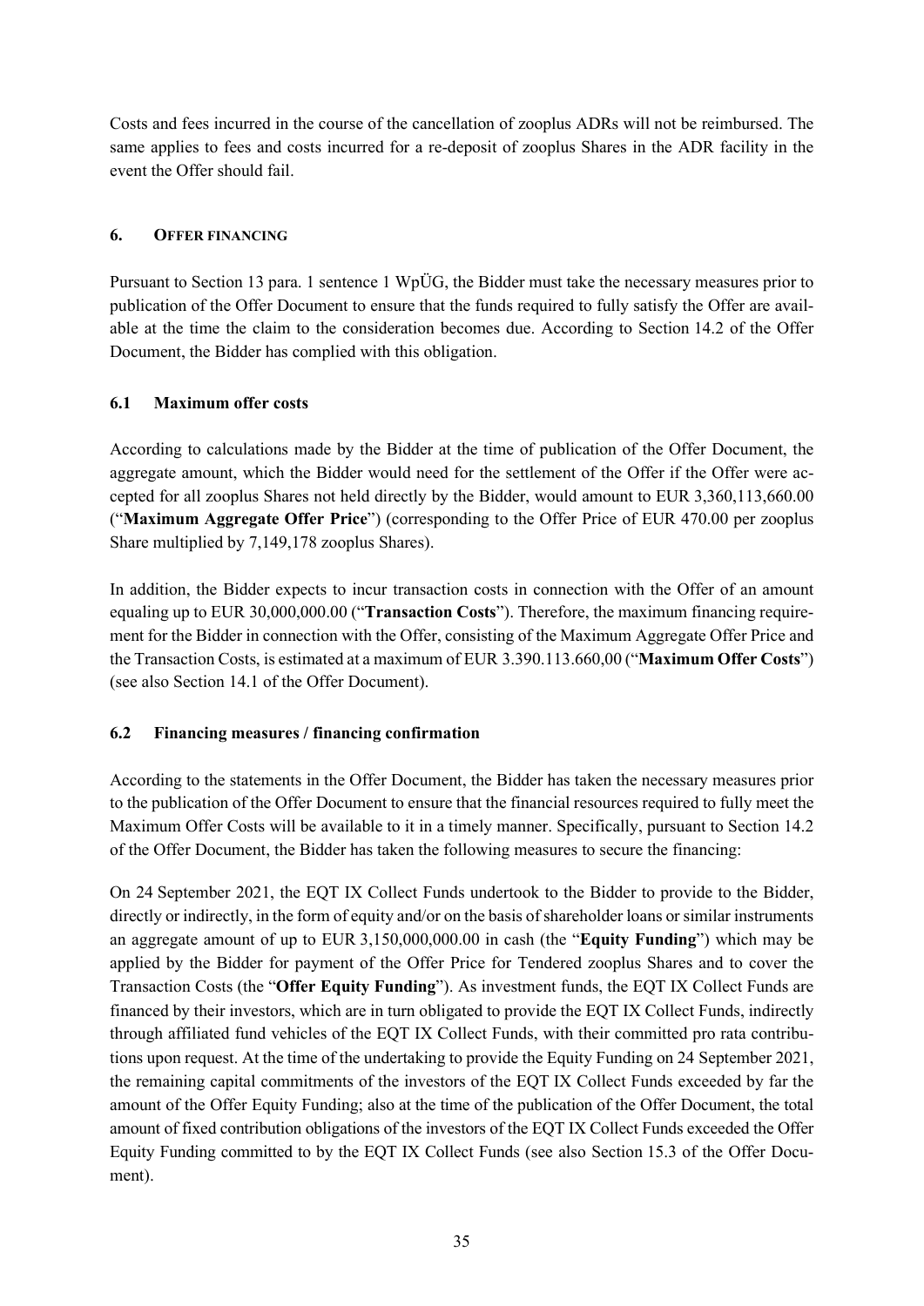Costs and fees incurred in the course of the cancellation of zooplus ADRs will not be reimbursed. The same applies to fees and costs incurred for a re-deposit of zooplus Shares in the ADR facility in the event the Offer should fail.

## 6. OFFER FINANCING

Pursuant to Section 13 para. 1 sentence 1 WpÜG, the Bidder must take the necessary measures prior to publication of the Offer Document to ensure that the funds required to fully satisfy the Offer are available at the time the claim to the consideration becomes due. According to Section 14.2 of the Offer Document, the Bidder has complied with this obligation.

### 6.1 Maximum offer costs

According to calculations made by the Bidder at the time of publication of the Offer Document, the aggregate amount, which the Bidder would need for the settlement of the Offer if the Offer were accepted for all zooplus Shares not held directly by the Bidder, would amount to EUR 3,360,113,660.00 ("**Maximum Aggregate Offer Price**") (corresponding to the Offer Price of EUR 470.00 per zooplus Share multiplied by 7,149,178 zooplus Shares).

In addition, the Bidder expects to incur transaction costs in connection with the Offer of an amount equaling up to EUR 30,000,000.00 ("**Transaction Costs**"). Therefore, the maximum financing requirement for the Bidder in connection with the Offer, consisting of the Maximum Aggregate Offer Price and the Transaction Costs, is estimated at a maximum of EUR 3.390.113.660,00 ("**Maximum Offer Costs**") (see also Section 14.1 of the Offer Document).

### 6.2 Financing measures / financing confirmation

According to the statements in the Offer Document, the Bidder has taken the necessary measures prior to the publication of the Offer Document to ensure that the financial resources required to fully meet the Maximum Offer Costs will be available to it in a timely manner. Specifically, pursuant to Section 14.2 of the Offer Document, the Bidder has taken the following measures to secure the financing:

On 24 September 2021, the EQT IX Collect Funds undertook to the Bidder to provide to the Bidder, directly or indirectly, in the form of equity and/or on the basis of shareholder loans or similar instruments an aggregate amount of up to EUR 3,150,000,000.00 in cash (the "**Equity Funding**") which may be applied by the Bidder for payment of the Offer Price for Tendered zooplus Shares and to cover the Transaction Costs (the "**Offer Equity Funding**"). As investment funds, the EQT IX Collect Funds are financed by their investors, which are in turn obligated to provide the EQT IX Collect Funds, indirectly through affiliated fund vehicles of the EQT IX Collect Funds, with their committed pro rata contributions upon request. At the time of the undertaking to provide the Equity Funding on 24 September 2021, the remaining capital commitments of the investors of the EQT IX Collect Funds exceeded by far the amount of the Offer Equity Funding; also at the time of the publication of the Offer Document, the total amount of fixed contribution obligations of the investors of the EQT IX Collect Funds exceeded the Offer Equity Funding committed to by the EQT IX Collect Funds (see also Section 15.3 of the Offer Document).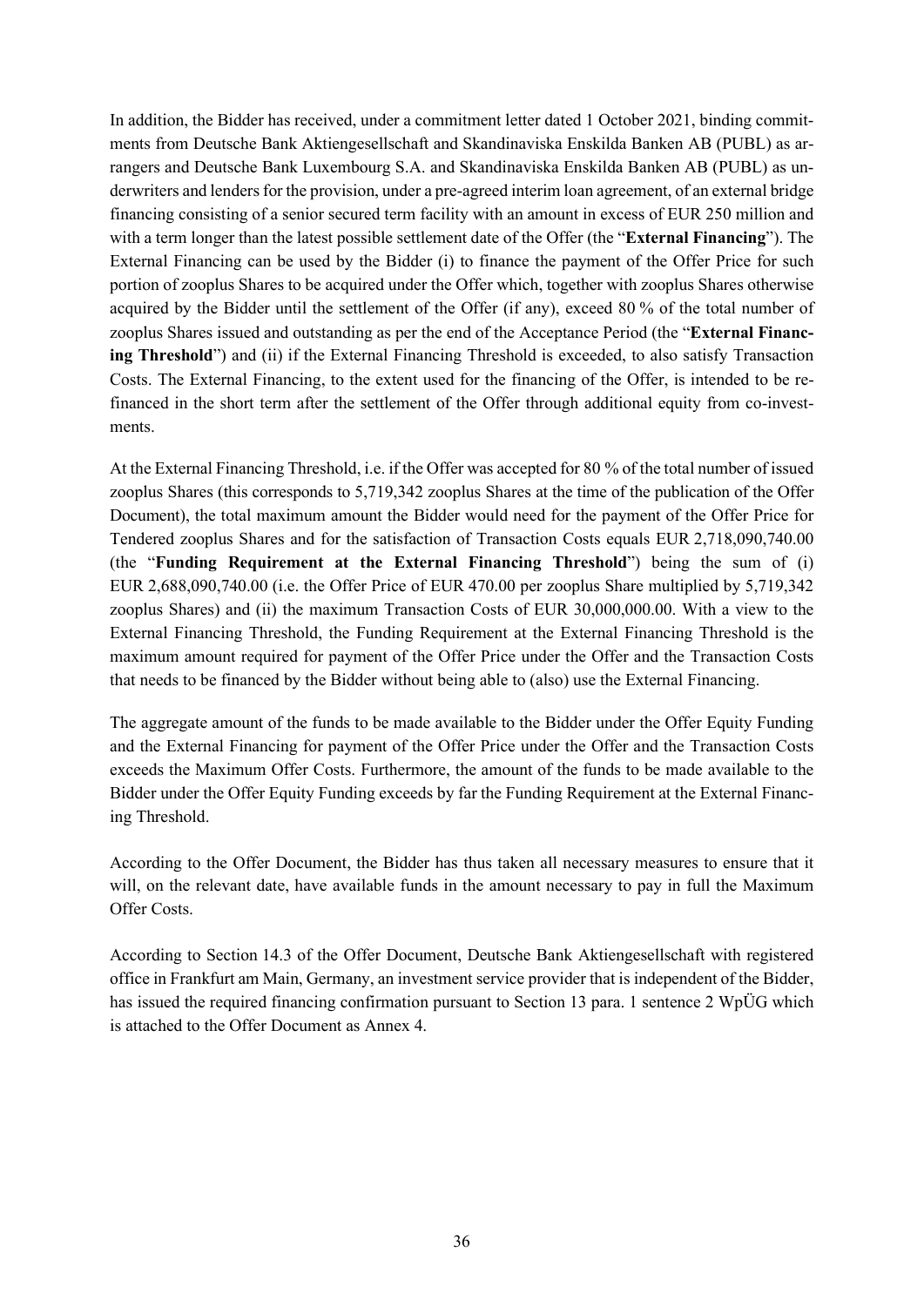In addition, the Bidder has received, under a commitment letter dated 1 October 2021, binding commitments from Deutsche Bank Aktiengesellschaft and Skandinaviska Enskilda Banken AB (PUBL) as arrangers and Deutsche Bank Luxembourg S.A. and Skandinaviska Enskilda Banken AB (PUBL) as underwriters and lenders for the provision, under a pre-agreed interim loan agreement, of an external bridge financing consisting of a senior secured term facility with an amount in excess of EUR 250 million and with a term longer than the latest possible settlement date of the Offer (the "**External Financing**"). The External Financing can be used by the Bidder (i) to finance the payment of the Offer Price for such portion of zooplus Shares to be acquired under the Offer which, together with zooplus Shares otherwise acquired by the Bidder until the settlement of the Offer (if any), exceed 80 % of the total number of zooplus Shares issued and outstanding as per the end of the Acceptance Period (the "**External Financing Threshold**") and (ii) if the External Financing Threshold is exceeded, to also satisfy Transaction Costs. The External Financing, to the extent used for the financing of the Offer, is intended to be refinanced in the short term after the settlement of the Offer through additional equity from co-investments.

At the External Financing Threshold, i.e. if the Offer was accepted for 80 % of the total number of issued zooplus Shares (this corresponds to 5,719,342 zooplus Shares at the time of the publication of the Offer Document), the total maximum amount the Bidder would need for the payment of the Offer Price for Tendered zooplus Shares and for the satisfaction of Transaction Costs equals EUR 2,718,090,740.00 (the "**Funding Requirement at the External Financing Threshold**") being the sum of (i) EUR 2,688,090,740.00 (i.e. the Offer Price of EUR 470.00 per zooplus Share multiplied by 5,719,342 zooplus Shares) and (ii) the maximum Transaction Costs of EUR 30,000,000.00. With a view to the External Financing Threshold, the Funding Requirement at the External Financing Threshold is the maximum amount required for payment of the Offer Price under the Offer and the Transaction Costs that needs to be financed by the Bidder without being able to (also) use the External Financing.

The aggregate amount of the funds to be made available to the Bidder under the Offer Equity Funding and the External Financing for payment of the Offer Price under the Offer and the Transaction Costs exceeds the Maximum Offer Costs. Furthermore, the amount of the funds to be made available to the Bidder under the Offer Equity Funding exceeds by far the Funding Requirement at the External Financing Threshold.

According to the Offer Document, the Bidder has thus taken all necessary measures to ensure that it will, on the relevant date, have available funds in the amount necessary to pay in full the Maximum Offer Costs.

According to Section 14.3 of the Offer Document, Deutsche Bank Aktiengesellschaft with registered office in Frankfurt am Main, Germany, an investment service provider that is independent of the Bidder, has issued the required financing confirmation pursuant to Section 13 para. 1 sentence 2 WpÜG which is attached to the Offer Document as Annex 4.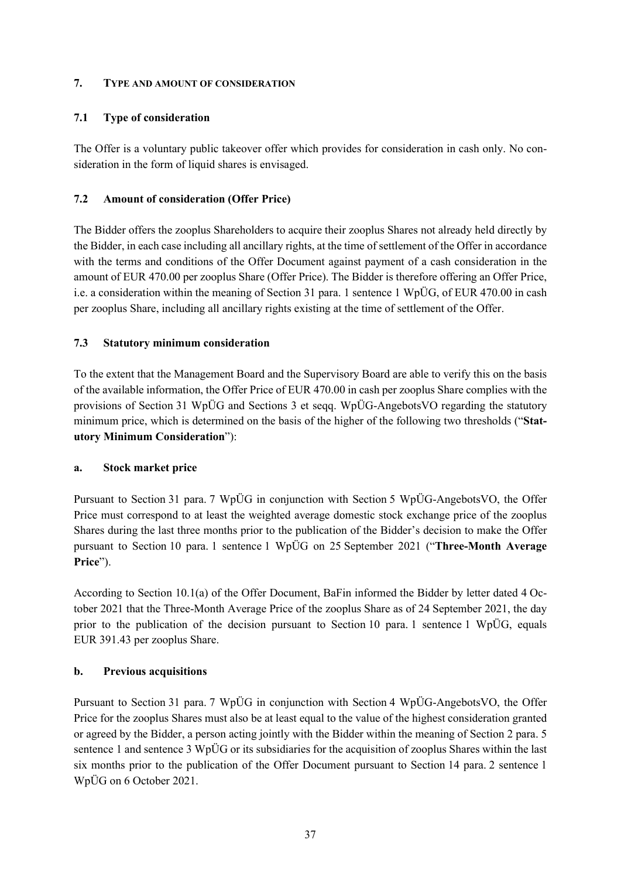## 7. TYPE AND AMOUNT OF CONSIDERATION

### 7.1 Type of consideration

The Offer is a voluntary public takeover offer which provides for consideration in cash only. No consideration in the form of liquid shares is envisaged.

### 7.2 Amount of consideration (Offer Price)

The Bidder offers the zooplus Shareholders to acquire their zooplus Shares not already held directly by the Bidder, in each case including all ancillary rights, at the time of settlement of the Offer in accordance with the terms and conditions of the Offer Document against payment of a cash consideration in the amount of EUR 470.00 per zooplus Share (Offer Price). The Bidder is therefore offering an Offer Price, i.e. a consideration within the meaning of Section 31 para. 1 sentence 1 WpÜG, of EUR 470.00 in cash per zooplus Share, including all ancillary rights existing at the time of settlement of the Offer.

### 7.3 Statutory minimum consideration

To the extent that the Management Board and the Supervisory Board are able to verify this on the basis of the available information, the Offer Price of EUR 470.00 in cash per zooplus Share complies with the provisions of Section 31 WpÜG and Sections 3 et seqq. WpÜG-AngebotsVO regarding the statutory minimum price, which is determined on the basis of the higher of the following two thresholds ("**Statutory Minimum Consideration**"):

#### a. Stock market price

Pursuant to Section 31 para. 7 WpÜG in conjunction with Section 5 WpÜG-AngebotsVO, the Offer Price must correspond to at least the weighted average domestic stock exchange price of the zooplus Shares during the last three months prior to the publication of the Bidder's decision to make the Offer pursuant to Section 10 para. 1 sentence 1 WpÜG on 25 September 2021 ("**Three-Month Average Price**").

According to Section 10.1(a) of the Offer Document, BaFin informed the Bidder by letter dated 4 October 2021 that the Three-Month Average Price of the zooplus Share as of 24 September 2021, the day prior to the publication of the decision pursuant to Section 10 para. 1 sentence 1 WpÜG, equals EUR 391.43 per zooplus Share.

#### b. Previous acquisitions

Pursuant to Section 31 para. 7 WpÜG in conjunction with Section 4 WpÜG-AngebotsVO, the Offer Price for the zooplus Shares must also be at least equal to the value of the highest consideration granted or agreed by the Bidder, a person acting jointly with the Bidder within the meaning of Section 2 para. 5 sentence 1 and sentence 3 WpÜG or its subsidiaries for the acquisition of zooplus Shares within the last six months prior to the publication of the Offer Document pursuant to Section 14 para. 2 sentence 1 WpÜG on 6 October 2021.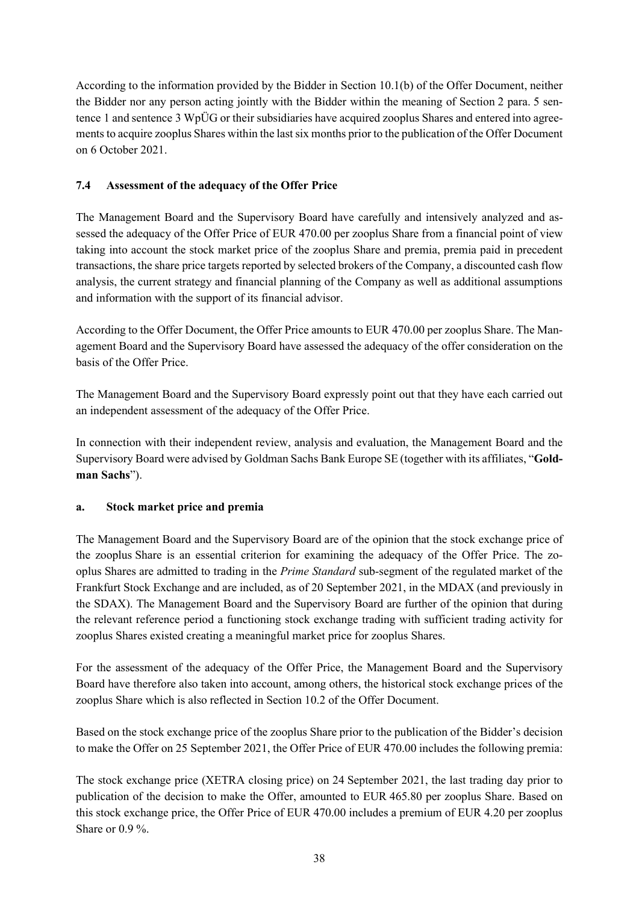According to the information provided by the Bidder in Section 10.1(b) of the Offer Document, neither the Bidder nor any person acting jointly with the Bidder within the meaning of Section 2 para. 5 sentence 1 and sentence 3 WpÜG or their subsidiaries have acquired zooplus Shares and entered into agreements to acquire zooplus Shares within the last six months prior to the publication of the Offer Document on 6 October 2021.

### 7.4 Assessment of the adequacy of the Offer Price

The Management Board and the Supervisory Board have carefully and intensively analyzed and assessed the adequacy of the Offer Price of EUR 470.00 per zooplus Share from a financial point of view taking into account the stock market price of the zooplus Share and premia, premia paid in precedent transactions, the share price targets reported by selected brokers of the Company, a discounted cash flow analysis, the current strategy and financial planning of the Company as well as additional assumptions and information with the support of its financial advisor.

According to the Offer Document, the Offer Price amounts to EUR 470.00 per zooplus Share. The Management Board and the Supervisory Board have assessed the adequacy of the offer consideration on the basis of the Offer Price.

The Management Board and the Supervisory Board expressly point out that they have each carried out an independent assessment of the adequacy of the Offer Price.

In connection with their independent review, analysis and evaluation, the Management Board and the Supervisory Board were advised by Goldman Sachs Bank Europe SE (together with its affiliates, "**Goldman Sachs**").

#### a. Stock market price and premia

The Management Board and the Supervisory Board are of the opinion that the stock exchange price of the zooplus Share is an essential criterion for examining the adequacy of the Offer Price. The zooplus Shares are admitted to trading in the *Prime Standard* sub-segment of the regulated market of the Frankfurt Stock Exchange and are included, as of 20 September 2021, in the MDAX (and previously in the SDAX). The Management Board and the Supervisory Board are further of the opinion that during the relevant reference period a functioning stock exchange trading with sufficient trading activity for zooplus Shares existed creating a meaningful market price for zooplus Shares.

For the assessment of the adequacy of the Offer Price, the Management Board and the Supervisory Board have therefore also taken into account, among others, the historical stock exchange prices of the zooplus Share which is also reflected in Section 10.2 of the Offer Document.

Based on the stock exchange price of the zooplus Share prior to the publication of the Bidder's decision to make the Offer on 25 September 2021, the Offer Price of EUR 470.00 includes the following premia:

The stock exchange price (XETRA closing price) on 24 September 2021, the last trading day prior to publication of the decision to make the Offer, amounted to EUR 465.80 per zooplus Share. Based on this stock exchange price, the Offer Price of EUR 470.00 includes a premium of EUR 4.20 per zooplus Share or 0.9 %.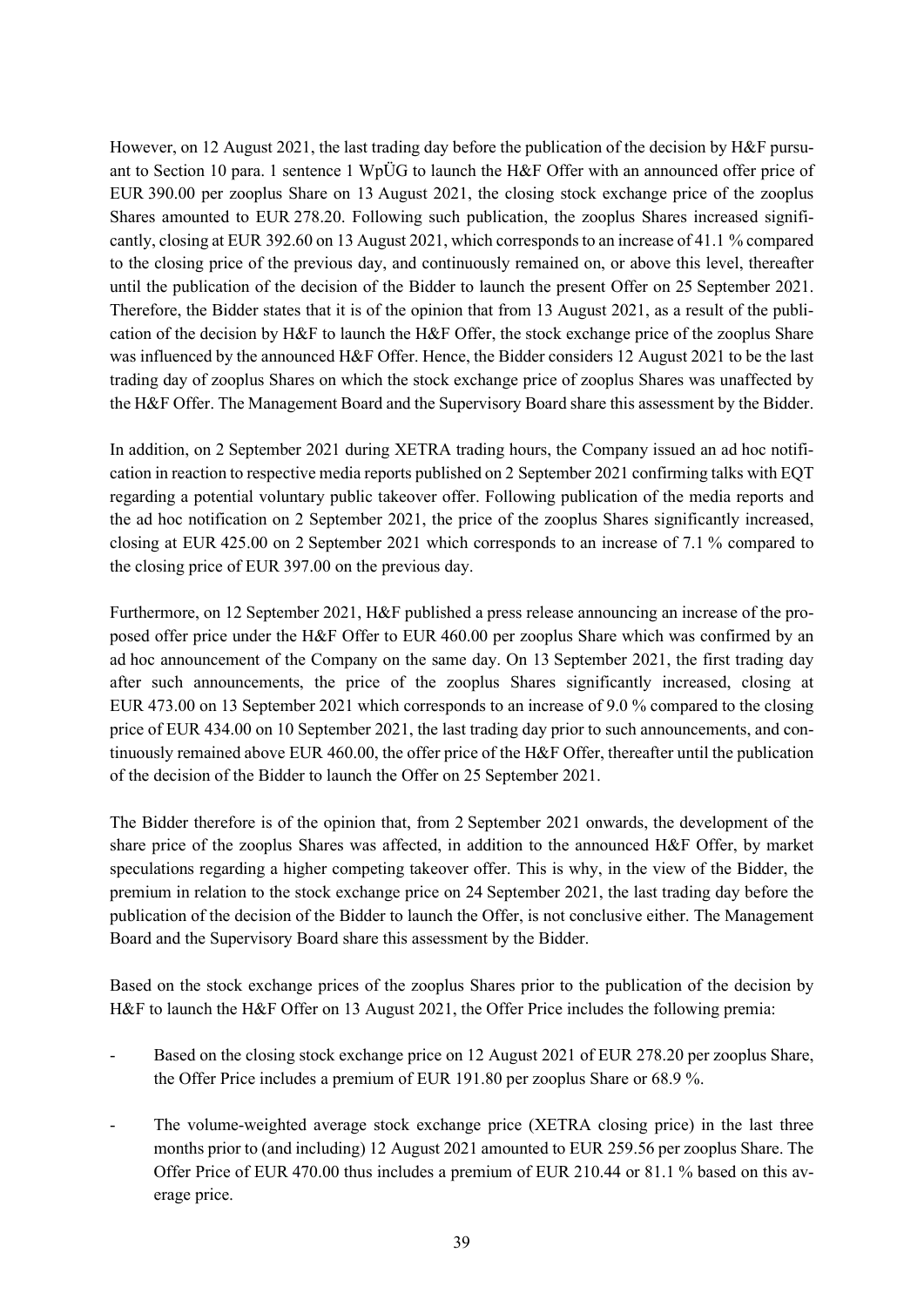However, on 12 August 2021, the last trading day before the publication of the decision by H&F pursuant to Section 10 para. 1 sentence 1 WpÜG to launch the H&F Offer with an announced offer price of EUR 390.00 per zooplus Share on 13 August 2021, the closing stock exchange price of the zooplus Shares amounted to EUR 278.20. Following such publication, the zooplus Shares increased significantly, closing at EUR 392.60 on 13 August 2021, which corresponds to an increase of 41.1 % compared to the closing price of the previous day, and continuously remained on, or above this level, thereafter until the publication of the decision of the Bidder to launch the present Offer on 25 September 2021. Therefore, the Bidder states that it is of the opinion that from 13 August 2021, as a result of the publication of the decision by H&F to launch the H&F Offer, the stock exchange price of the zooplus Share was influenced by the announced H&F Offer. Hence, the Bidder considers 12 August 2021 to be the last trading day of zooplus Shares on which the stock exchange price of zooplus Shares was unaffected by the H&F Offer. The Management Board and the Supervisory Board share this assessment by the Bidder.

In addition, on 2 September 2021 during XETRA trading hours, the Company issued an ad hoc notification in reaction to respective media reports published on 2 September 2021 confirming talks with EQT regarding a potential voluntary public takeover offer. Following publication of the media reports and the ad hoc notification on 2 September 2021, the price of the zooplus Shares significantly increased, closing at EUR 425.00 on 2 September 2021 which corresponds to an increase of 7.1 % compared to the closing price of EUR 397.00 on the previous day.

Furthermore, on 12 September 2021, H&F published a press release announcing an increase of the proposed offer price under the H&F Offer to EUR 460.00 per zooplus Share which was confirmed by an ad hoc announcement of the Company on the same day. On 13 September 2021, the first trading day after such announcements, the price of the zooplus Shares significantly increased, closing at EUR 473.00 on 13 September 2021 which corresponds to an increase of 9.0 % compared to the closing price of EUR 434.00 on 10 September 2021, the last trading day prior to such announcements, and continuously remained above EUR 460.00, the offer price of the H&F Offer, thereafter until the publication of the decision of the Bidder to launch the Offer on 25 September 2021.

The Bidder therefore is of the opinion that, from 2 September 2021 onwards, the development of the share price of the zooplus Shares was affected, in addition to the announced H&F Offer, by market speculations regarding a higher competing takeover offer. This is why, in the view of the Bidder, the premium in relation to the stock exchange price on 24 September 2021, the last trading day before the publication of the decision of the Bidder to launch the Offer, is not conclusive either. The Management Board and the Supervisory Board share this assessment by the Bidder.

Based on the stock exchange prices of the zooplus Shares prior to the publication of the decision by H&F to launch the H&F Offer on 13 August 2021, the Offer Price includes the following premia:

- Based on the closing stock exchange price on 12 August 2021 of EUR 278.20 per zooplus Share, the Offer Price includes a premium of EUR 191.80 per zooplus Share or 68.9 %.

- The volume-weighted average stock exchange price (XETRA closing price) in the last three months prior to (and including) 12 August 2021 amounted to EUR 259.56 per zooplus Share. The Offer Price of EUR 470.00 thus includes a premium of EUR 210.44 or 81.1 % based on this average price.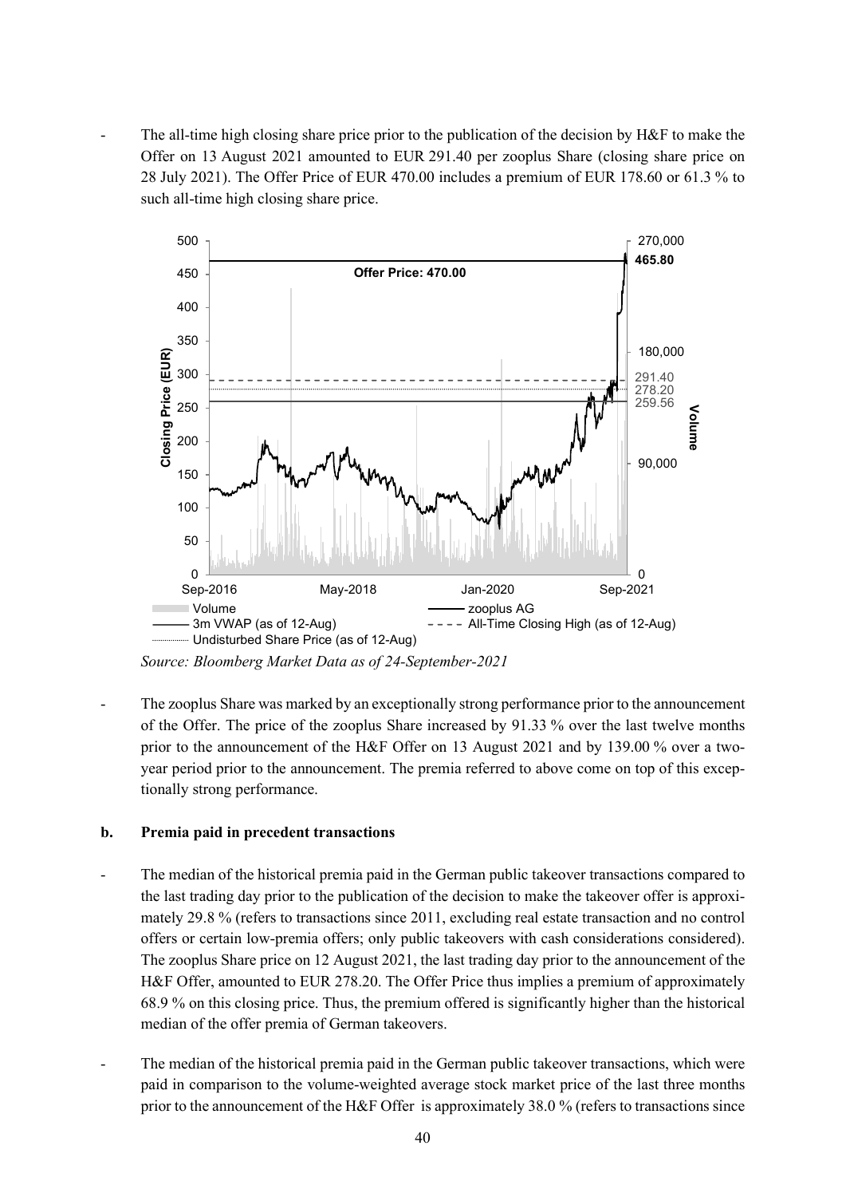- The all-time high closing share price prior to the publication of the decision by H&F to make the Offer on 13 August 2021 amounted to EUR 291.40 per zooplus Share (closing share price on 28 July 2021). The Offer Price of EUR 470.00 includes a premium of EUR 178.60 or 61.3 % to such all-time high closing share price.

*Source: Bloomberg Market Data as of 24-September-2021*

- The zooplus Share was marked by an exceptionally strong performance prior to the announcement of the Offer. The price of the zooplus Share increased by 91.33 % over the last twelve months prior to the announcement of the H&F Offer on 13 August 2021 and by 139.00 % over a two-year period prior to the announcement. The premia referred to above come on top of this exceptionally strong performance.

**b. Premia paid in precedent transactions**

- The median of the historical premia paid in the German public takeover transactions compared to the last trading day prior to the publication of the decision to make the takeover offer is approximately 29.8 % (refers to transactions since 2011, excluding real estate transaction and no control offers or certain low-premia offers; only public takeovers with cash considerations considered). The zooplus Share price on 12 August 2021, the last trading day prior to the announcement of the H&F Offer, amounted to EUR 278.20. The Offer Price thus implies a premium of approximately 68.9 % on this closing price. Thus, the premium offered is significantly higher than the historical median of the offer premia of German takeovers.

- The median of the historical premia paid in the German public takeover transactions, which were paid in comparison to the volume-weighted average stock market price of the last three months prior to the announcement of the H&F Offer is approximately 38.0 % (refers to transactions since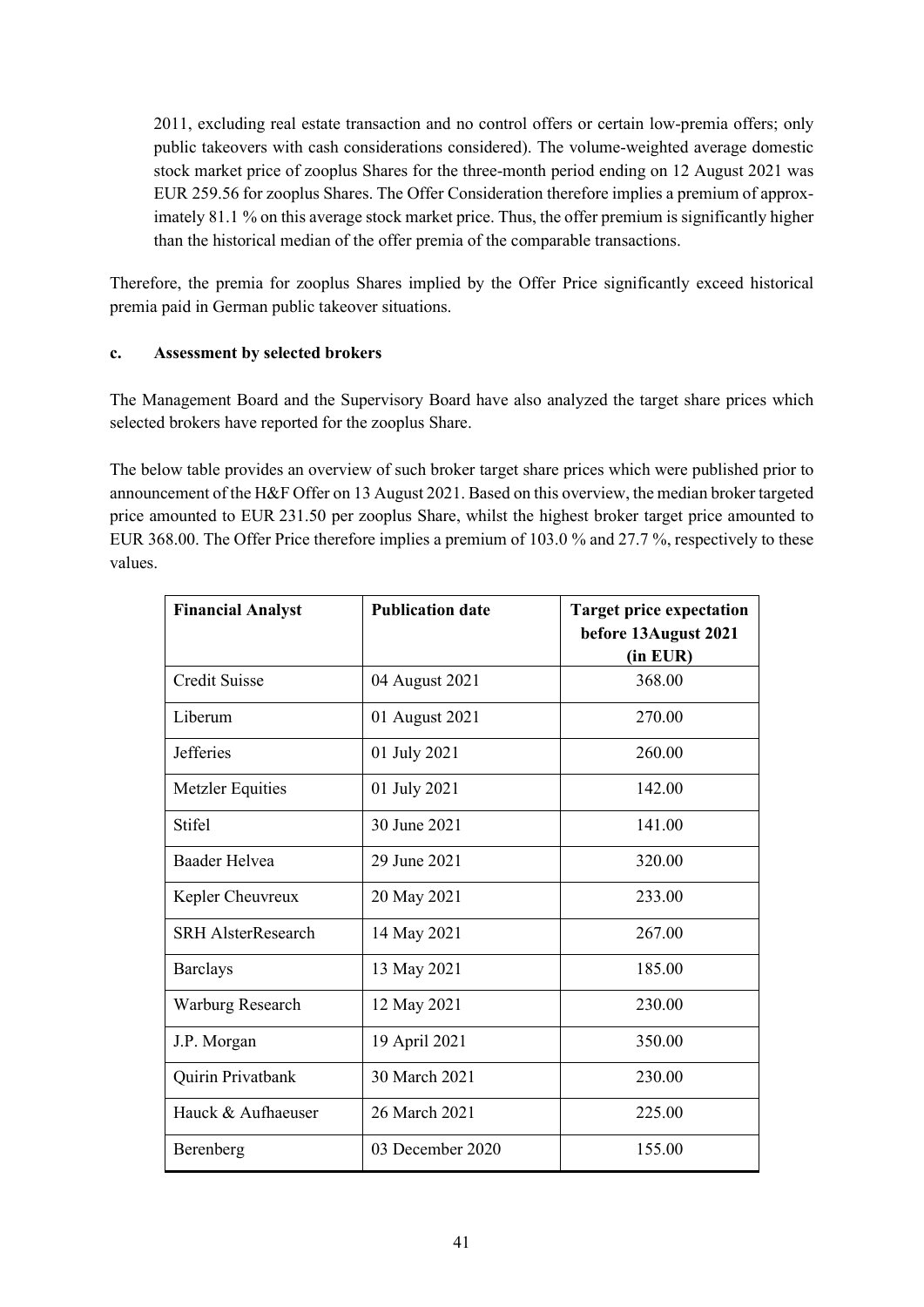2011, excluding real estate transaction and no control offers or certain low-premia offers; only public takeovers with cash considerations considered). The volume-weighted average domestic stock market price of zooplus Shares for the three-month period ending on 12 August 2021 was EUR 259.56 for zooplus Shares. The Offer Consideration therefore implies a premium of approximately 81.1 % on this average stock market price. Thus, the offer premium is significantly higher than the historical median of the offer premia of the comparable transactions.

Therefore, the premia for zooplus Shares implied by the Offer Price significantly exceed historical premia paid in German public takeover situations.

**c. Assessment by selected brokers**

The Management Board and the Supervisory Board have also analyzed the target share prices which selected brokers have reported for the zooplus Share.

The below table provides an overview of such broker target share prices which were published prior to announcement of the H&F Offer on 13 August 2021. Based on this overview, the median broker targeted price amounted to EUR 231.50 per zooplus Share, whilst the highest broker target price amounted to EUR 368.00. The Offer Price therefore implies a premium of 103.0 % and 27.7 %, respectively to these values.

| Financial Analyst | Publication date | Target price expectation before 13August 2021 (in EUR) |
|---|---|---|
| Credit Suisse | 04 August 2021 | 368.00 |
| Liberum | 01 August 2021 | 270.00 |
| Jefferies | 01 July 2021 | 260.00 |
| Metzler Equities | 01 July 2021 | 142.00 |
| Stifel | 30 June 2021 | 141.00 |
| Baader Helvea | 29 June 2021 | 320.00 |
| Kepler Cheuvreux | 20 May 2021 | 233.00 |
| SRH AlsterResearch | 14 May 2021 | 267.00 |
| Barclays | 13 May 2021 | 185.00 |
| Warburg Research | 12 May 2021 | 230.00 |
| J.P. Morgan | 19 April 2021 | 350.00 |
| Quirin Privatbank | 30 March 2021 | 230.00 |
| Hauck & Aufhaeuser | 26 March 2021 | 225.00 |
| Berenberg | 03 December 2020 | 155.00 |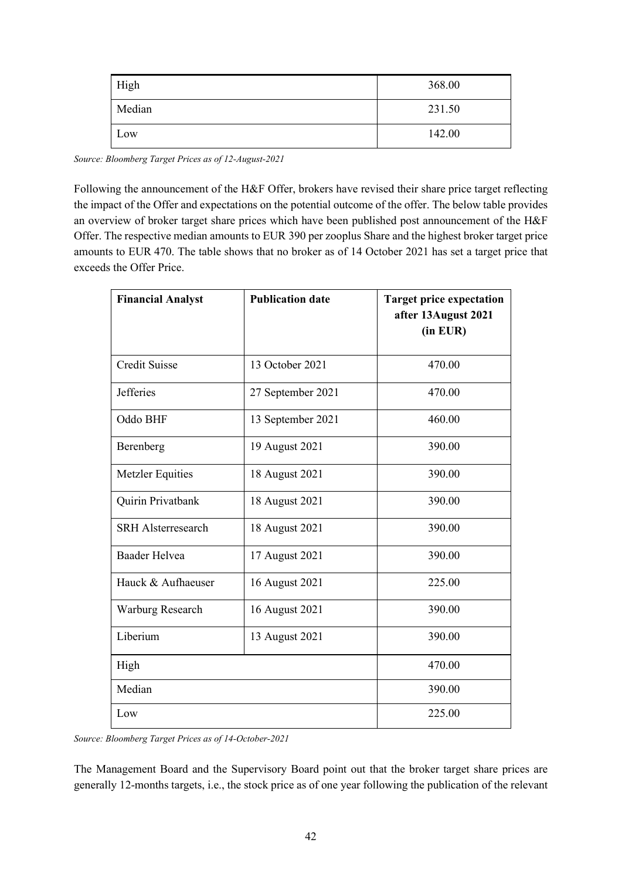| High | 368.00 |
|---|---|
| Median | 231.50 |
| Low | 142.00 |

*Source: Bloomberg Target Prices as of 12-August-2021*

Following the announcement of the H&F Offer, brokers have revised their share price target reflecting the impact of the Offer and expectations on the potential outcome of the offer. The below table provides an overview of broker target share prices which have been published post announcement of the H&F Offer. The respective median amounts to EUR 390 per zooplus Share and the highest broker target price amounts to EUR 470. The table shows that no broker as of 14 October 2021 has set a target price that exceeds the Offer Price.

| **Financial Analyst** | **Publication date** | **Target price expectation after 13August 2021 (in EUR)** |
|---|---|---|
| Credit Suisse | 13 October 2021 | 470.00 |
| Jefferies | 27 September 2021 | 470.00 |
| Oddo BHF | 13 September 2021 | 460.00 |
| Berenberg | 19 August 2021 | 390.00 |
| Metzler Equities | 18 August 2021 | 390.00 |
| Quirin Privatbank | 18 August 2021 | 390.00 |
| SRH Alsterresearch | 18 August 2021 | 390.00 |
| Baader Helvea | 17 August 2021 | 390.00 |
| Hauck & Aufhaeuser | 16 August 2021 | 225.00 |
| Warburg Research | 16 August 2021 | 390.00 |
| Liberium | 13 August 2021 | 390.00 |
| High | | 470.00 |
| Median | | 390.00 |
| Low | | 225.00 |

*Source: Bloomberg Target Prices as of 14-October-2021*

The Management Board and the Supervisory Board point out that the broker target share prices are generally 12-months targets, i.e., the stock price as of one year following the publication of the relevant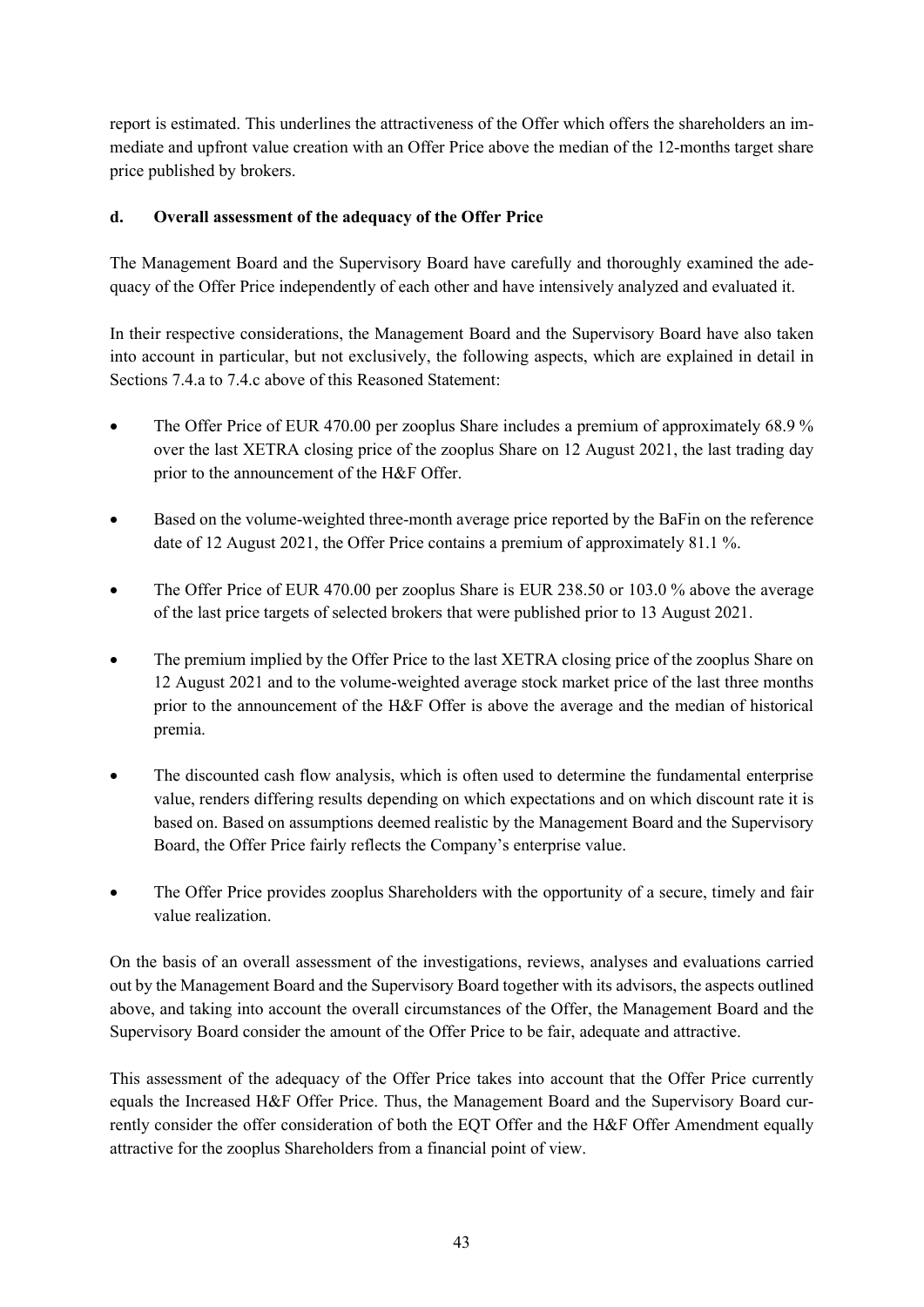report is estimated. This underlines the attractiveness of the Offer which offers the shareholders an immediate and upfront value creation with an Offer Price above the median of the 12-months target share price published by brokers.

### d. Overall assessment of the adequacy of the Offer Price

The Management Board and the Supervisory Board have carefully and thoroughly examined the adequacy of the Offer Price independently of each other and have intensively analyzed and evaluated it.

In their respective considerations, the Management Board and the Supervisory Board have also taken into account in particular, but not exclusively, the following aspects, which are explained in detail in Sections 7.4.a to 7.4.c above of this Reasoned Statement:

- The Offer Price of EUR 470.00 per zooplus Share includes a premium of approximately 68.9 % over the last XETRA closing price of the zooplus Share on 12 August 2021, the last trading day prior to the announcement of the H&F Offer.
- Based on the volume-weighted three-month average price reported by the BaFin on the reference date of 12 August 2021, the Offer Price contains a premium of approximately 81.1 %.
- The Offer Price of EUR 470.00 per zooplus Share is EUR 238.50 or 103.0 % above the average of the last price targets of selected brokers that were published prior to 13 August 2021.
- The premium implied by the Offer Price to the last XETRA closing price of the zooplus Share on 12 August 2021 and to the volume-weighted average stock market price of the last three months prior to the announcement of the H&F Offer is above the average and the median of historical premia.
- The discounted cash flow analysis, which is often used to determine the fundamental enterprise value, renders differing results depending on which expectations and on which discount rate it is based on. Based on assumptions deemed realistic by the Management Board and the Supervisory Board, the Offer Price fairly reflects the Company's enterprise value.
- The Offer Price provides zooplus Shareholders with the opportunity of a secure, timely and fair value realization.

On the basis of an overall assessment of the investigations, reviews, analyses and evaluations carried out by the Management Board and the Supervisory Board together with its advisors, the aspects outlined above, and taking into account the overall circumstances of the Offer, the Management Board and the Supervisory Board consider the amount of the Offer Price to be fair, adequate and attractive.

This assessment of the adequacy of the Offer Price takes into account that the Offer Price currently equals the Increased H&F Offer Price. Thus, the Management Board and the Supervisory Board currently consider the offer consideration of both the EQT Offer and the H&F Offer Amendment equally attractive for the zooplus Shareholders from a financial point of view.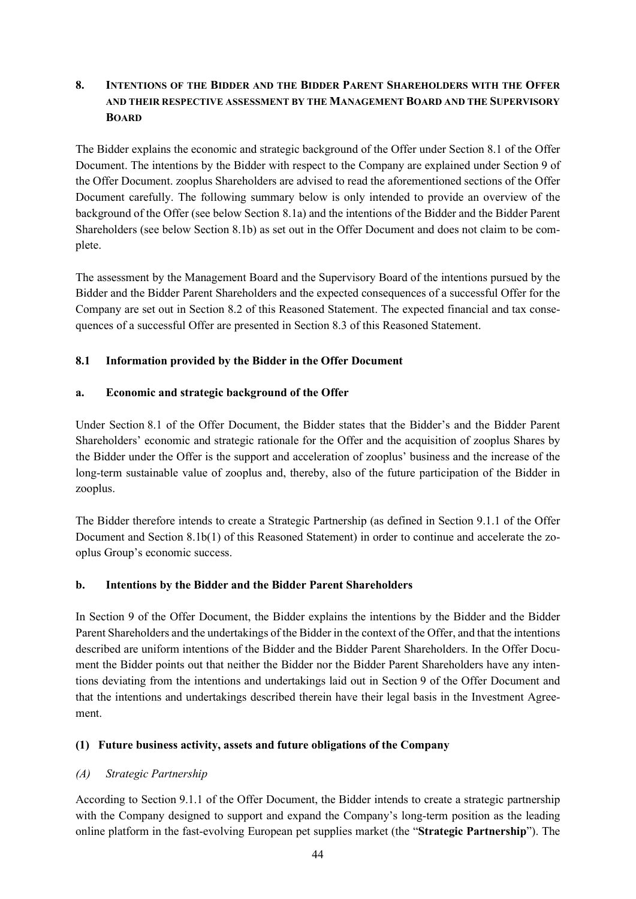## 8. Intentions of the Bidder and the Bidder Parent Shareholders with the Offer and their respective assessment by the Management Board and the Supervisory Board

The Bidder explains the economic and strategic background of the Offer under Section 8.1 of the Offer Document. The intentions by the Bidder with respect to the Company are explained under Section 9 of the Offer Document. zooplus Shareholders are advised to read the aforementioned sections of the Offer Document carefully. The following summary below is only intended to provide an overview of the background of the Offer (see below Section 8.1a) and the intentions of the Bidder and the Bidder Parent Shareholders (see below Section 8.1b) as set out in the Offer Document and does not claim to be complete.

The assessment by the Management Board and the Supervisory Board of the intentions pursued by the Bidder and the Bidder Parent Shareholders and the expected consequences of a successful Offer for the Company are set out in Section 8.2 of this Reasoned Statement. The expected financial and tax consequences of a successful Offer are presented in Section 8.3 of this Reasoned Statement.

### 8.1 Information provided by the Bidder in the Offer Document

#### a. Economic and strategic background of the Offer

Under Section 8.1 of the Offer Document, the Bidder states that the Bidder's and the Bidder Parent Shareholders' economic and strategic rationale for the Offer and the acquisition of zooplus Shares by the Bidder under the Offer is the support and acceleration of zooplus' business and the increase of the long-term sustainable value of zooplus and, thereby, also of the future participation of the Bidder in zooplus.

The Bidder therefore intends to create a Strategic Partnership (as defined in Section 9.1.1 of the Offer Document and Section 8.1b(1) of this Reasoned Statement) in order to continue and accelerate the zooplus Group's economic success.

#### b. Intentions by the Bidder and the Bidder Parent Shareholders

In Section 9 of the Offer Document, the Bidder explains the intentions by the Bidder and the Bidder Parent Shareholders and the undertakings of the Bidder in the context of the Offer, and that the intentions described are uniform intentions of the Bidder and the Bidder Parent Shareholders. In the Offer Document the Bidder points out that neither the Bidder nor the Bidder Parent Shareholders have any intentions deviating from the intentions and undertakings laid out in Section 9 of the Offer Document and that the intentions and undertakings described therein have their legal basis in the Investment Agreement.

##### (1) Future business activity, assets and future obligations of the Company

*(A) Strategic Partnership*

According to Section 9.1.1 of the Offer Document, the Bidder intends to create a strategic partnership with the Company designed to support and expand the Company's long-term position as the leading online platform in the fast-evolving European pet supplies market (the "**Strategic Partnership**"). The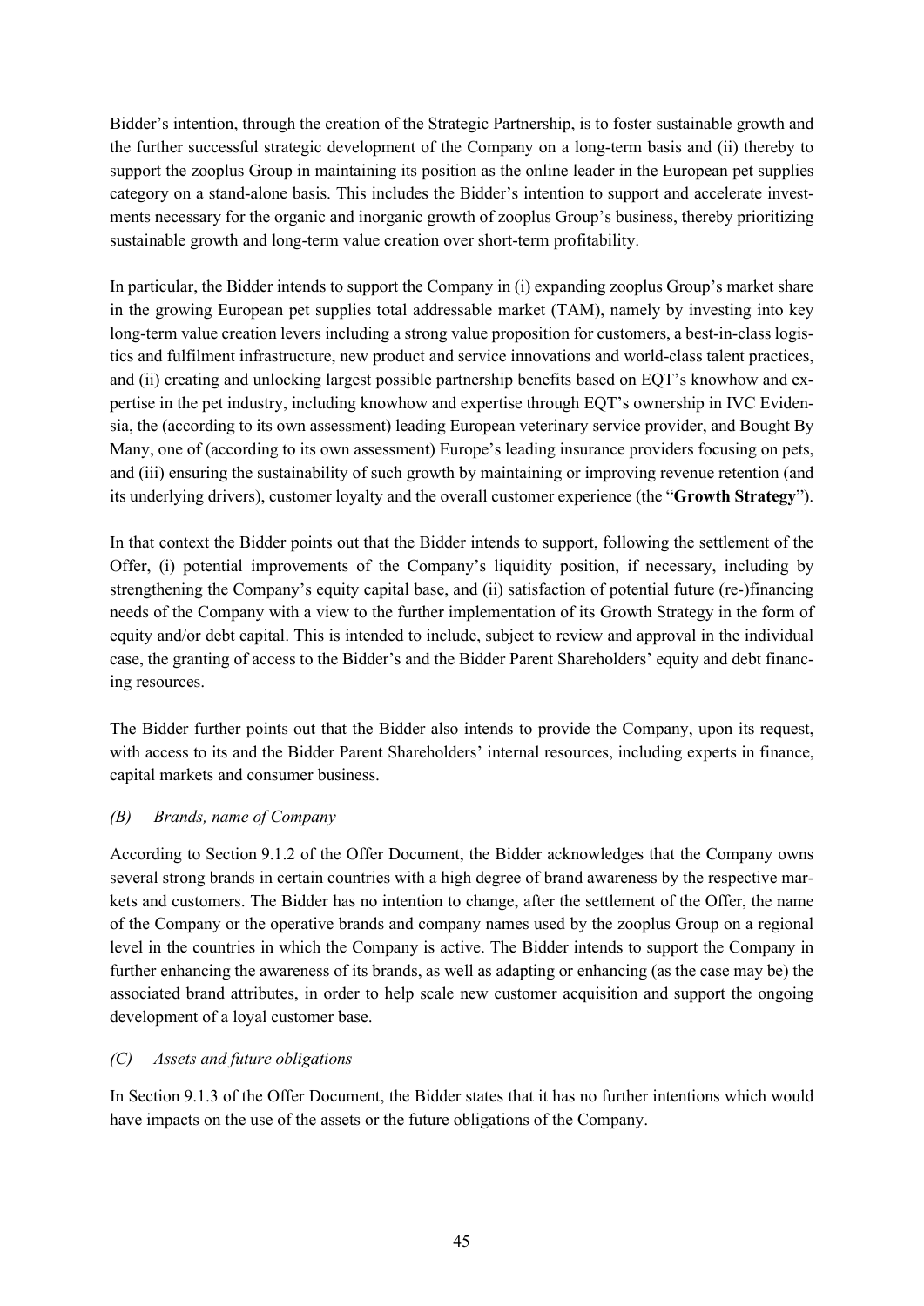Bidder's intention, through the creation of the Strategic Partnership, is to foster sustainable growth and the further successful strategic development of the Company on a long-term basis and (ii) thereby to support the zooplus Group in maintaining its position as the online leader in the European pet supplies category on a stand-alone basis. This includes the Bidder's intention to support and accelerate investments necessary for the organic and inorganic growth of zooplus Group's business, thereby prioritizing sustainable growth and long-term value creation over short-term profitability.

In particular, the Bidder intends to support the Company in (i) expanding zooplus Group's market share in the growing European pet supplies total addressable market (TAM), namely by investing into key long-term value creation levers including a strong value proposition for customers, a best-in-class logistics and fulfilment infrastructure, new product and service innovations and world-class talent practices, and (ii) creating and unlocking largest possible partnership benefits based on EQT's knowhow and expertise in the pet industry, including knowhow and expertise through EQT's ownership in IVC Evidensia, the (according to its own assessment) leading European veterinary service provider, and Bought By Many, one of (according to its own assessment) Europe's leading insurance providers focusing on pets, and (iii) ensuring the sustainability of such growth by maintaining or improving revenue retention (and its underlying drivers), customer loyalty and the overall customer experience (the "**Growth Strategy**").

In that context the Bidder points out that the Bidder intends to support, following the settlement of the Offer, (i) potential improvements of the Company's liquidity position, if necessary, including by strengthening the Company's equity capital base, and (ii) satisfaction of potential future (re-)financing needs of the Company with a view to the further implementation of its Growth Strategy in the form of equity and/or debt capital. This is intended to include, subject to review and approval in the individual case, the granting of access to the Bidder's and the Bidder Parent Shareholders' equity and debt financing resources.

The Bidder further points out that the Bidder also intends to provide the Company, upon its request, with access to its and the Bidder Parent Shareholders' internal resources, including experts in finance, capital markets and consumer business.

*(B) Brands, name of Company*

According to Section 9.1.2 of the Offer Document, the Bidder acknowledges that the Company owns several strong brands in certain countries with a high degree of brand awareness by the respective markets and customers. The Bidder has no intention to change, after the settlement of the Offer, the name of the Company or the operative brands and company names used by the zooplus Group on a regional level in the countries in which the Company is active. The Bidder intends to support the Company in further enhancing the awareness of its brands, as well as adapting or enhancing (as the case may be) the associated brand attributes, in order to help scale new customer acquisition and support the ongoing development of a loyal customer base.

*(C) Assets and future obligations*

In Section 9.1.3 of the Offer Document, the Bidder states that it has no further intentions which would have impacts on the use of the assets or the future obligations of the Company.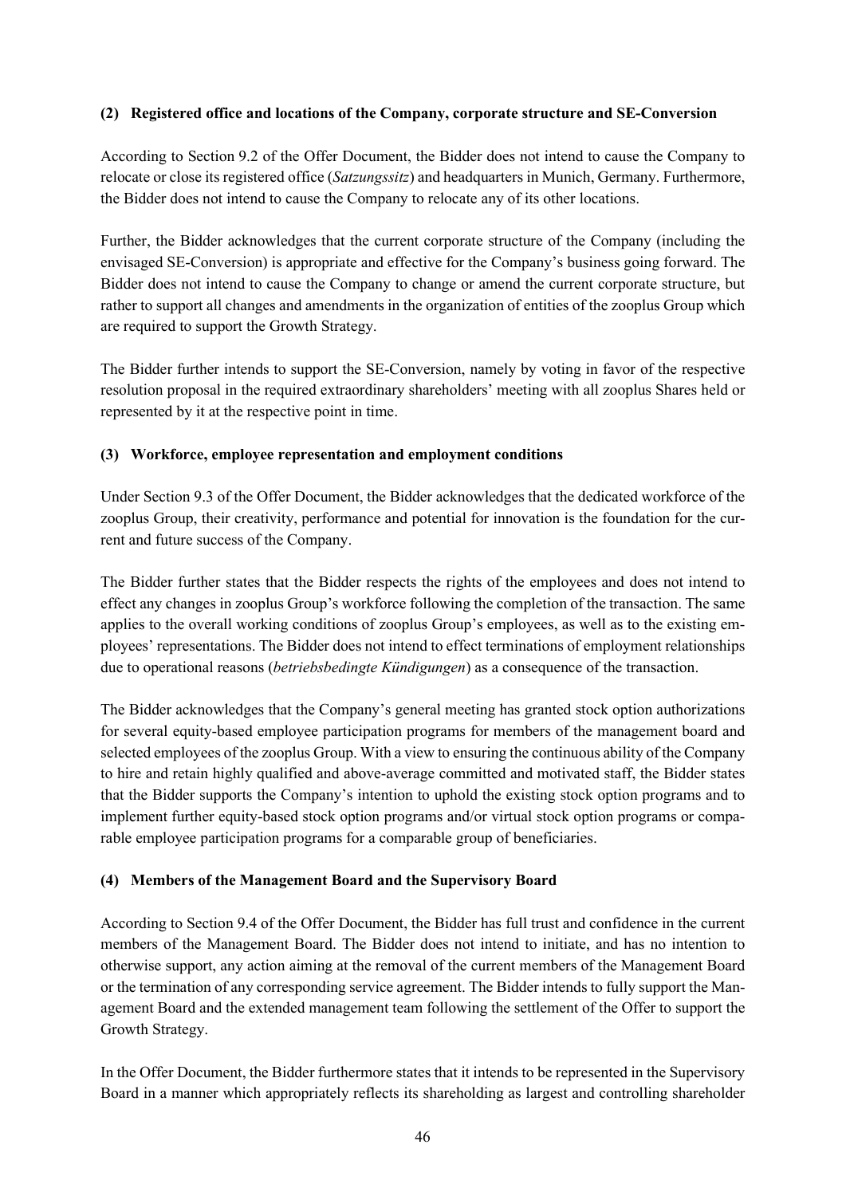**(2) Registered office and locations of the Company, corporate structure and SE-Conversion**

According to Section 9.2 of the Offer Document, the Bidder does not intend to cause the Company to relocate or close its registered office (*Satzungssitz*) and headquarters in Munich, Germany. Furthermore, the Bidder does not intend to cause the Company to relocate any of its other locations.

Further, the Bidder acknowledges that the current corporate structure of the Company (including the envisaged SE-Conversion) is appropriate and effective for the Company's business going forward. The Bidder does not intend to cause the Company to change or amend the current corporate structure, but rather to support all changes and amendments in the organization of entities of the zooplus Group which are required to support the Growth Strategy.

The Bidder further intends to support the SE-Conversion, namely by voting in favor of the respective resolution proposal in the required extraordinary shareholders' meeting with all zooplus Shares held or represented by it at the respective point in time.

**(3) Workforce, employee representation and employment conditions**

Under Section 9.3 of the Offer Document, the Bidder acknowledges that the dedicated workforce of the zooplus Group, their creativity, performance and potential for innovation is the foundation for the current and future success of the Company.

The Bidder further states that the Bidder respects the rights of the employees and does not intend to effect any changes in zooplus Group's workforce following the completion of the transaction. The same applies to the overall working conditions of zooplus Group's employees, as well as to the existing employees' representations. The Bidder does not intend to effect terminations of employment relationships due to operational reasons (*betriebsbedingte Kündigungen*) as a consequence of the transaction.

The Bidder acknowledges that the Company's general meeting has granted stock option authorizations for several equity-based employee participation programs for members of the management board and selected employees of the zooplus Group. With a view to ensuring the continuous ability of the Company to hire and retain highly qualified and above-average committed and motivated staff, the Bidder states that the Bidder supports the Company's intention to uphold the existing stock option programs and to implement further equity-based stock option programs and/or virtual stock option programs or comparable employee participation programs for a comparable group of beneficiaries.

**(4) Members of the Management Board and the Supervisory Board**

According to Section 9.4 of the Offer Document, the Bidder has full trust and confidence in the current members of the Management Board. The Bidder does not intend to initiate, and has no intention to otherwise support, any action aiming at the removal of the current members of the Management Board or the termination of any corresponding service agreement. The Bidder intends to fully support the Management Board and the extended management team following the settlement of the Offer to support the Growth Strategy.

In the Offer Document, the Bidder furthermore states that it intends to be represented in the Supervisory Board in a manner which appropriately reflects its shareholding as largest and controlling shareholder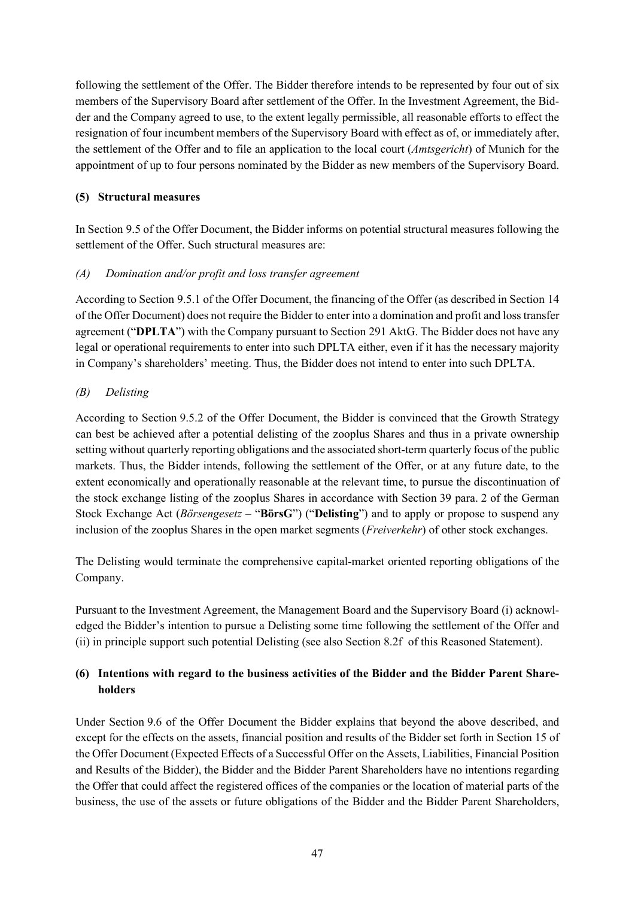following the settlement of the Offer. The Bidder therefore intends to be represented by four out of six members of the Supervisory Board after settlement of the Offer. In the Investment Agreement, the Bidder and the Company agreed to use, to the extent legally permissible, all reasonable efforts to effect the resignation of four incumbent members of the Supervisory Board with effect as of, or immediately after, the settlement of the Offer and to file an application to the local court (*Amtsgericht*) of Munich for the appointment of up to four persons nominated by the Bidder as new members of the Supervisory Board.

**(5) Structural measures**

In Section 9.5 of the Offer Document, the Bidder informs on potential structural measures following the settlement of the Offer. Such structural measures are:

*(A) Domination and/or profit and loss transfer agreement*

According to Section 9.5.1 of the Offer Document, the financing of the Offer (as described in Section 14 of the Offer Document) does not require the Bidder to enter into a domination and profit and loss transfer agreement ("**DPLTA**") with the Company pursuant to Section 291 AktG. The Bidder does not have any legal or operational requirements to enter into such DPLTA either, even if it has the necessary majority in Company's shareholders' meeting. Thus, the Bidder does not intend to enter into such DPLTA.

*(B) Delisting*

According to Section 9.5.2 of the Offer Document, the Bidder is convinced that the Growth Strategy can best be achieved after a potential delisting of the zooplus Shares and thus in a private ownership setting without quarterly reporting obligations and the associated short-term quarterly focus of the public markets. Thus, the Bidder intends, following the settlement of the Offer, or at any future date, to the extent economically and operationally reasonable at the relevant time, to pursue the discontinuation of the stock exchange listing of the zooplus Shares in accordance with Section 39 para. 2 of the German Stock Exchange Act (*Börsengesetz* – "**BörsG**") ("**Delisting**") and to apply or propose to suspend any inclusion of the zooplus Shares in the open market segments (*Freiverkehr*) of other stock exchanges.

The Delisting would terminate the comprehensive capital-market oriented reporting obligations of the Company.

Pursuant to the Investment Agreement, the Management Board and the Supervisory Board (i) acknowledged the Bidder's intention to pursue a Delisting some time following the settlement of the Offer and (ii) in principle support such potential Delisting (see also Section 8.2f of this Reasoned Statement).

**(6) Intentions with regard to the business activities of the Bidder and the Bidder Parent Shareholders**

Under Section 9.6 of the Offer Document the Bidder explains that beyond the above described, and except for the effects on the assets, financial position and results of the Bidder set forth in Section 15 of the Offer Document (Expected Effects of a Successful Offer on the Assets, Liabilities, Financial Position and Results of the Bidder), the Bidder and the Bidder Parent Shareholders have no intentions regarding the Offer that could affect the registered offices of the companies or the location of material parts of the business, the use of the assets or future obligations of the Bidder and the Bidder Parent Shareholders,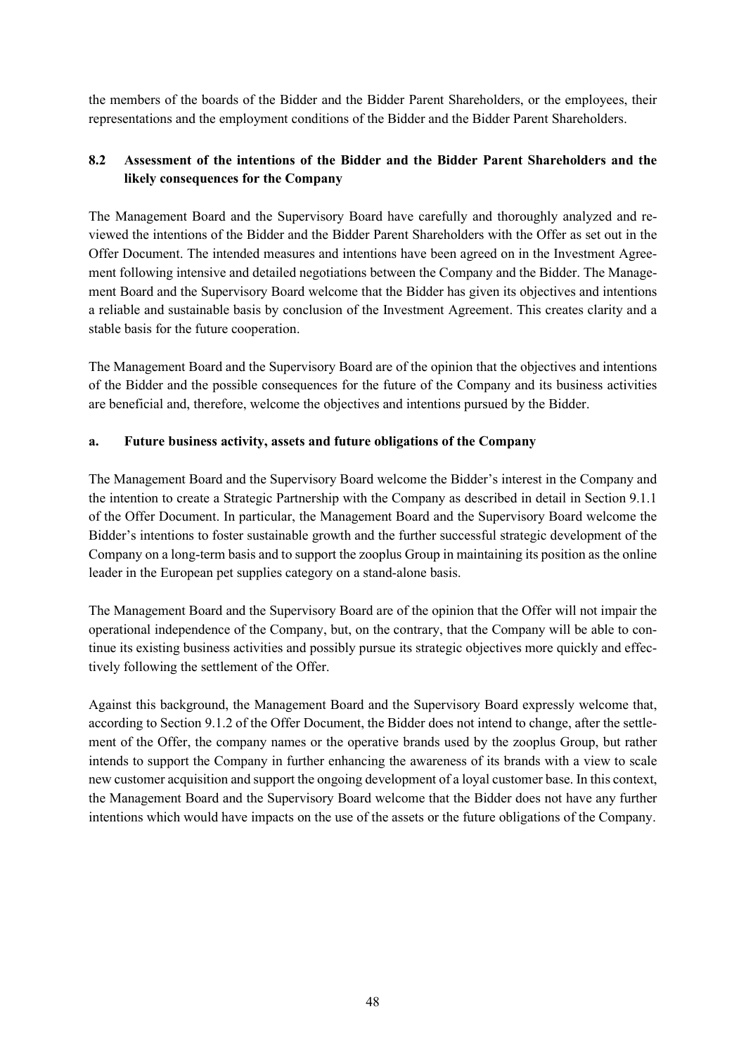the members of the boards of the Bidder and the Bidder Parent Shareholders, or the employees, their representations and the employment conditions of the Bidder and the Bidder Parent Shareholders.

## 8.2 Assessment of the intentions of the Bidder and the Bidder Parent Shareholders and the likely consequences for the Company

The Management Board and the Supervisory Board have carefully and thoroughly analyzed and reviewed the intentions of the Bidder and the Bidder Parent Shareholders with the Offer as set out in the Offer Document. The intended measures and intentions have been agreed on in the Investment Agreement following intensive and detailed negotiations between the Company and the Bidder. The Management Board and the Supervisory Board welcome that the Bidder has given its objectives and intentions a reliable and sustainable basis by conclusion of the Investment Agreement. This creates clarity and a stable basis for the future cooperation.

The Management Board and the Supervisory Board are of the opinion that the objectives and intentions of the Bidder and the possible consequences for the future of the Company and its business activities are beneficial and, therefore, welcome the objectives and intentions pursued by the Bidder.

### a. Future business activity, assets and future obligations of the Company

The Management Board and the Supervisory Board welcome the Bidder's interest in the Company and the intention to create a Strategic Partnership with the Company as described in detail in Section 9.1.1 of the Offer Document. In particular, the Management Board and the Supervisory Board welcome the Bidder's intentions to foster sustainable growth and the further successful strategic development of the Company on a long-term basis and to support the zooplus Group in maintaining its position as the online leader in the European pet supplies category on a stand-alone basis.

The Management Board and the Supervisory Board are of the opinion that the Offer will not impair the operational independence of the Company, but, on the contrary, that the Company will be able to continue its existing business activities and possibly pursue its strategic objectives more quickly and effectively following the settlement of the Offer.

Against this background, the Management Board and the Supervisory Board expressly welcome that, according to Section 9.1.2 of the Offer Document, the Bidder does not intend to change, after the settlement of the Offer, the company names or the operative brands used by the zooplus Group, but rather intends to support the Company in further enhancing the awareness of its brands with a view to scale new customer acquisition and support the ongoing development of a loyal customer base. In this context, the Management Board and the Supervisory Board welcome that the Bidder does not have any further intentions which would have impacts on the use of the assets or the future obligations of the Company.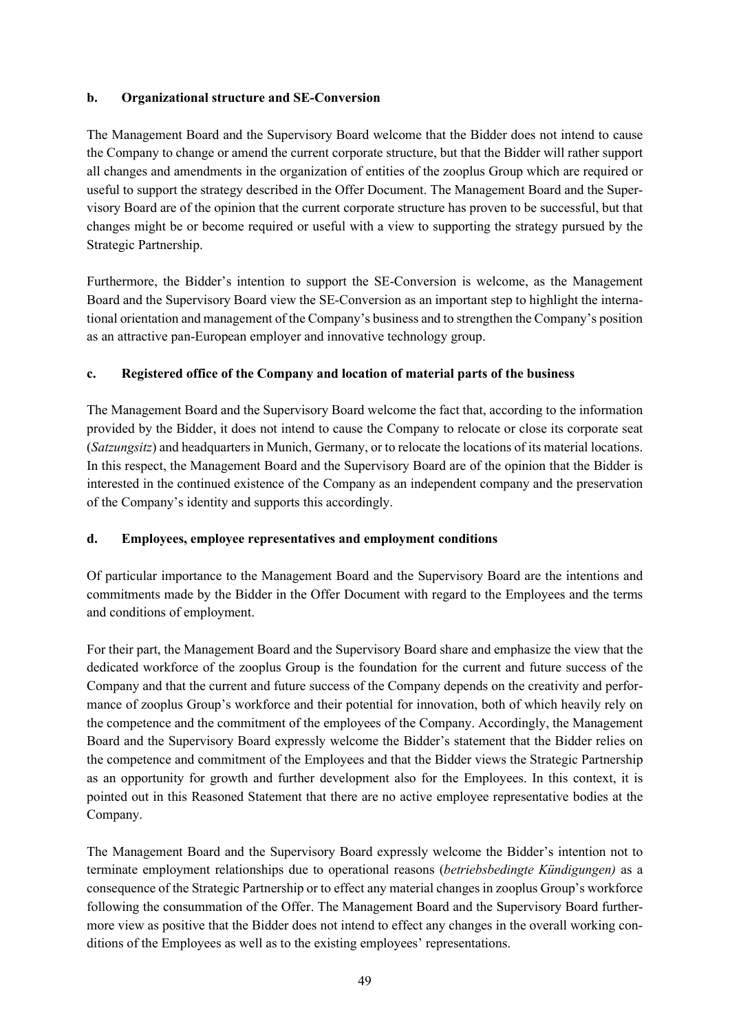#### b. Organizational structure and SE-Conversion

The Management Board and the Supervisory Board welcome that the Bidder does not intend to cause the Company to change or amend the current corporate structure, but that the Bidder will rather support all changes and amendments in the organization of entities of the zooplus Group which are required or useful to support the strategy described in the Offer Document. The Management Board and the Supervisory Board are of the opinion that the current corporate structure has proven to be successful, but that changes might be or become required or useful with a view to supporting the strategy pursued by the Strategic Partnership.

Furthermore, the Bidder's intention to support the SE-Conversion is welcome, as the Management Board and the Supervisory Board view the SE-Conversion as an important step to highlight the international orientation and management of the Company's business and to strengthen the Company's position as an attractive pan-European employer and innovative technology group.

#### c. Registered office of the Company and location of material parts of the business

The Management Board and the Supervisory Board welcome the fact that, according to the information provided by the Bidder, it does not intend to cause the Company to relocate or close its corporate seat (*Satzungsitz*) and headquarters in Munich, Germany, or to relocate the locations of its material locations. In this respect, the Management Board and the Supervisory Board are of the opinion that the Bidder is interested in the continued existence of the Company as an independent company and the preservation of the Company's identity and supports this accordingly.

#### d. Employees, employee representatives and employment conditions

Of particular importance to the Management Board and the Supervisory Board are the intentions and commitments made by the Bidder in the Offer Document with regard to the Employees and the terms and conditions of employment.

For their part, the Management Board and the Supervisory Board share and emphasize the view that the dedicated workforce of the zooplus Group is the foundation for the current and future success of the Company and that the current and future success of the Company depends on the creativity and performance of zooplus Group's workforce and their potential for innovation, both of which heavily rely on the competence and the commitment of the employees of the Company. Accordingly, the Management Board and the Supervisory Board expressly welcome the Bidder's statement that the Bidder relies on the competence and commitment of the Employees and that the Bidder views the Strategic Partnership as an opportunity for growth and further development also for the Employees. In this context, it is pointed out in this Reasoned Statement that there are no active employee representative bodies at the Company.

The Management Board and the Supervisory Board expressly welcome the Bidder's intention not to terminate employment relationships due to operational reasons (*betriebsbedingte Kündigungen)* as a consequence of the Strategic Partnership or to effect any material changes in zooplus Group's workforce following the consummation of the Offer. The Management Board and the Supervisory Board furthermore view as positive that the Bidder does not intend to effect any changes in the overall working conditions of the Employees as well as to the existing employees' representations.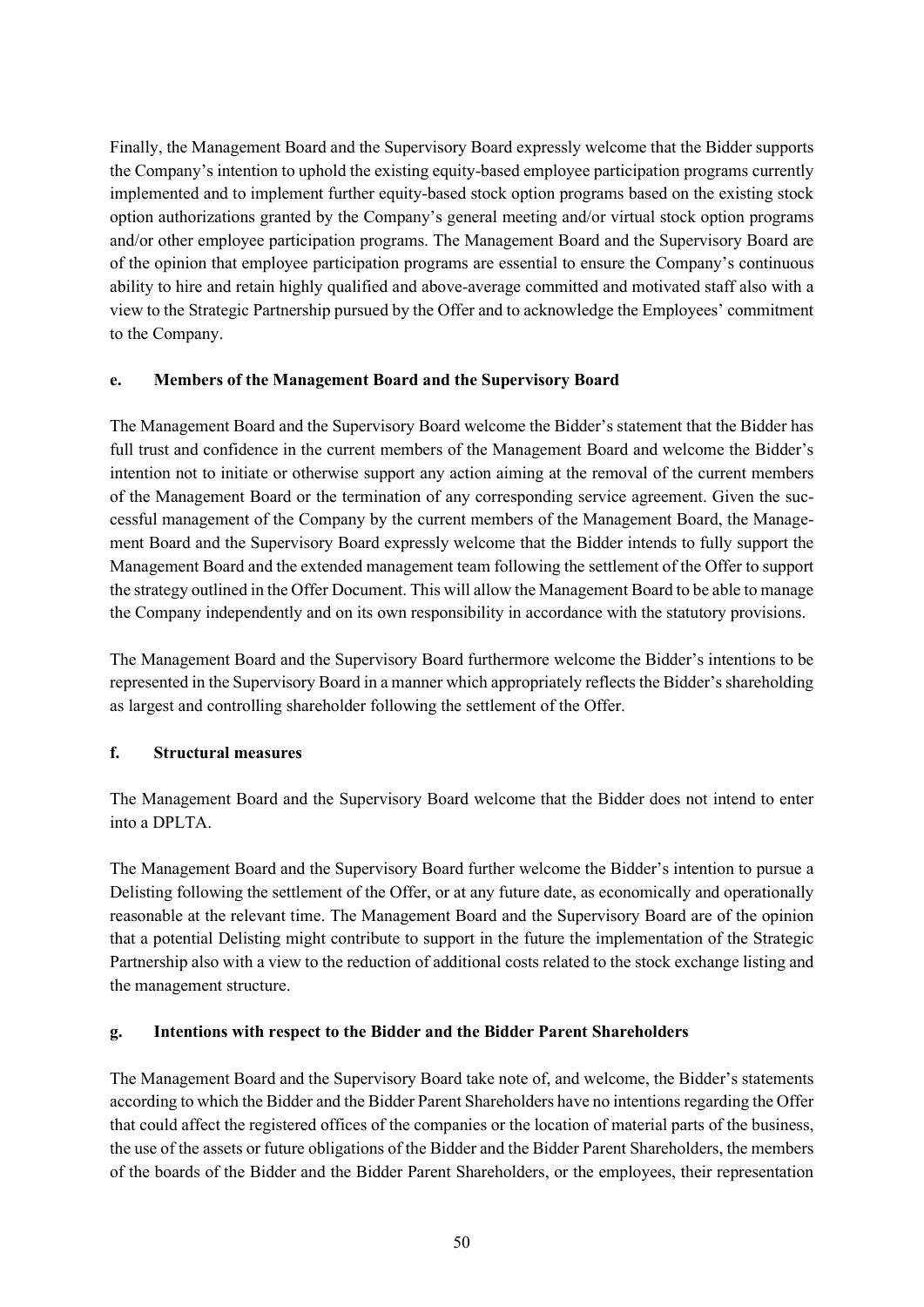Finally, the Management Board and the Supervisory Board expressly welcome that the Bidder supports the Company's intention to uphold the existing equity-based employee participation programs currently implemented and to implement further equity-based stock option programs based on the existing stock option authorizations granted by the Company's general meeting and/or virtual stock option programs and/or other employee participation programs. The Management Board and the Supervisory Board are of the opinion that employee participation programs are essential to ensure the Company's continuous ability to hire and retain highly qualified and above-average committed and motivated staff also with a view to the Strategic Partnership pursued by the Offer and to acknowledge the Employees' commitment to the Company.

#### e. Members of the Management Board and the Supervisory Board

The Management Board and the Supervisory Board welcome the Bidder's statement that the Bidder has full trust and confidence in the current members of the Management Board and welcome the Bidder's intention not to initiate or otherwise support any action aiming at the removal of the current members of the Management Board or the termination of any corresponding service agreement. Given the successful management of the Company by the current members of the Management Board, the Management Board and the Supervisory Board expressly welcome that the Bidder intends to fully support the Management Board and the extended management team following the settlement of the Offer to support the strategy outlined in the Offer Document. This will allow the Management Board to be able to manage the Company independently and on its own responsibility in accordance with the statutory provisions.

The Management Board and the Supervisory Board furthermore welcome the Bidder's intentions to be represented in the Supervisory Board in a manner which appropriately reflects the Bidder's shareholding as largest and controlling shareholder following the settlement of the Offer.

#### f. Structural measures

The Management Board and the Supervisory Board welcome that the Bidder does not intend to enter into a DPLTA.

The Management Board and the Supervisory Board further welcome the Bidder's intention to pursue a Delisting following the settlement of the Offer, or at any future date, as economically and operationally reasonable at the relevant time. The Management Board and the Supervisory Board are of the opinion that a potential Delisting might contribute to support in the future the implementation of the Strategic Partnership also with a view to the reduction of additional costs related to the stock exchange listing and the management structure.

#### g. Intentions with respect to the Bidder and the Bidder Parent Shareholders

The Management Board and the Supervisory Board take note of, and welcome, the Bidder's statements according to which the Bidder and the Bidder Parent Shareholders have no intentions regarding the Offer that could affect the registered offices of the companies or the location of material parts of the business, the use of the assets or future obligations of the Bidder and the Bidder Parent Shareholders, the members of the boards of the Bidder and the Bidder Parent Shareholders, or the employees, their representation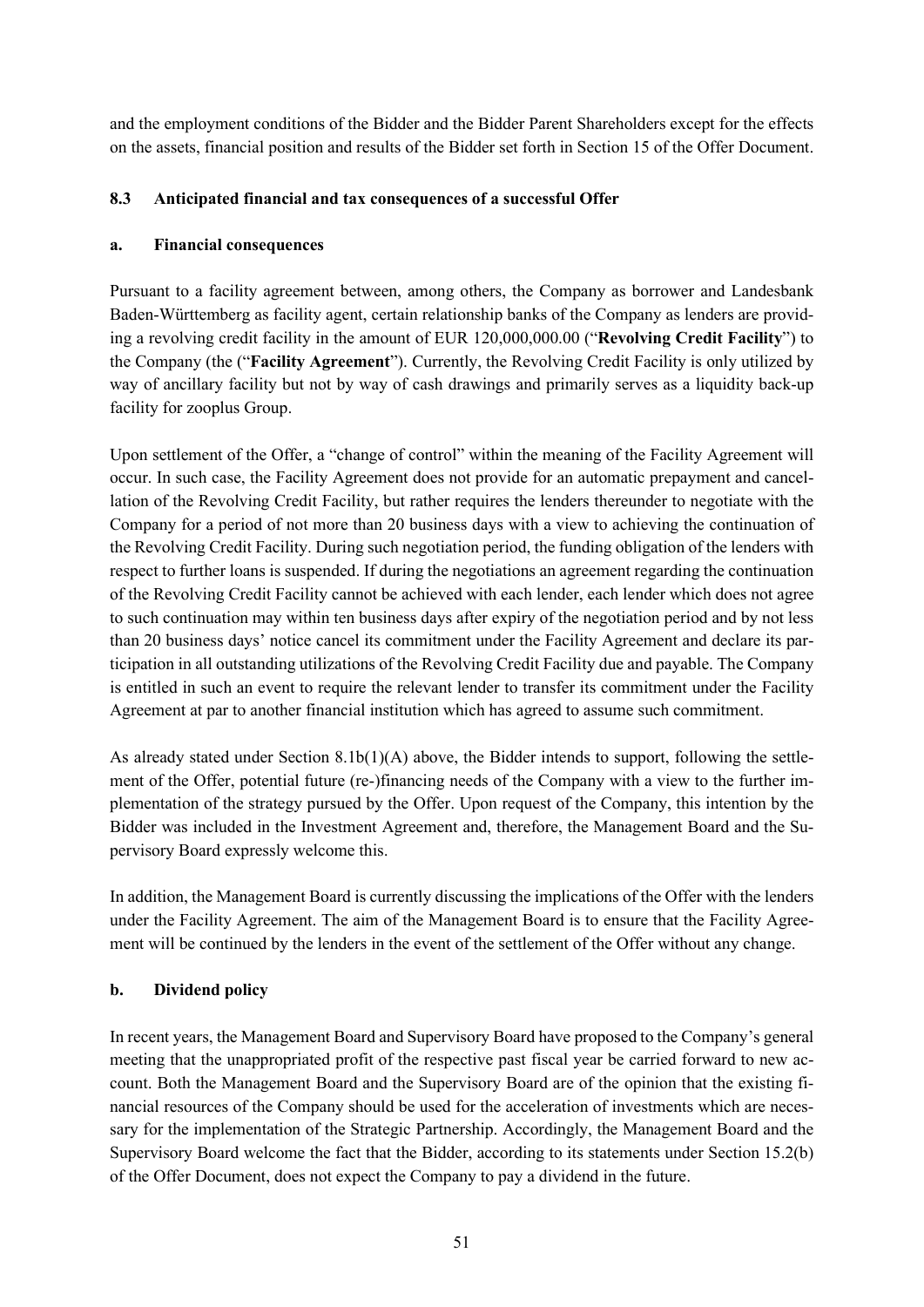and the employment conditions of the Bidder and the Bidder Parent Shareholders except for the effects on the assets, financial position and results of the Bidder set forth in Section 15 of the Offer Document.

### 8.3 Anticipated financial and tax consequences of a successful Offer

#### a. Financial consequences

Pursuant to a facility agreement between, among others, the Company as borrower and Landesbank Baden-Württemberg as facility agent, certain relationship banks of the Company as lenders are providing a revolving credit facility in the amount of EUR 120,000,000.00 ("**Revolving Credit Facility**") to the Company (the ("**Facility Agreement**"). Currently, the Revolving Credit Facility is only utilized by way of ancillary facility but not by way of cash drawings and primarily serves as a liquidity back-up facility for zooplus Group.

Upon settlement of the Offer, a "change of control" within the meaning of the Facility Agreement will occur. In such case, the Facility Agreement does not provide for an automatic prepayment and cancellation of the Revolving Credit Facility, but rather requires the lenders thereunder to negotiate with the Company for a period of not more than 20 business days with a view to achieving the continuation of the Revolving Credit Facility. During such negotiation period, the funding obligation of the lenders with respect to further loans is suspended. If during the negotiations an agreement regarding the continuation of the Revolving Credit Facility cannot be achieved with each lender, each lender which does not agree to such continuation may within ten business days after expiry of the negotiation period and by not less than 20 business days' notice cancel its commitment under the Facility Agreement and declare its participation in all outstanding utilizations of the Revolving Credit Facility due and payable. The Company is entitled in such an event to require the relevant lender to transfer its commitment under the Facility Agreement at par to another financial institution which has agreed to assume such commitment.

As already stated under Section 8.1b(1)(A) above, the Bidder intends to support, following the settlement of the Offer, potential future (re-)financing needs of the Company with a view to the further implementation of the strategy pursued by the Offer. Upon request of the Company, this intention by the Bidder was included in the Investment Agreement and, therefore, the Management Board and the Supervisory Board expressly welcome this.

In addition, the Management Board is currently discussing the implications of the Offer with the lenders under the Facility Agreement. The aim of the Management Board is to ensure that the Facility Agreement will be continued by the lenders in the event of the settlement of the Offer without any change.

#### b. Dividend policy

In recent years, the Management Board and Supervisory Board have proposed to the Company's general meeting that the unappropriated profit of the respective past fiscal year be carried forward to new account. Both the Management Board and the Supervisory Board are of the opinion that the existing financial resources of the Company should be used for the acceleration of investments which are necessary for the implementation of the Strategic Partnership. Accordingly, the Management Board and the Supervisory Board welcome the fact that the Bidder, according to its statements under Section 15.2(b) of the Offer Document, does not expect the Company to pay a dividend in the future.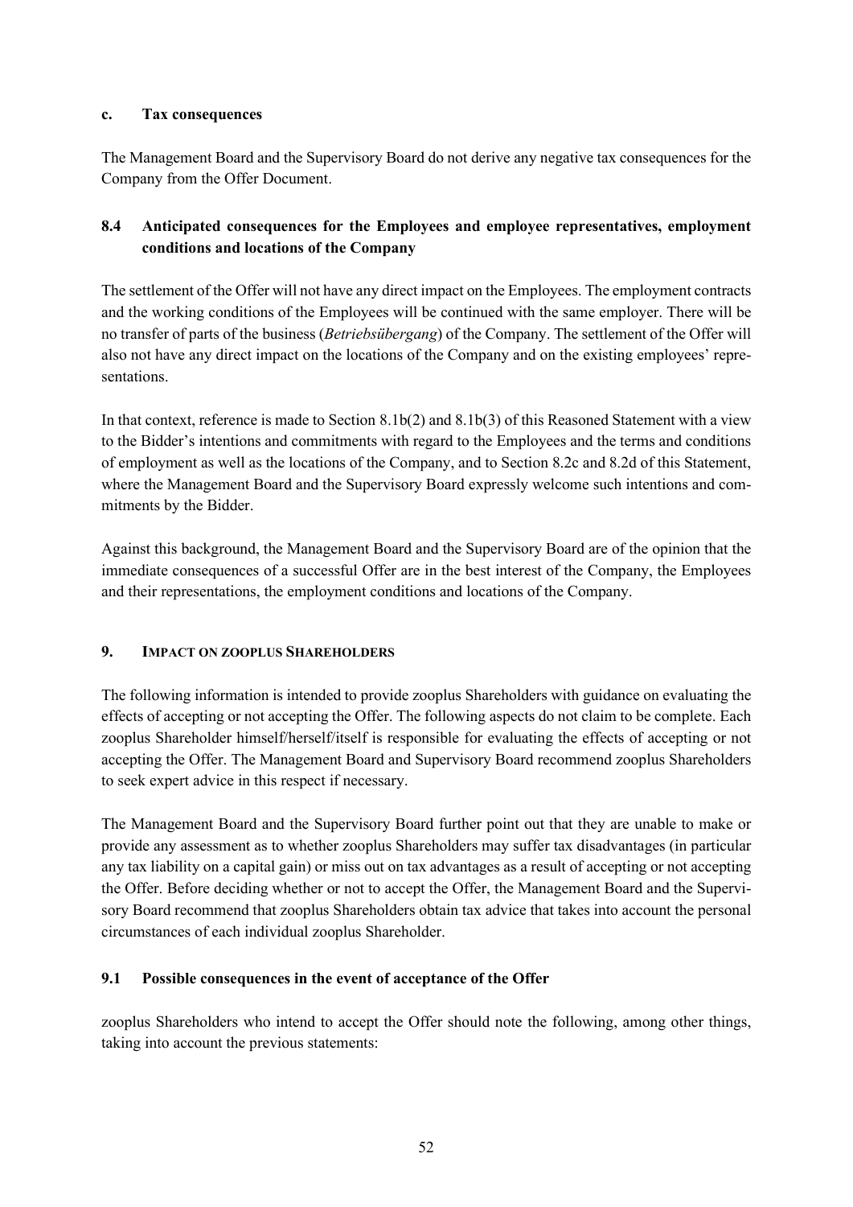#### c. Tax consequences

The Management Board and the Supervisory Board do not derive any negative tax consequences for the Company from the Offer Document.

### 8.4 Anticipated consequences for the Employees and employee representatives, employment conditions and locations of the Company

The settlement of the Offer will not have any direct impact on the Employees. The employment contracts and the working conditions of the Employees will be continued with the same employer. There will be no transfer of parts of the business (*Betriebsübergang*) of the Company. The settlement of the Offer will also not have any direct impact on the locations of the Company and on the existing employees' representations.

In that context, reference is made to Section 8.1b(2) and 8.1b(3) of this Reasoned Statement with a view to the Bidder's intentions and commitments with regard to the Employees and the terms and conditions of employment as well as the locations of the Company, and to Section 8.2c and 8.2d of this Statement, where the Management Board and the Supervisory Board expressly welcome such intentions and commitments by the Bidder.

Against this background, the Management Board and the Supervisory Board are of the opinion that the immediate consequences of a successful Offer are in the best interest of the Company, the Employees and their representations, the employment conditions and locations of the Company.

## 9. IMPACT ON ZOOPLUS SHAREHOLDERS

The following information is intended to provide zooplus Shareholders with guidance on evaluating the effects of accepting or not accepting the Offer. The following aspects do not claim to be complete. Each zooplus Shareholder himself/herself/itself is responsible for evaluating the effects of accepting or not accepting the Offer. The Management Board and Supervisory Board recommend zooplus Shareholders to seek expert advice in this respect if necessary.

The Management Board and the Supervisory Board further point out that they are unable to make or provide any assessment as to whether zooplus Shareholders may suffer tax disadvantages (in particular any tax liability on a capital gain) or miss out on tax advantages as a result of accepting or not accepting the Offer. Before deciding whether or not to accept the Offer, the Management Board and the Supervisory Board recommend that zooplus Shareholders obtain tax advice that takes into account the personal circumstances of each individual zooplus Shareholder.

### 9.1 Possible consequences in the event of acceptance of the Offer

zooplus Shareholders who intend to accept the Offer should note the following, among other things, taking into account the previous statements: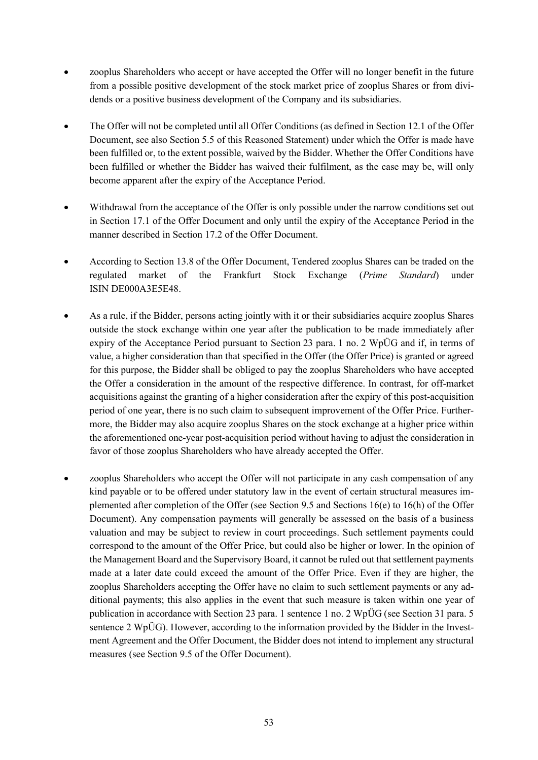- zooplus Shareholders who accept or have accepted the Offer will no longer benefit in the future from a possible positive development of the stock market price of zooplus Shares or from dividends or a positive business development of the Company and its subsidiaries.

- The Offer will not be completed until all Offer Conditions (as defined in Section 12.1 of the Offer Document, see also Section 5.5 of this Reasoned Statement) under which the Offer is made have been fulfilled or, to the extent possible, waived by the Bidder. Whether the Offer Conditions have been fulfilled or whether the Bidder has waived their fulfilment, as the case may be, will only become apparent after the expiry of the Acceptance Period.

- Withdrawal from the acceptance of the Offer is only possible under the narrow conditions set out in Section 17.1 of the Offer Document and only until the expiry of the Acceptance Period in the manner described in Section 17.2 of the Offer Document.

- According to Section 13.8 of the Offer Document, Tendered zooplus Shares can be traded on the regulated market of the Frankfurt Stock Exchange (*Prime Standard*) under ISIN DE000A3E5E48.

- As a rule, if the Bidder, persons acting jointly with it or their subsidiaries acquire zooplus Shares outside the stock exchange within one year after the publication to be made immediately after expiry of the Acceptance Period pursuant to Section 23 para. 1 no. 2 WpÜG and if, in terms of value, a higher consideration than that specified in the Offer (the Offer Price) is granted or agreed for this purpose, the Bidder shall be obliged to pay the zooplus Shareholders who have accepted the Offer a consideration in the amount of the respective difference. In contrast, for off-market acquisitions against the granting of a higher consideration after the expiry of this post-acquisition period of one year, there is no such claim to subsequent improvement of the Offer Price. Furthermore, the Bidder may also acquire zooplus Shares on the stock exchange at a higher price within the aforementioned one-year post-acquisition period without having to adjust the consideration in favor of those zooplus Shareholders who have already accepted the Offer.

- zooplus Shareholders who accept the Offer will not participate in any cash compensation of any kind payable or to be offered under statutory law in the event of certain structural measures implemented after completion of the Offer (see Section 9.5 and Sections 16(e) to 16(h) of the Offer Document). Any compensation payments will generally be assessed on the basis of a business valuation and may be subject to review in court proceedings. Such settlement payments could correspond to the amount of the Offer Price, but could also be higher or lower. In the opinion of the Management Board and the Supervisory Board, it cannot be ruled out that settlement payments made at a later date could exceed the amount of the Offer Price. Even if they are higher, the zooplus Shareholders accepting the Offer have no claim to such settlement payments or any additional payments; this also applies in the event that such measure is taken within one year of publication in accordance with Section 23 para. 1 sentence 1 no. 2 WpÜG (see Section 31 para. 5 sentence 2 WpÜG). However, according to the information provided by the Bidder in the Investment Agreement and the Offer Document, the Bidder does not intend to implement any structural measures (see Section 9.5 of the Offer Document).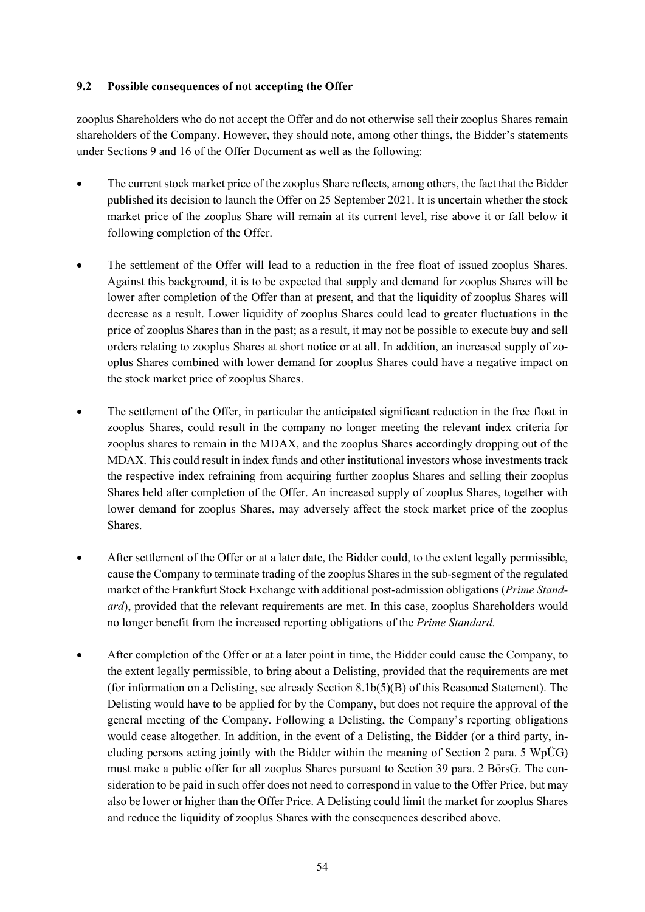### 9.2 Possible consequences of not accepting the Offer

zooplus Shareholders who do not accept the Offer and do not otherwise sell their zooplus Shares remain shareholders of the Company. However, they should note, among other things, the Bidder's statements under Sections 9 and 16 of the Offer Document as well as the following:

- The current stock market price of the zooplus Share reflects, among others, the fact that the Bidder published its decision to launch the Offer on 25 September 2021. It is uncertain whether the stock market price of the zooplus Share will remain at its current level, rise above it or fall below it following completion of the Offer.

- The settlement of the Offer will lead to a reduction in the free float of issued zooplus Shares. Against this background, it is to be expected that supply and demand for zooplus Shares will be lower after completion of the Offer than at present, and that the liquidity of zooplus Shares will decrease as a result. Lower liquidity of zooplus Shares could lead to greater fluctuations in the price of zooplus Shares than in the past; as a result, it may not be possible to execute buy and sell orders relating to zooplus Shares at short notice or at all. In addition, an increased supply of zooplus Shares combined with lower demand for zooplus Shares could have a negative impact on the stock market price of zooplus Shares.

- The settlement of the Offer, in particular the anticipated significant reduction in the free float in zooplus Shares, could result in the company no longer meeting the relevant index criteria for zooplus shares to remain in the MDAX, and the zooplus Shares accordingly dropping out of the MDAX. This could result in index funds and other institutional investors whose investments track the respective index refraining from acquiring further zooplus Shares and selling their zooplus Shares held after completion of the Offer. An increased supply of zooplus Shares, together with lower demand for zooplus Shares, may adversely affect the stock market price of the zooplus Shares.

- After settlement of the Offer or at a later date, the Bidder could, to the extent legally permissible, cause the Company to terminate trading of the zooplus Shares in the sub-segment of the regulated market of the Frankfurt Stock Exchange with additional post-admission obligations (*Prime Standard*), provided that the relevant requirements are met. In this case, zooplus Shareholders would no longer benefit from the increased reporting obligations of the *Prime Standard.*

- After completion of the Offer or at a later point in time, the Bidder could cause the Company, to the extent legally permissible, to bring about a Delisting, provided that the requirements are met (for information on a Delisting, see already Section 8.1b(5)(B) of this Reasoned Statement). The Delisting would have to be applied for by the Company, but does not require the approval of the general meeting of the Company. Following a Delisting, the Company's reporting obligations would cease altogether. In addition, in the event of a Delisting, the Bidder (or a third party, including persons acting jointly with the Bidder within the meaning of Section 2 para. 5 WpÜG) must make a public offer for all zooplus Shares pursuant to Section 39 para. 2 BörsG. The consideration to be paid in such offer does not need to correspond in value to the Offer Price, but may also be lower or higher than the Offer Price. A Delisting could limit the market for zooplus Shares and reduce the liquidity of zooplus Shares with the consequences described above.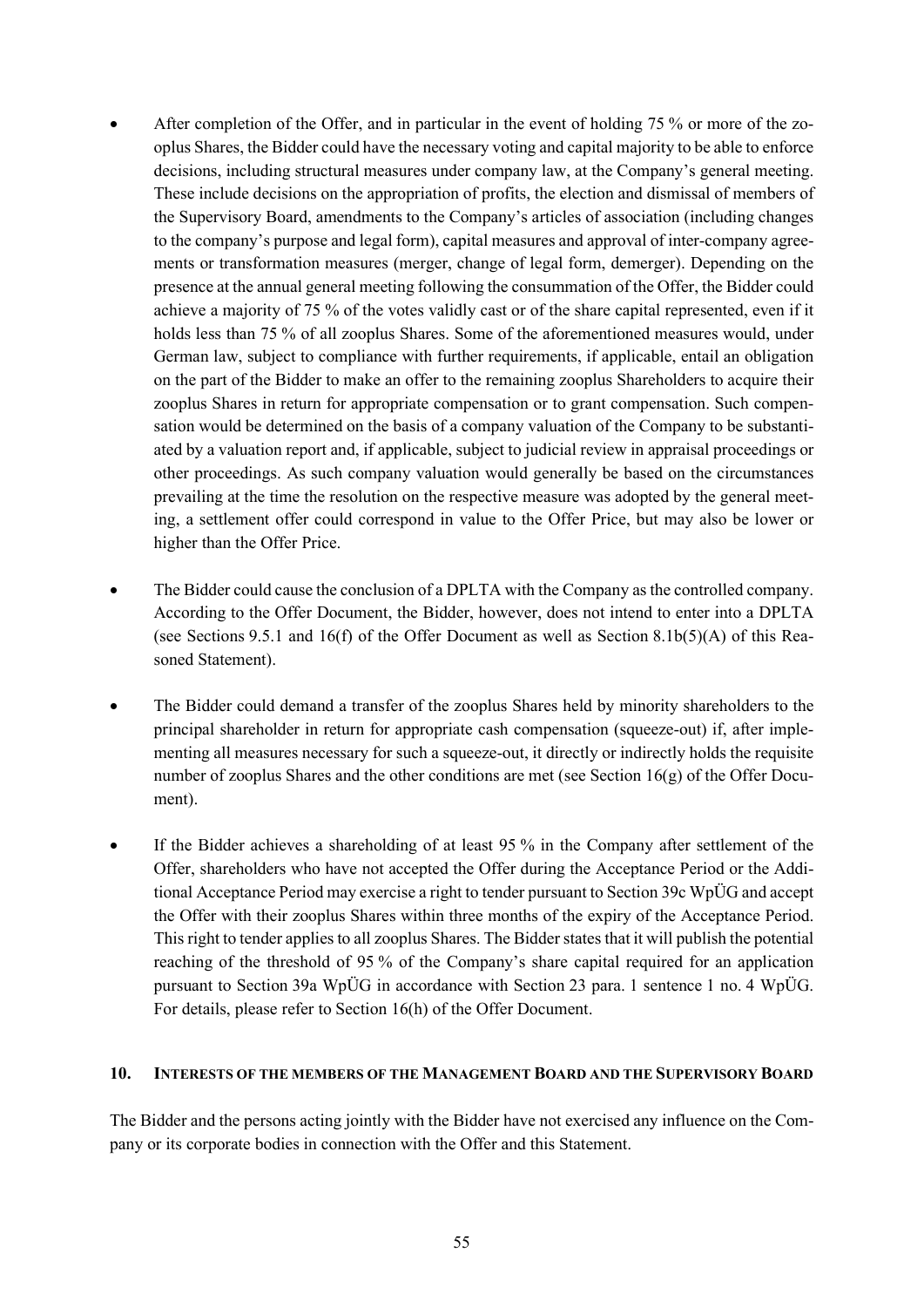- After completion of the Offer, and in particular in the event of holding 75 % or more of the zooplus Shares, the Bidder could have the necessary voting and capital majority to be able to enforce decisions, including structural measures under company law, at the Company's general meeting. These include decisions on the appropriation of profits, the election and dismissal of members of the Supervisory Board, amendments to the Company's articles of association (including changes to the company's purpose and legal form), capital measures and approval of inter-company agreements or transformation measures (merger, change of legal form, demerger). Depending on the presence at the annual general meeting following the consummation of the Offer, the Bidder could achieve a majority of 75 % of the votes validly cast or of the share capital represented, even if it holds less than 75 % of all zooplus Shares. Some of the aforementioned measures would, under German law, subject to compliance with further requirements, if applicable, entail an obligation on the part of the Bidder to make an offer to the remaining zooplus Shareholders to acquire their zooplus Shares in return for appropriate compensation or to grant compensation. Such compensation would be determined on the basis of a company valuation of the Company to be substantiated by a valuation report and, if applicable, subject to judicial review in appraisal proceedings or other proceedings. As such company valuation would generally be based on the circumstances prevailing at the time the resolution on the respective measure was adopted by the general meeting, a settlement offer could correspond in value to the Offer Price, but may also be lower or higher than the Offer Price.

- The Bidder could cause the conclusion of a DPLTA with the Company as the controlled company. According to the Offer Document, the Bidder, however, does not intend to enter into a DPLTA (see Sections 9.5.1 and 16(f) of the Offer Document as well as Section 8.1b(5)(A) of this Reasoned Statement).

- The Bidder could demand a transfer of the zooplus Shares held by minority shareholders to the principal shareholder in return for appropriate cash compensation (squeeze-out) if, after implementing all measures necessary for such a squeeze-out, it directly or indirectly holds the requisite number of zooplus Shares and the other conditions are met (see Section 16(g) of the Offer Document).

- If the Bidder achieves a shareholding of at least 95 % in the Company after settlement of the Offer, shareholders who have not accepted the Offer during the Acceptance Period or the Additional Acceptance Period may exercise a right to tender pursuant to Section 39c WpÜG and accept the Offer with their zooplus Shares within three months of the expiry of the Acceptance Period. This right to tender applies to all zooplus Shares. The Bidder states that it will publish the potential reaching of the threshold of 95 % of the Company's share capital required for an application pursuant to Section 39a WpÜG in accordance with Section 23 para. 1 sentence 1 no. 4 WpÜG. For details, please refer to Section 16(h) of the Offer Document.

## 10. Interests of the members of the Management Board and the Supervisory Board

The Bidder and the persons acting jointly with the Bidder have not exercised any influence on the Company or its corporate bodies in connection with the Offer and this Statement.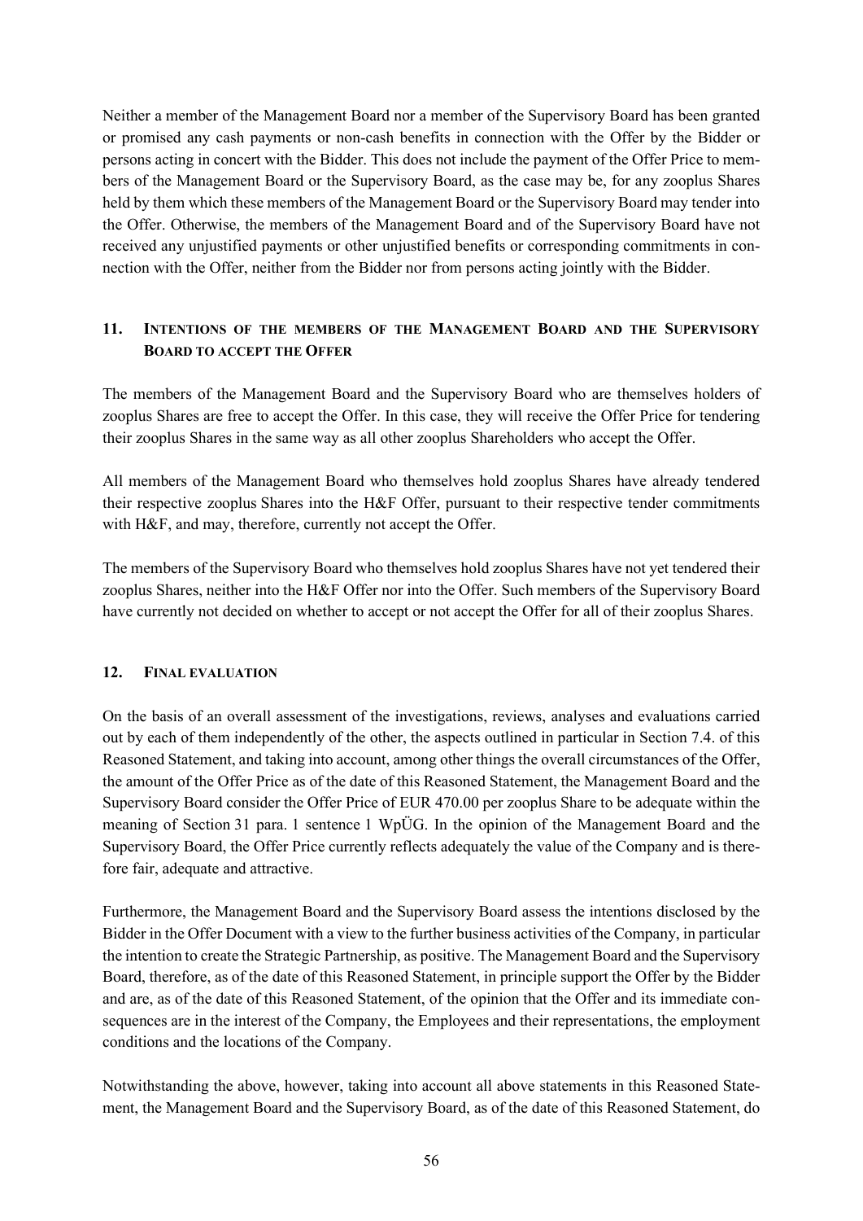Neither a member of the Management Board nor a member of the Supervisory Board has been granted or promised any cash payments or non-cash benefits in connection with the Offer by the Bidder or persons acting in concert with the Bidder. This does not include the payment of the Offer Price to members of the Management Board or the Supervisory Board, as the case may be, for any zooplus Shares held by them which these members of the Management Board or the Supervisory Board may tender into the Offer. Otherwise, the members of the Management Board and of the Supervisory Board have not received any unjustified payments or other unjustified benefits or corresponding commitments in connection with the Offer, neither from the Bidder nor from persons acting jointly with the Bidder.

## 11. INTENTIONS OF THE MEMBERS OF THE MANAGEMENT BOARD AND THE SUPERVISORY BOARD TO ACCEPT THE OFFER

The members of the Management Board and the Supervisory Board who are themselves holders of zooplus Shares are free to accept the Offer. In this case, they will receive the Offer Price for tendering their zooplus Shares in the same way as all other zooplus Shareholders who accept the Offer.

All members of the Management Board who themselves hold zooplus Shares have already tendered their respective zooplus Shares into the H&F Offer, pursuant to their respective tender commitments with H&F, and may, therefore, currently not accept the Offer.

The members of the Supervisory Board who themselves hold zooplus Shares have not yet tendered their zooplus Shares, neither into the H&F Offer nor into the Offer. Such members of the Supervisory Board have currently not decided on whether to accept or not accept the Offer for all of their zooplus Shares.

## 12. FINAL EVALUATION

On the basis of an overall assessment of the investigations, reviews, analyses and evaluations carried out by each of them independently of the other, the aspects outlined in particular in Section 7.4. of this Reasoned Statement, and taking into account, among other things the overall circumstances of the Offer, the amount of the Offer Price as of the date of this Reasoned Statement, the Management Board and the Supervisory Board consider the Offer Price of EUR 470.00 per zooplus Share to be adequate within the meaning of Section 31 para. 1 sentence 1 WpÜG. In the opinion of the Management Board and the Supervisory Board, the Offer Price currently reflects adequately the value of the Company and is therefore fair, adequate and attractive.

Furthermore, the Management Board and the Supervisory Board assess the intentions disclosed by the Bidder in the Offer Document with a view to the further business activities of the Company, in particular the intention to create the Strategic Partnership, as positive. The Management Board and the Supervisory Board, therefore, as of the date of this Reasoned Statement, in principle support the Offer by the Bidder and are, as of the date of this Reasoned Statement, of the opinion that the Offer and its immediate consequences are in the interest of the Company, the Employees and their representations, the employment conditions and the locations of the Company.

Notwithstanding the above, however, taking into account all above statements in this Reasoned Statement, the Management Board and the Supervisory Board, as of the date of this Reasoned Statement, do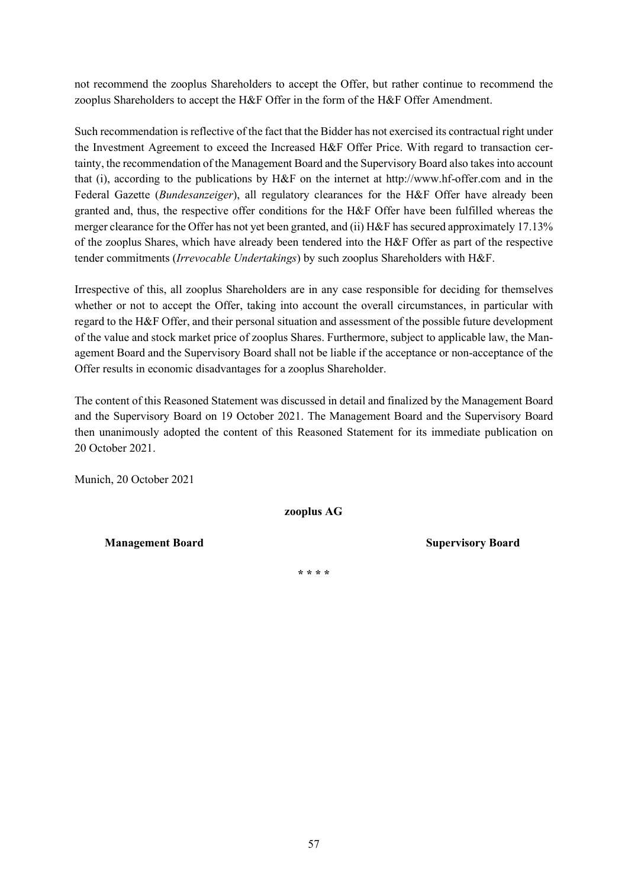not recommend the zooplus Shareholders to accept the Offer, but rather continue to recommend the zooplus Shareholders to accept the H&F Offer in the form of the H&F Offer Amendment.

Such recommendation is reflective of the fact that the Bidder has not exercised its contractual right under the Investment Agreement to exceed the Increased H&F Offer Price. With regard to transaction certainty, the recommendation of the Management Board and the Supervisory Board also takes into account that (i), according to the publications by H&F on the internet at http://www.hf-offer.com and in the Federal Gazette (*Bundesanzeiger*), all regulatory clearances for the H&F Offer have already been granted and, thus, the respective offer conditions for the H&F Offer have been fulfilled whereas the merger clearance for the Offer has not yet been granted, and (ii) H&F has secured approximately 17.13% of the zooplus Shares, which have already been tendered into the H&F Offer as part of the respective tender commitments (*Irrevocable Undertakings*) by such zooplus Shareholders with H&F.

Irrespective of this, all zooplus Shareholders are in any case responsible for deciding for themselves whether or not to accept the Offer, taking into account the overall circumstances, in particular with regard to the H&F Offer, and their personal situation and assessment of the possible future development of the value and stock market price of zooplus Shares. Furthermore, subject to applicable law, the Management Board and the Supervisory Board shall not be liable if the acceptance or non-acceptance of the Offer results in economic disadvantages for a zooplus Shareholder.

The content of this Reasoned Statement was discussed in detail and finalized by the Management Board and the Supervisory Board on 19 October 2021. The Management Board and the Supervisory Board then unanimously adopted the content of this Reasoned Statement for its immediate publication on 20 October 2021.

Munich, 20 October 2021

**zooplus AG**

**Management Board** **Supervisory Board**

**\* \* \* \***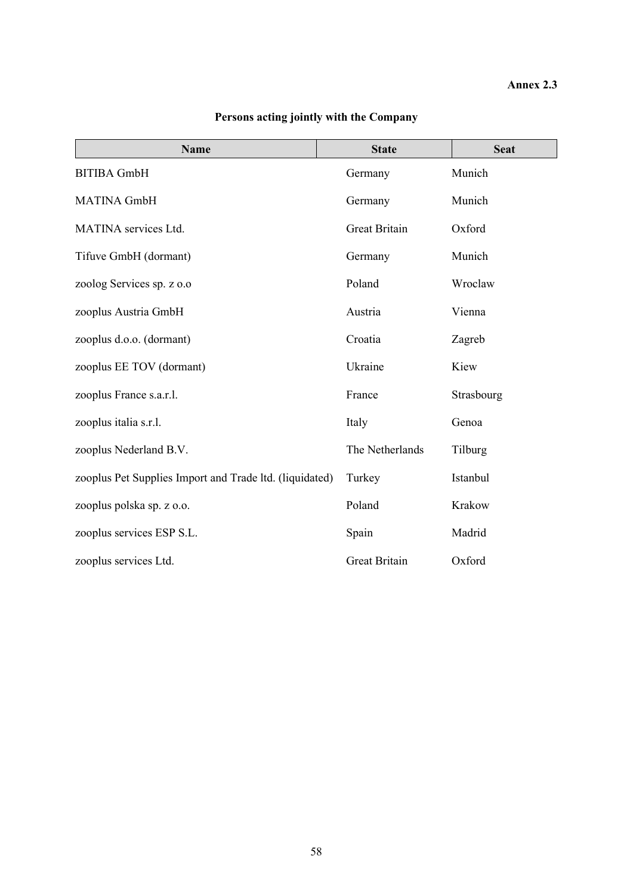**Annex 2.3**

## Persons acting jointly with the Company

| Name | State | Seat |
|---|---|---|
| BITIBA GmbH | Germany | Munich |
| MATINA GmbH | Germany | Munich |
| MATINA services Ltd. | Great Britain | Oxford |
| Tifuve GmbH (dormant) | Germany | Munich |
| zoolog Services sp. z o.o | Poland | Wroclaw |
| zooplus Austria GmbH | Austria | Vienna |
| zooplus d.o.o. (dormant) | Croatia | Zagreb |
| zooplus EE TOV (dormant) | Ukraine | Kiew |
| zooplus France s.a.r.l. | France | Strasbourg |
| zooplus italia s.r.l. | Italy | Genoa |
| zooplus Nederland B.V. | The Netherlands | Tilburg |
| zooplus Pet Supplies Import and Trade ltd. (liquidated) | Turkey | Istanbul |
| zooplus polska sp. z o.o. | Poland | Krakow |
| zooplus services ESP S.L. | Spain | Madrid |
| zooplus services Ltd. | Great Britain | Oxford |